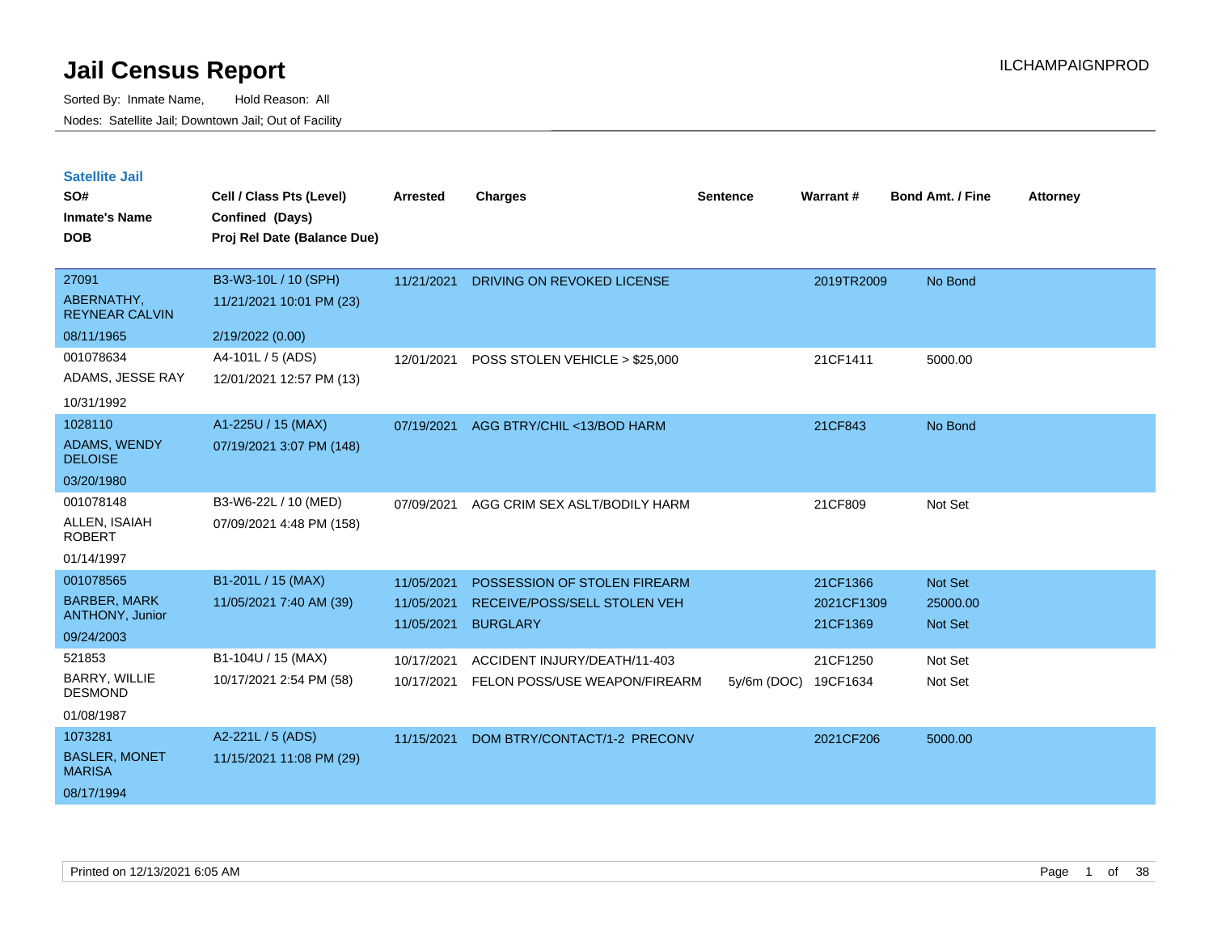# Jail Census Report

ILCHAMPAIGNPROD

Sorted By: Inmate Name, Hold Reason: All

Nodes: Satellite Jail; Downtown Jail; Out of Facility

## Satellite Jail

| SO# / Inmate's Name / DOB | Cell / Class Pts (Level) / Confined (Days) / Proj Rel Date (Balance Due) | Arrested | Charges | Sentence | Warrant # | Bond Amt. / Fine | Attorney |
|---|---|---|---|---|---|---|---|
| 27091<br>ABERNATHY, REYNEAR CALVIN<br>08/11/1965 | B3-W3-10L / 10 (SPH)<br>11/21/2021 10:01 PM (23)<br>2/19/2022 (0.00) | 11/21/2021 | DRIVING ON REVOKED LICENSE | | 2019TR2009 | No Bond | |
| 001078634<br>ADAMS, JESSE RAY<br>10/31/1992 | A4-101L / 5 (ADS)<br>12/01/2021 12:57 PM (13) | 12/01/2021 | POSS STOLEN VEHICLE > $25,000 | | 21CF1411 | 5000.00 | |
| 1028110<br>ADAMS, WENDY DELOISE<br>03/20/1980 | A1-225U / 15 (MAX)<br>07/19/2021 3:07 PM (148) | 07/19/2021 | AGG BTRY/CHIL <13/BOD HARM | | 21CF843 | No Bond | |
| 001078148<br>ALLEN, ISAIAH ROBERT<br>01/14/1997 | B3-W6-22L / 10 (MED)<br>07/09/2021 4:48 PM (158) | 07/09/2021 | AGG CRIM SEX ASLT/BODILY HARM | | 21CF809 | Not Set | |
| 001078565<br>BARBER, MARK ANTHONY, Junior<br>09/24/2003 | B1-201L / 15 (MAX)<br>11/05/2021 7:40 AM (39) | 11/05/2021 | POSSESSION OF STOLEN FIREARM | | 21CF1366 | Not Set | |
| | | 11/05/2021 | RECEIVE/POSS/SELL STOLEN VEH | | 2021CF1309 | 25000.00 | |
| | | 11/05/2021 | BURGLARY | | 21CF1369 | Not Set | |
| 521853<br>BARRY, WILLIE DESMOND<br>01/08/1987 | B1-104U / 15 (MAX)<br>10/17/2021 2:54 PM (58) | 10/17/2021 | ACCIDENT INJURY/DEATH/11-403 | | 21CF1250 | Not Set | |
| | | 10/17/2021 | FELON POSS/USE WEAPON/FIREARM | 5y/6m (DOC) | 19CF1634 | Not Set | |
| 1073281<br>BASLER, MONET MARISA<br>08/17/1994 | A2-221L / 5 (ADS)<br>11/15/2021 11:08 PM (29) | 11/15/2021 | DOM BTRY/CONTACT/1-2 PRECONV | | 2021CF206 | 5000.00 | |

Printed on 12/13/2021 6:05 AM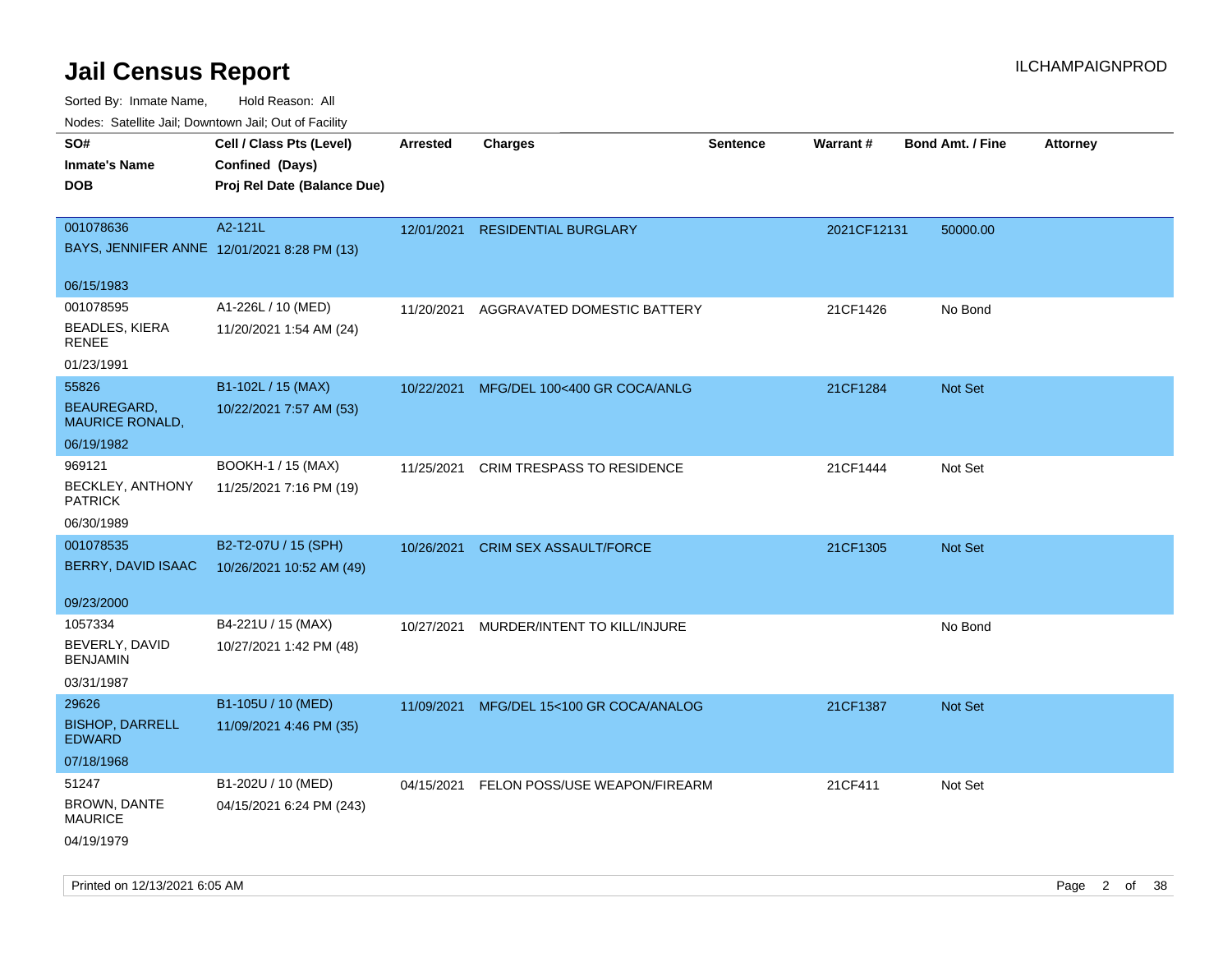# Jail Census Report

ILCHAMPAIGNPROD

Sorted By: Inmate Name, Hold Reason: All

Nodes: Satellite Jail; Downtown Jail; Out of Facility

| SO# / Inmate's Name / DOB | Cell / Class Pts (Level) / Confined (Days) / Proj Rel Date (Balance Due) | Arrested | Charges | Sentence | Warrant # | Bond Amt. / Fine | Attorney |
|---|---|---|---|---|---|---|---|
| 001078636 BAYS, JENNIFER ANNE 06/15/1983 | A2-121L 12/01/2021 8:28 PM (13) | 12/01/2021 | RESIDENTIAL BURGLARY | | 2021CF12131 | 50000.00 | |
| 001078595 BEADLES, KIERA RENEE 01/23/1991 | A1-226L / 10 (MED) 11/20/2021 1:54 AM (24) | 11/20/2021 | AGGRAVATED DOMESTIC BATTERY | | 21CF1426 | No Bond | |
| 55826 BEAUREGARD, MAURICE RONALD, 06/19/1982 | B1-102L / 15 (MAX) 10/22/2021 7:57 AM (53) | 10/22/2021 | MFG/DEL 100<400 GR COCA/ANLG | | 21CF1284 | Not Set | |
| 969121 BECKLEY, ANTHONY PATRICK 06/30/1989 | BOOKH-1 / 15 (MAX) 11/25/2021 7:16 PM (19) | 11/25/2021 | CRIM TRESPASS TO RESIDENCE | | 21CF1444 | Not Set | |
| 001078535 BERRY, DAVID ISAAC 09/23/2000 | B2-T2-07U / 15 (SPH) 10/26/2021 10:52 AM (49) | 10/26/2021 | CRIM SEX ASSAULT/FORCE | | 21CF1305 | Not Set | |
| 1057334 BEVERLY, DAVID BENJAMIN 03/31/1987 | B4-221U / 15 (MAX) 10/27/2021 1:42 PM (48) | 10/27/2021 | MURDER/INTENT TO KILL/INJURE | | | No Bond | |
| 29626 BISHOP, DARRELL EDWARD 07/18/1968 | B1-105U / 10 (MED) 11/09/2021 4:46 PM (35) | 11/09/2021 | MFG/DEL 15<100 GR COCA/ANALOG | | 21CF1387 | Not Set | |
| 51247 BROWN, DANTE MAURICE 04/19/1979 | B1-202U / 10 (MED) 04/15/2021 6:24 PM (243) | 04/15/2021 | FELON POSS/USE WEAPON/FIREARM | | 21CF411 | Not Set | |

Printed on 12/13/2021 6:05 AM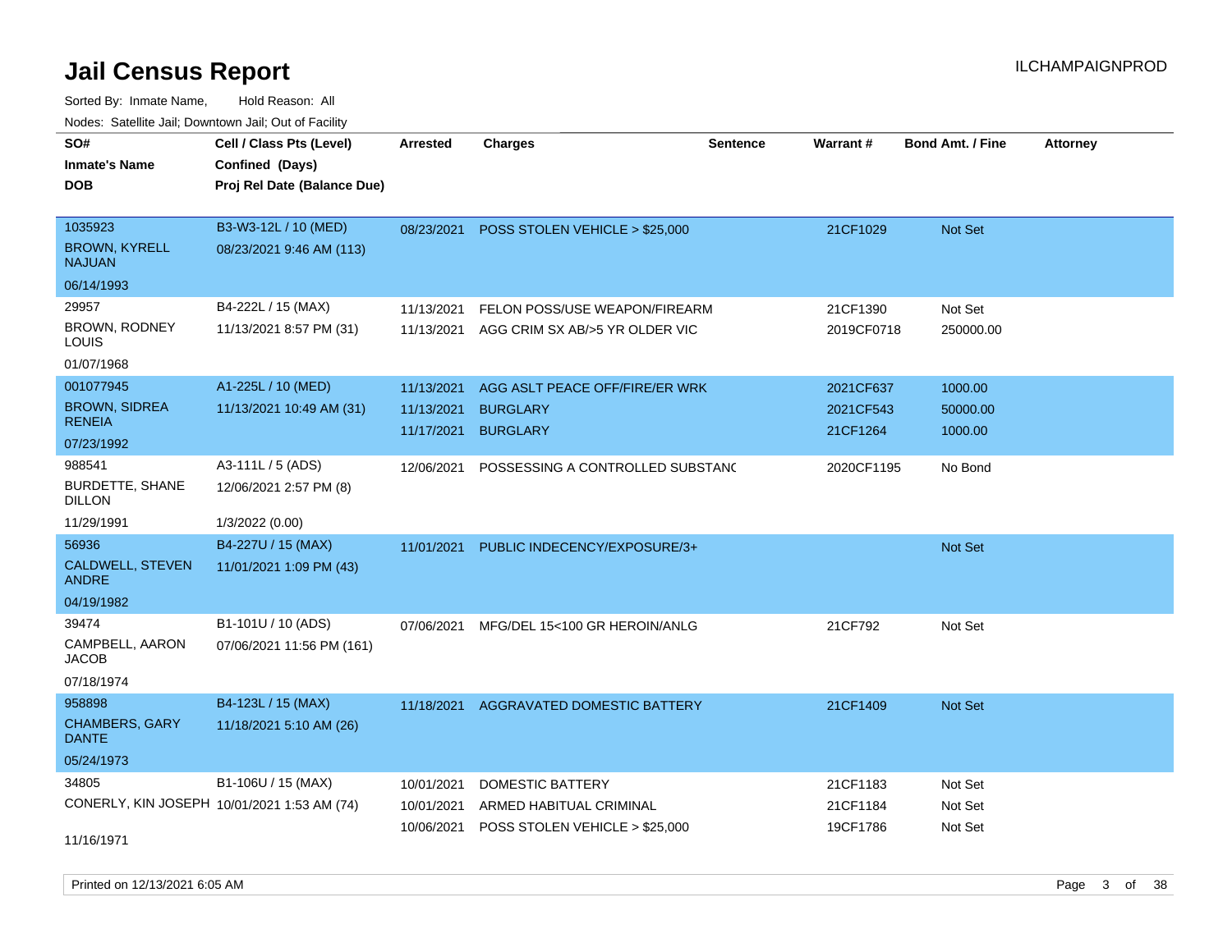# Jail Census Report

ILCHAMPAIGNPROD

Sorted By: Inmate Name, Hold Reason: All

Nodes: Satellite Jail; Downtown Jail; Out of Facility

| SO# / Inmate's Name / DOB | Cell / Class Pts (Level) / Confined (Days) / Proj Rel Date (Balance Due) | Arrested | Charges | Sentence | Warrant # | Bond Amt. / Fine | Attorney |
|---|---|---|---|---|---|---|---|
| 1035923<br>BROWN, KYRELL NAJUAN<br>06/14/1993 | B3-W3-12L / 10 (MED)<br>08/23/2021 9:46 AM (113) | 08/23/2021 | POSS STOLEN VEHICLE > $25,000 | | 21CF1029 | Not Set | |
| 29957<br>BROWN, RODNEY LOUIS<br>01/07/1968 | B4-222L / 15 (MAX)<br>11/13/2021 8:57 PM (31) | 11/13/2021<br>11/13/2021 | FELON POSS/USE WEAPON/FIREARM<br>AGG CRIM SX AB/>5 YR OLDER VIC | | 21CF1390<br>2019CF0718 | Not Set<br>250000.00 | |
| 001077945<br>BROWN, SIDREA RENEIA<br>07/23/1992 | A1-225L / 10 (MED)<br>11/13/2021 10:49 AM (31) | 11/13/2021<br>11/13/2021<br>11/17/2021 | AGG ASLT PEACE OFF/FIRE/ER WRK<br>BURGLARY<br>BURGLARY | | 2021CF637<br>2021CF543<br>21CF1264 | 1000.00<br>50000.00<br>1000.00 | |
| 988541<br>BURDETTE, SHANE DILLON<br>11/29/1991 | A3-111L / 5 (ADS)<br>12/06/2021 2:57 PM (8)<br>1/3/2022 (0.00) | 12/06/2021 | POSSESSING A CONTROLLED SUBSTANC | | 2020CF1195 | No Bond | |
| 56936<br>CALDWELL, STEVEN ANDRE<br>04/19/1982 | B4-227U / 15 (MAX)<br>11/01/2021 1:09 PM (43) | 11/01/2021 | PUBLIC INDECENCY/EXPOSURE/3+ | | | Not Set | |
| 39474<br>CAMPBELL, AARON JACOB<br>07/18/1974 | B1-101U / 10 (ADS)<br>07/06/2021 11:56 PM (161) | 07/06/2021 | MFG/DEL 15<100 GR HEROIN/ANLG | | 21CF792 | Not Set | |
| 958898<br>CHAMBERS, GARY DANTE<br>05/24/1973 | B4-123L / 15 (MAX)<br>11/18/2021 5:10 AM (26) | 11/18/2021 | AGGRAVATED DOMESTIC BATTERY | | 21CF1409 | Not Set | |
| 34805<br>CONERLY, KIN JOSEPH<br>11/16/1971 | B1-106U / 15 (MAX)<br>10/01/2021 1:53 AM (74) | 10/01/2021<br>10/01/2021<br>10/06/2021 | DOMESTIC BATTERY<br>ARMED HABITUAL CRIMINAL<br>POSS STOLEN VEHICLE > $25,000 | | 21CF1183<br>21CF1184<br>19CF1786 | Not Set<br>Not Set<br>Not Set | |

Printed on 12/13/2021 6:05 AM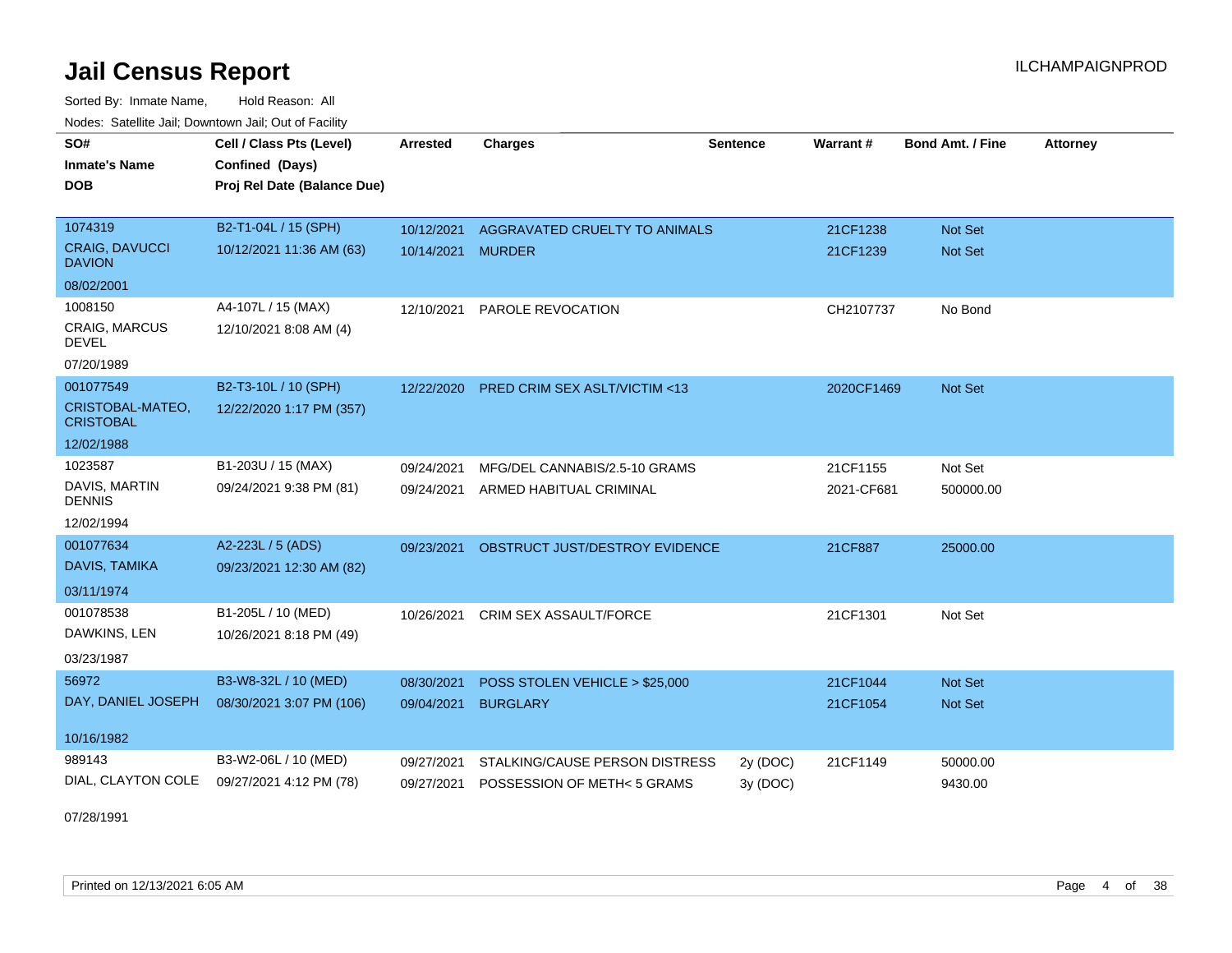# Jail Census Report

ILCHAMPAIGNPROD

Sorted By: Inmate Name, Hold Reason: All

Nodes: Satellite Jail; Downtown Jail; Out of Facility

| SO# / Inmate's Name / DOB | Cell / Class Pts (Level) / Confined (Days) / Proj Rel Date (Balance Due) | Arrested | Charges | Sentence | Warrant # | Bond Amt. / Fine | Attorney |
|---|---|---|---|---|---|---|---|
| 1074319<br>CRAIG, DAVUCCI DAVION<br>08/02/2001 | B2-T1-04L / 15 (SPH)<br>10/12/2021 11:36 AM (63) | 10/12/2021 | AGGRAVATED CRUELTY TO ANIMALS | | 21CF1238 | Not Set | |
| | | 10/14/2021 | MURDER | | 21CF1239 | Not Set | |
| 1008150<br>CRAIG, MARCUS DEVEL<br>07/20/1989 | A4-107L / 15 (MAX)<br>12/10/2021 8:08 AM (4) | 12/10/2021 | PAROLE REVOCATION | | CH2107737 | No Bond | |
| 001077549<br>CRISTOBAL-MATEO, CRISTOBAL<br>12/02/1988 | B2-T3-10L / 10 (SPH)<br>12/22/2020 1:17 PM (357) | 12/22/2020 | PRED CRIM SEX ASLT/VICTIM <13 | | 2020CF1469 | Not Set | |
| 1023587<br>DAVIS, MARTIN DENNIS<br>12/02/1994 | B1-203U / 15 (MAX)<br>09/24/2021 9:38 PM (81) | 09/24/2021 | MFG/DEL CANNABIS/2.5-10 GRAMS | | 21CF1155 | Not Set | |
| | | 09/24/2021 | ARMED HABITUAL CRIMINAL | | 2021-CF681 | 500000.00 | |
| 001077634<br>DAVIS, TAMIKA<br>03/11/1974 | A2-223L / 5 (ADS)<br>09/23/2021 12:30 AM (82) | 09/23/2021 | OBSTRUCT JUST/DESTROY EVIDENCE | | 21CF887 | 25000.00 | |
| 001078538<br>DAWKINS, LEN<br>03/23/1987 | B1-205L / 10 (MED)<br>10/26/2021 8:18 PM (49) | 10/26/2021 | CRIM SEX ASSAULT/FORCE | | 21CF1301 | Not Set | |
| 56972<br>DAY, DANIEL JOSEPH<br>10/16/1982 | B3-W8-32L / 10 (MED)<br>08/30/2021 3:07 PM (106) | 08/30/2021 | POSS STOLEN VEHICLE > $25,000 | | 21CF1044 | Not Set | |
| | | 09/04/2021 | BURGLARY | | 21CF1054 | Not Set | |
| 989143<br>DIAL, CLAYTON COLE<br>07/28/1991 | B3-W2-06L / 10 (MED)<br>09/27/2021 4:12 PM (78) | 09/27/2021 | STALKING/CAUSE PERSON DISTRESS | 2y (DOC) | 21CF1149 | 50000.00 | |
| | | 09/27/2021 | POSSESSION OF METH< 5 GRAMS | 3y (DOC) | | 9430.00 | |

Printed on 12/13/2021 6:05 AM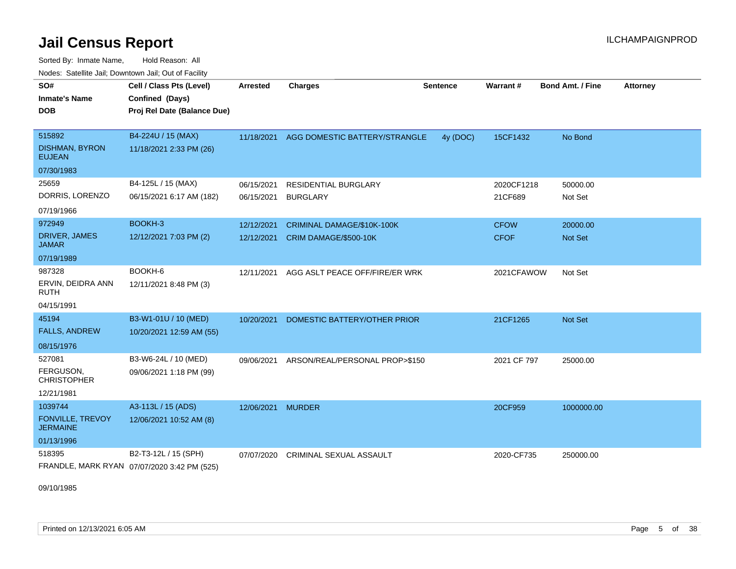# Jail Census Report

Sorted By: Inmate Name, Hold Reason: All

Nodes: Satellite Jail; Downtown Jail; Out of Facility

| SO#<br>Inmate's Name<br>DOB | Cell / Class Pts (Level)<br>Confined (Days)<br>Proj Rel Date (Balance Due) | Arrested | Charges | Sentence | Warrant # | Bond Amt. / Fine | Attorney |
|---|---|---|---|---|---|---|---|
| 515892<br>DISHMAN, BYRON EUJEAN<br>07/30/1983 | B4-224U / 15 (MAX)<br>11/18/2021 2:33 PM (26) | 11/18/2021 | AGG DOMESTIC BATTERY/STRANGLE | 4y (DOC) | 15CF1432 | No Bond | |
| 25659<br>DORRIS, LORENZO<br>07/19/1966 | B4-125L / 15 (MAX)<br>06/15/2021 6:17 AM (182) | 06/15/2021<br>06/15/2021 | RESIDENTIAL BURGLARY<br>BURGLARY | | 2020CF1218<br>21CF689 | 50000.00<br>Not Set | |
| 972949<br>DRIVER, JAMES JAMAR<br>07/19/1989 | BOOKH-3<br>12/12/2021 7:03 PM (2) | 12/12/2021<br>12/12/2021 | CRIMINAL DAMAGE/$10K-100K<br>CRIM DAMAGE/$500-10K | | CFOW<br>CFOF | 20000.00<br>Not Set | |
| 987328<br>ERVIN, DEIDRA ANN RUTH<br>04/15/1991 | BOOKH-6<br>12/11/2021 8:48 PM (3) | 12/11/2021 | AGG ASLT PEACE OFF/FIRE/ER WRK | | 2021CFAWOW | Not Set | |
| 45194<br>FALLS, ANDREW<br>08/15/1976 | B3-W1-01U / 10 (MED)<br>10/20/2021 12:59 AM (55) | 10/20/2021 | DOMESTIC BATTERY/OTHER PRIOR | | 21CF1265 | Not Set | |
| 527081<br>FERGUSON, CHRISTOPHER<br>12/21/1981 | B3-W6-24L / 10 (MED)<br>09/06/2021 1:18 PM (99) | 09/06/2021 | ARSON/REAL/PERSONAL PROP>$150 | | 2021 CF 797 | 25000.00 | |
| 1039744<br>FONVILLE, TREVOY JERMAINE<br>01/13/1996 | A3-113L / 15 (ADS)<br>12/06/2021 10:52 AM (8) | 12/06/2021 | MURDER | | 20CF959 | 1000000.00 | |
| 518395<br>FRANDLE, MARK RYAN<br>09/10/1985 | B2-T3-12L / 15 (SPH)<br>07/07/2020 3:42 PM (525) | 07/07/2020 | CRIMINAL SEXUAL ASSAULT | | 2020-CF735 | 250000.00 | |

Printed on 12/13/2021 6:05 AM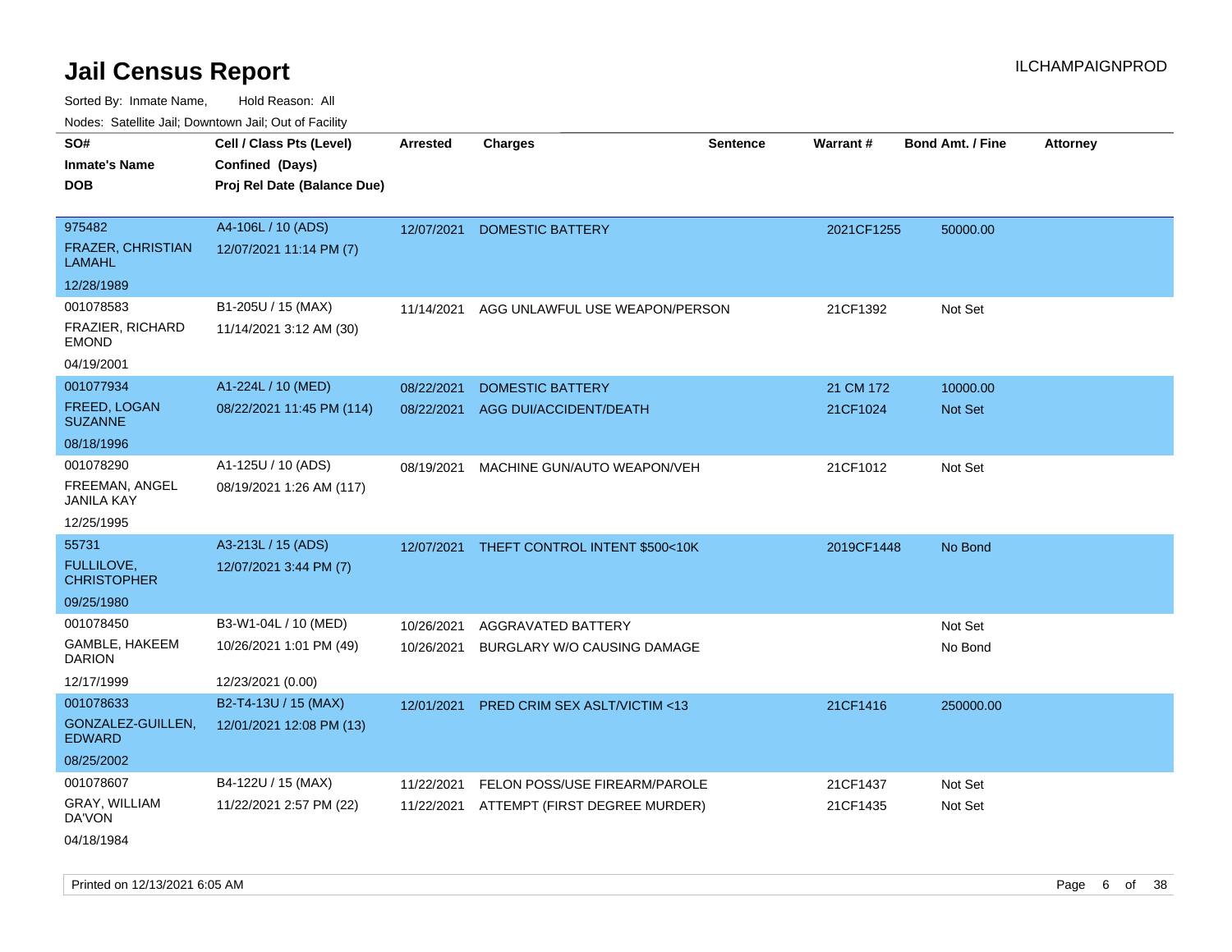# Jail Census Report

ILCHAMPAIGNPROD

Sorted By: Inmate Name, Hold Reason: All

Nodes: Satellite Jail; Downtown Jail; Out of Facility

| SO#<br>Inmate's Name<br>DOB | Cell / Class Pts (Level)<br>Confined (Days)<br>Proj Rel Date (Balance Due) | Arrested | Charges | Sentence | Warrant # | Bond Amt. / Fine | Attorney |
|---|---|---|---|---|---|---|---|
| 975482<br>FRAZER, CHRISTIAN LAMAHL<br>12/28/1989 | A4-106L / 10 (ADS)<br>12/07/2021 11:14 PM (7) | 12/07/2021 | DOMESTIC BATTERY | | 2021CF1255 | 50000.00 | |
| 001078583<br>FRAZIER, RICHARD EMOND<br>04/19/2001 | B1-205U / 15 (MAX)<br>11/14/2021 3:12 AM (30) | 11/14/2021 | AGG UNLAWFUL USE WEAPON/PERSON | | 21CF1392 | Not Set | |
| 001077934<br>FREED, LOGAN SUZANNE<br>08/18/1996 | A1-224L / 10 (MED)<br>08/22/2021 11:45 PM (114) | 08/22/2021<br>08/22/2021 | DOMESTIC BATTERY<br>AGG DUI/ACCIDENT/DEATH | | 21 CM 172<br>21CF1024 | 10000.00<br>Not Set | |
| 001078290<br>FREEMAN, ANGEL JANILA KAY<br>12/25/1995 | A1-125U / 10 (ADS)<br>08/19/2021 1:26 AM (117) | 08/19/2021 | MACHINE GUN/AUTO WEAPON/VEH | | 21CF1012 | Not Set | |
| 55731<br>FULLILOVE, CHRISTOPHER<br>09/25/1980 | A3-213L / 15 (ADS)<br>12/07/2021 3:44 PM (7) | 12/07/2021 | THEFT CONTROL INTENT $500<10K | | 2019CF1448 | No Bond | |
| 001078450<br>GAMBLE, HAKEEM DARION<br>12/17/1999 | B3-W1-04L / 10 (MED)<br>10/26/2021 1:01 PM (49)<br>12/23/2021 (0.00) | 10/26/2021<br>10/26/2021 | AGGRAVATED BATTERY<br>BURGLARY W/O CAUSING DAMAGE | | | Not Set<br>No Bond | |
| 001078633<br>GONZALEZ-GUILLEN, EDWARD<br>08/25/2002 | B2-T4-13U / 15 (MAX)<br>12/01/2021 12:08 PM (13) | 12/01/2021 | PRED CRIM SEX ASLT/VICTIM <13 | | 21CF1416 | 250000.00 | |
| 001078607<br>GRAY, WILLIAM DA'VON<br>04/18/1984 | B4-122U / 15 (MAX)<br>11/22/2021 2:57 PM (22) | 11/22/2021<br>11/22/2021 | FELON POSS/USE FIREARM/PAROLE<br>ATTEMPT (FIRST DEGREE MURDER) | | 21CF1437<br>21CF1435 | Not Set<br>Not Set | |

Printed on 12/13/2021 6:05 AM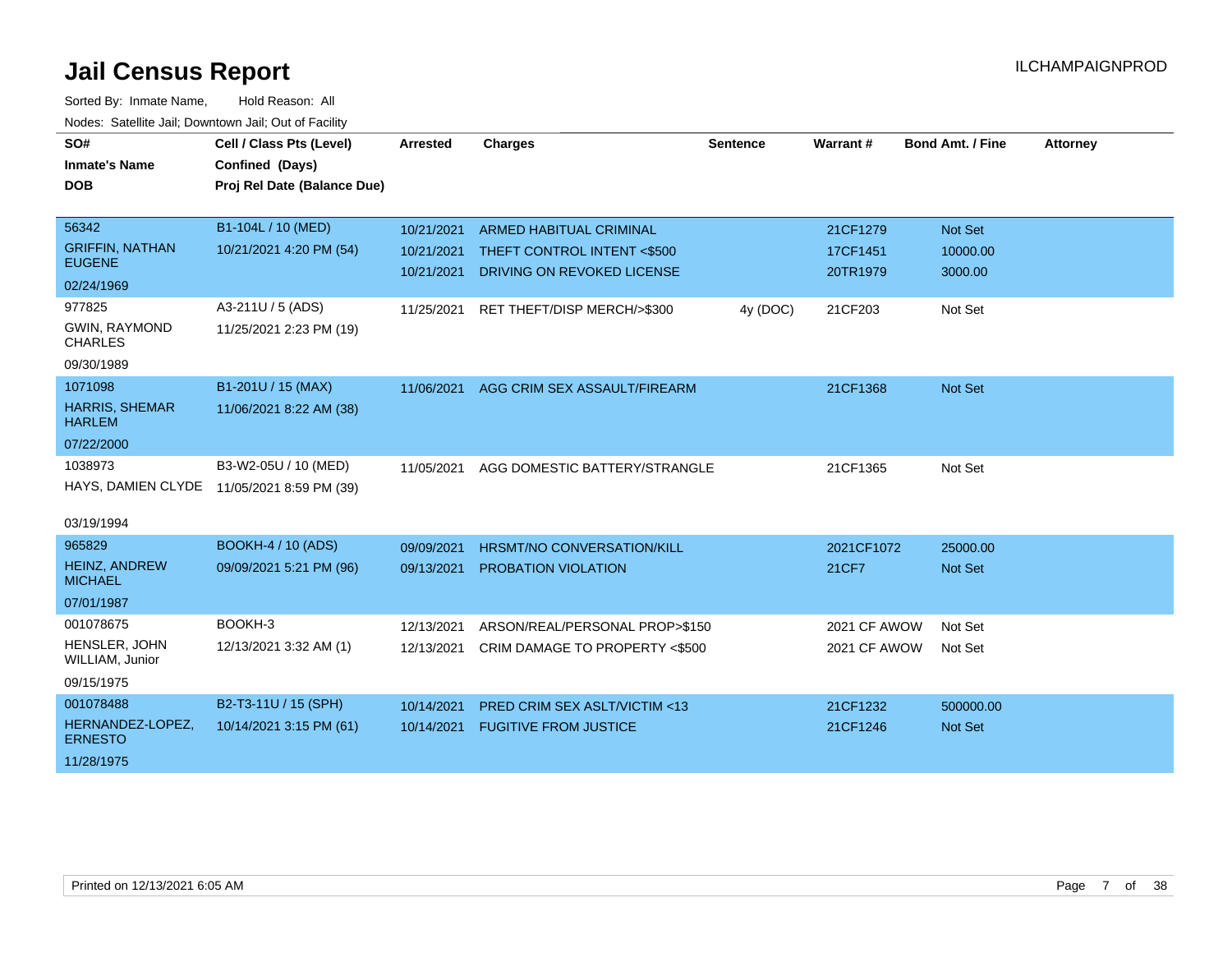# Jail Census Report

ILCHAMPAIGNPROD

Sorted By: Inmate Name, Hold Reason: All

Nodes: Satellite Jail; Downtown Jail; Out of Facility

| SO# / Inmate's Name / DOB | Cell / Class Pts (Level) / Confined (Days) / Proj Rel Date (Balance Due) | Arrested | Charges | Sentence | Warrant # | Bond Amt. / Fine | Attorney |
|---|---|---|---|---|---|---|---|
| 56342<br>GRIFFIN, NATHAN EUGENE<br>02/24/1969 | B1-104L / 10 (MED)<br>10/21/2021 4:20 PM (54) | 10/21/2021<br>10/21/2021<br>10/21/2021 | ARMED HABITUAL CRIMINAL<br>THEFT CONTROL INTENT <$500<br>DRIVING ON REVOKED LICENSE | | 21CF1279<br>17CF1451<br>20TR1979 | Not Set<br>10000.00<br>3000.00 | |
| 977825<br>GWIN, RAYMOND CHARLES<br>09/30/1989 | A3-211U / 5 (ADS)<br>11/25/2021 2:23 PM (19) | 11/25/2021 | RET THEFT/DISP MERCH/>$300 | 4y (DOC) | 21CF203 | Not Set | |
| 1071098<br>HARRIS, SHEMAR HARLEM<br>07/22/2000 | B1-201U / 15 (MAX)<br>11/06/2021 8:22 AM (38) | 11/06/2021 | AGG CRIM SEX ASSAULT/FIREARM | | 21CF1368 | Not Set | |
| 1038973<br>HAYS, DAMIEN CLYDE<br>03/19/1994 | B3-W2-05U / 10 (MED)<br>11/05/2021 8:59 PM (39) | 11/05/2021 | AGG DOMESTIC BATTERY/STRANGLE | | 21CF1365 | Not Set | |
| 965829<br>HEINZ, ANDREW MICHAEL<br>07/01/1987 | BOOKH-4 / 10 (ADS)<br>09/09/2021 5:21 PM (96) | 09/09/2021<br>09/13/2021 | HRSMT/NO CONVERSATION/KILL<br>PROBATION VIOLATION | | 2021CF1072<br>21CF7 | 25000.00<br>Not Set | |
| 001078675<br>HENSLER, JOHN WILLIAM, Junior<br>09/15/1975 | BOOKH-3<br>12/13/2021 3:32 AM (1) | 12/13/2021<br>12/13/2021 | ARSON/REAL/PERSONAL PROP>$150<br>CRIM DAMAGE TO PROPERTY <$500 | | 2021 CF AWOW<br>2021 CF AWOW | Not Set<br>Not Set | |
| 001078488<br>HERNANDEZ-LOPEZ, ERNESTO<br>11/28/1975 | B2-T3-11U / 15 (SPH)<br>10/14/2021 3:15 PM (61) | 10/14/2021<br>10/14/2021 | PRED CRIM SEX ASLT/VICTIM <13<br>FUGITIVE FROM JUSTICE | | 21CF1232<br>21CF1246 | 500000.00<br>Not Set | |

Printed on 12/13/2021 6:05 AM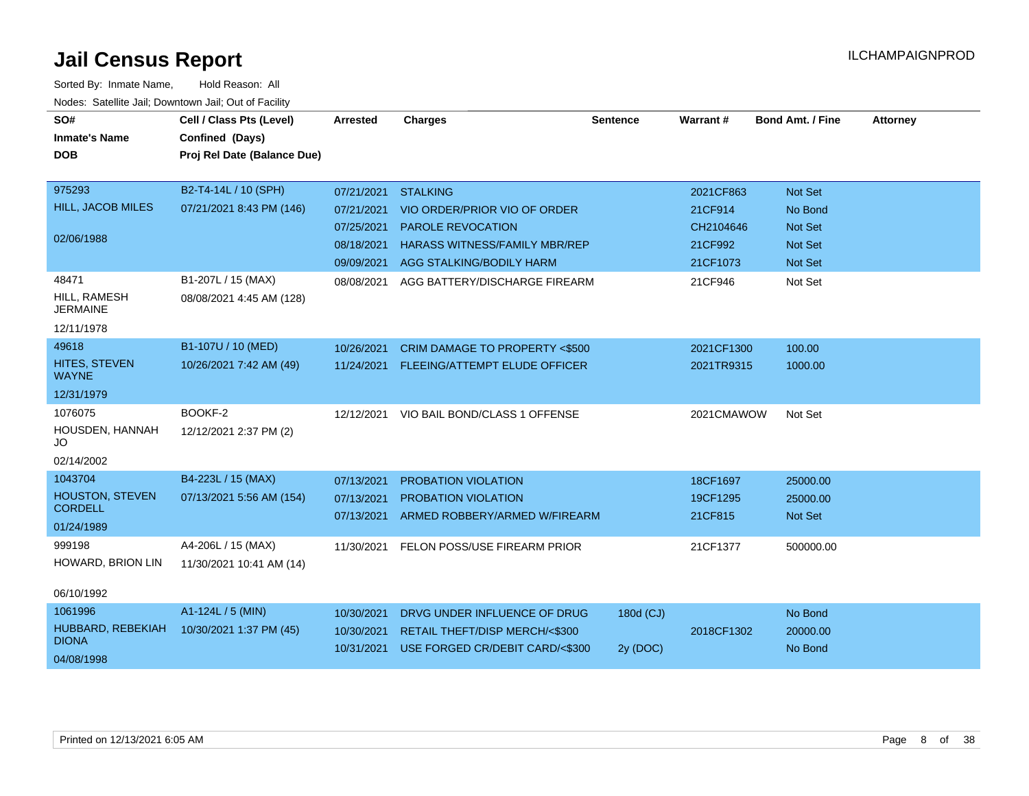# Jail Census Report

ILCHAMPAIGNPROD

Sorted By: Inmate Name, Hold Reason: All

Nodes: Satellite Jail; Downtown Jail; Out of Facility

| SO# / Inmate's Name / DOB | Cell / Class Pts (Level) / Confined (Days) / Proj Rel Date (Balance Due) | Arrested | Charges | Sentence | Warrant # | Bond Amt. / Fine | Attorney |
|---|---|---|---|---|---|---|---|
| 975293 | B2-T4-14L / 10 (SPH) | 07/21/2021 | STALKING | | 2021CF863 | Not Set | |
| HILL, JACOB MILES | 07/21/2021 8:43 PM (146) | 07/21/2021 | VIO ORDER/PRIOR VIO OF ORDER | | 21CF914 | No Bond | |
| 02/06/1988 | | 07/25/2021 | PAROLE REVOCATION | | CH2104646 | Not Set | |
| | | 08/18/2021 | HARASS WITNESS/FAMILY MBR/REP | | 21CF992 | Not Set | |
| | | 09/09/2021 | AGG STALKING/BODILY HARM | | 21CF1073 | Not Set | |
| 48471 | B1-207L / 15 (MAX) | 08/08/2021 | AGG BATTERY/DISCHARGE FIREARM | | 21CF946 | Not Set | |
| HILL, RAMESH JERMAINE | 08/08/2021 4:45 AM (128) | | | | | | |
| 12/11/1978 | | | | | | | |
| 49618 | B1-107U / 10 (MED) | 10/26/2021 | CRIM DAMAGE TO PROPERTY <$500 | | 2021CF1300 | 100.00 | |
| HITES, STEVEN WAYNE | 10/26/2021 7:42 AM (49) | 11/24/2021 | FLEEING/ATTEMPT ELUDE OFFICER | | 2021TR9315 | 1000.00 | |
| 12/31/1979 | | | | | | | |
| 1076075 | BOOKF-2 | 12/12/2021 | VIO BAIL BOND/CLASS 1 OFFENSE | | 2021CMAWOW | Not Set | |
| HOUSDEN, HANNAH JO | 12/12/2021 2:37 PM (2) | | | | | | |
| 02/14/2002 | | | | | | | |
| 1043704 | B4-223L / 15 (MAX) | 07/13/2021 | PROBATION VIOLATION | | 18CF1697 | 25000.00 | |
| HOUSTON, STEVEN CORDELL | 07/13/2021 5:56 AM (154) | 07/13/2021 | PROBATION VIOLATION | | 19CF1295 | 25000.00 | |
| 01/24/1989 | | 07/13/2021 | ARMED ROBBERY/ARMED W/FIREARM | | 21CF815 | Not Set | |
| 999198 | A4-206L / 15 (MAX) | 11/30/2021 | FELON POSS/USE FIREARM PRIOR | | 21CF1377 | 500000.00 | |
| HOWARD, BRION LIN | 11/30/2021 10:41 AM (14) | | | | | | |
| 06/10/1992 | | | | | | | |
| 1061996 | A1-124L / 5 (MIN) | 10/30/2021 | DRVG UNDER INFLUENCE OF DRUG | 180d (CJ) | | No Bond | |
| HUBBARD, REBEKIAH DIONA | 10/30/2021 1:37 PM (45) | 10/30/2021 | RETAIL THEFT/DISP MERCH/<$300 | | 2018CF1302 | 20000.00 | |
| 04/08/1998 | | 10/31/2021 | USE FORGED CR/DEBIT CARD/<$300 | 2y (DOC) | | No Bond | |

Printed on 12/13/2021 6:05 AM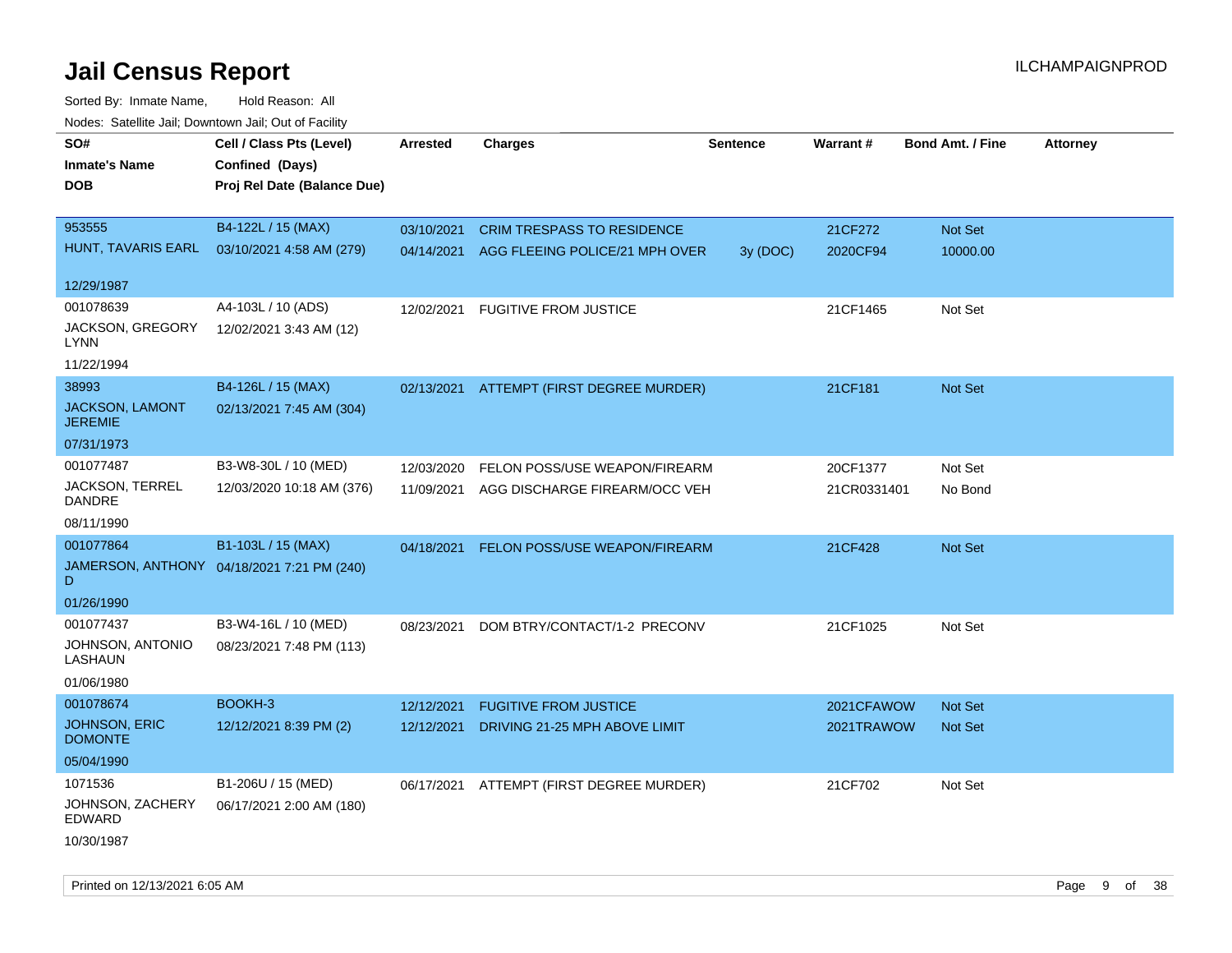# Jail Census Report

ILCHAMPAIGNPROD

Sorted By: Inmate Name, Hold Reason: All

Nodes: Satellite Jail; Downtown Jail; Out of Facility

| SO# / Inmate's Name / DOB | Cell / Class Pts (Level) / Confined (Days) / Proj Rel Date (Balance Due) | Arrested | Charges | Sentence | Warrant # | Bond Amt. / Fine | Attorney |
|---|---|---|---|---|---|---|---|
| 953555<br>HUNT, TAVARIS EARL<br>12/29/1987 | B4-122L / 15 (MAX)<br>03/10/2021 4:58 AM (279) | 03/10/2021<br>04/14/2021 | CRIM TRESPASS TO RESIDENCE<br>AGG FLEEING POLICE/21 MPH OVER | <br>3y (DOC) | 21CF272<br>2020CF94 | Not Set<br>10000.00 | |
| 001078639<br>JACKSON, GREGORY LYNN<br>11/22/1994 | A4-103L / 10 (ADS)<br>12/02/2021 3:43 AM (12) | 12/02/2021 | FUGITIVE FROM JUSTICE | | 21CF1465 | Not Set | |
| 38993<br>JACKSON, LAMONT JEREMIE<br>07/31/1973 | B4-126L / 15 (MAX)<br>02/13/2021 7:45 AM (304) | 02/13/2021 | ATTEMPT (FIRST DEGREE MURDER) | | 21CF181 | Not Set | |
| 001077487<br>JACKSON, TERREL DANDRE<br>08/11/1990 | B3-W8-30L / 10 (MED)<br>12/03/2020 10:18 AM (376) | 12/03/2020<br>11/09/2021 | FELON POSS/USE WEAPON/FIREARM<br>AGG DISCHARGE FIREARM/OCC VEH | | 20CF1377<br>21CR0331401 | Not Set<br>No Bond | |
| 001077864<br>JAMERSON, ANTHONY D<br>01/26/1990 | B1-103L / 15 (MAX)<br>04/18/2021 7:21 PM (240) | 04/18/2021 | FELON POSS/USE WEAPON/FIREARM | | 21CF428 | Not Set | |
| 001077437<br>JOHNSON, ANTONIO LASHAUN<br>01/06/1980 | B3-W4-16L / 10 (MED)<br>08/23/2021 7:48 PM (113) | 08/23/2021 | DOM BTRY/CONTACT/1-2 PRECONV | | 21CF1025 | Not Set | |
| 001078674<br>JOHNSON, ERIC DOMONTE<br>05/04/1990 | BOOKH-3<br>12/12/2021 8:39 PM (2) | 12/12/2021<br>12/12/2021 | FUGITIVE FROM JUSTICE<br>DRIVING 21-25 MPH ABOVE LIMIT | | 2021CFAWOW<br>2021TRAWOW | Not Set<br>Not Set | |
| 1071536<br>JOHNSON, ZACHERY EDWARD<br>10/30/1987 | B1-206U / 15 (MED)<br>06/17/2021 2:00 AM (180) | 06/17/2021 | ATTEMPT (FIRST DEGREE MURDER) | | 21CF702 | Not Set | |

Printed on 12/13/2021 6:05 AM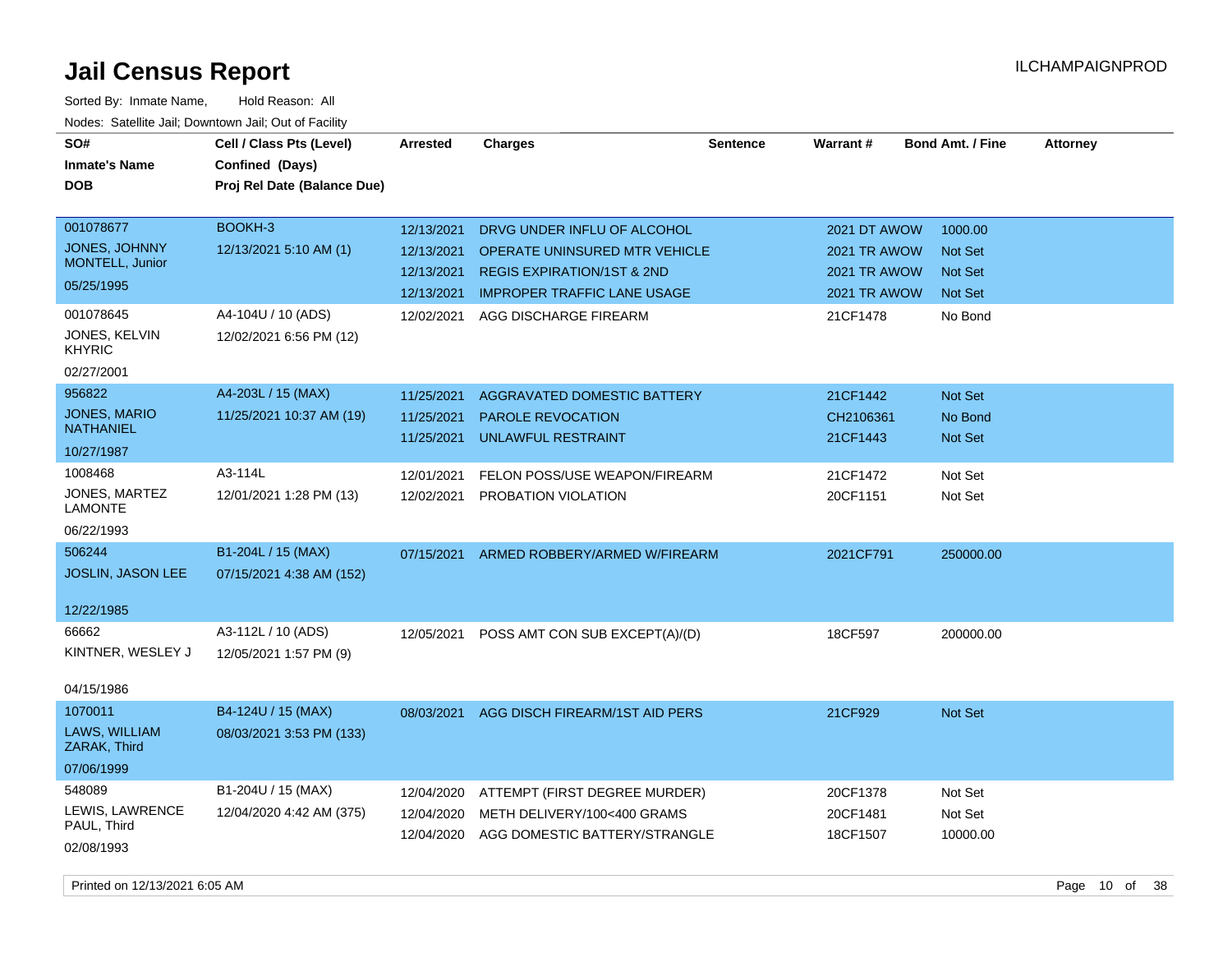# Jail Census Report

ILCHAMPAIGNPROD

Sorted By: Inmate Name, Hold Reason: All

Nodes: Satellite Jail; Downtown Jail; Out of Facility

| SO# / Inmate's Name / DOB | Cell / Class Pts (Level) / Confined (Days) / Proj Rel Date (Balance Due) | Arrested | Charges | Sentence | Warrant # | Bond Amt. / Fine | Attorney |
|---|---|---|---|---|---|---|---|
| 001078677<br>JONES, JOHNNY MONTELL, Junior<br>05/25/1995 | BOOKH-3<br>12/13/2021 5:10 AM (1) | 12/13/2021<br>12/13/2021<br>12/13/2021<br>12/13/2021 | DRVG UNDER INFLU OF ALCOHOL<br>OPERATE UNINSURED MTR VEHICLE<br>REGIS EXPIRATION/1ST & 2ND<br>IMPROPER TRAFFIC LANE USAGE | | 2021 DT AWOW<br>2021 TR AWOW<br>2021 TR AWOW<br>2021 TR AWOW | 1000.00<br>Not Set<br>Not Set<br>Not Set | |
| 001078645<br>JONES, KELVIN KHYRIC<br>02/27/2001 | A4-104U / 10 (ADS)<br>12/02/2021 6:56 PM (12) | 12/02/2021 | AGG DISCHARGE FIREARM | | 21CF1478 | No Bond | |
| 956822<br>JONES, MARIO NATHANIEL<br>10/27/1987 | A4-203L / 15 (MAX)<br>11/25/2021 10:37 AM (19) | 11/25/2021<br>11/25/2021<br>11/25/2021 | AGGRAVATED DOMESTIC BATTERY<br>PAROLE REVOCATION<br>UNLAWFUL RESTRAINT | | 21CF1442<br>CH2106361<br>21CF1443 | Not Set<br>No Bond<br>Not Set | |
| 1008468<br>JONES, MARTEZ LAMONTE<br>06/22/1993 | A3-114L<br>12/01/2021 1:28 PM (13) | 12/01/2021<br>12/02/2021 | FELON POSS/USE WEAPON/FIREARM<br>PROBATION VIOLATION | | 21CF1472<br>20CF1151 | Not Set<br>Not Set | |
| 506244<br>JOSLIN, JASON LEE<br>12/22/1985 | B1-204L / 15 (MAX)<br>07/15/2021 4:38 AM (152) | 07/15/2021 | ARMED ROBBERY/ARMED W/FIREARM | | 2021CF791 | 250000.00 | |
| 66662<br>KINTNER, WESLEY J<br>04/15/1986 | A3-112L / 10 (ADS)<br>12/05/2021 1:57 PM (9) | 12/05/2021 | POSS AMT CON SUB EXCEPT(A)/(D) | | 18CF597 | 200000.00 | |
| 1070011<br>LAWS, WILLIAM ZARAK, Third<br>07/06/1999 | B4-124U / 15 (MAX)<br>08/03/2021 3:53 PM (133) | 08/03/2021 | AGG DISCH FIREARM/1ST AID PERS | | 21CF929 | Not Set | |
| 548089<br>LEWIS, LAWRENCE PAUL, Third<br>02/08/1993 | B1-204U / 15 (MAX)<br>12/04/2020 4:42 AM (375) | 12/04/2020<br>12/04/2020<br>12/04/2020 | ATTEMPT (FIRST DEGREE MURDER)<br>METH DELIVERY/100<400 GRAMS<br>AGG DOMESTIC BATTERY/STRANGLE | | 20CF1378<br>20CF1481<br>18CF1507 | Not Set<br>Not Set<br>10000.00 | |

Printed on 12/13/2021 6:05 AM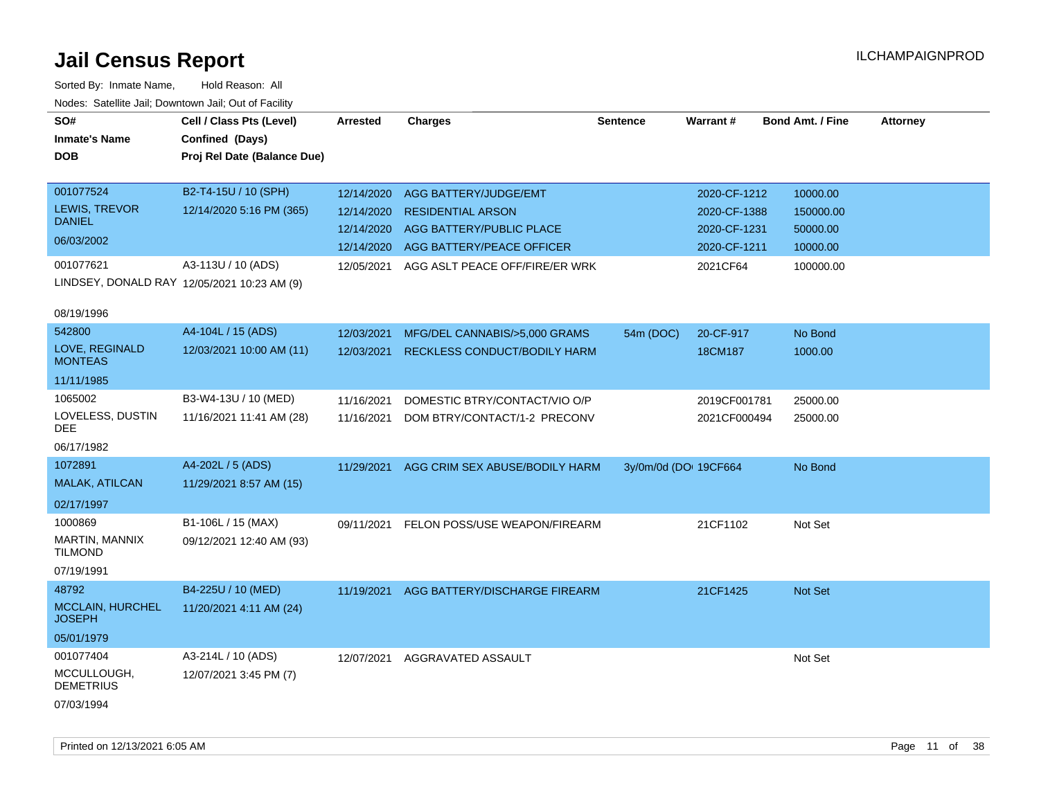# Jail Census Report

ILCHAMPAIGNPROD

Sorted By: Inmate Name, Hold Reason: All

Nodes: Satellite Jail; Downtown Jail; Out of Facility

| SO# / Inmate's Name / DOB | Cell / Class Pts (Level) / Confined (Days) / Proj Rel Date (Balance Due) | Arrested | Charges | Sentence | Warrant # | Bond Amt. / Fine | Attorney |
|---|---|---|---|---|---|---|---|
| 001077524<br>LEWIS, TREVOR DANIEL<br>06/03/2002 | B2-T4-15U / 10 (SPH)<br>12/14/2020 5:16 PM (365) | 12/14/2020 | AGG BATTERY/JUDGE/EMT | | 2020-CF-1212 | 10000.00 | |
| | | 12/14/2020 | RESIDENTIAL ARSON | | 2020-CF-1388 | 150000.00 | |
| | | 12/14/2020 | AGG BATTERY/PUBLIC PLACE | | 2020-CF-1231 | 50000.00 | |
| | | 12/14/2020 | AGG BATTERY/PEACE OFFICER | | 2020-CF-1211 | 10000.00 | |
| 001077621<br>LINDSEY, DONALD RAY<br>08/19/1996 | A3-113U / 10 (ADS)<br>12/05/2021 10:23 AM (9) | 12/05/2021 | AGG ASLT PEACE OFF/FIRE/ER WRK | | 2021CF64 | 100000.00 | |
| 542800<br>LOVE, REGINALD MONTEAS<br>11/11/1985 | A4-104L / 15 (ADS)<br>12/03/2021 10:00 AM (11) | 12/03/2021 | MFG/DEL CANNABIS/>5,000 GRAMS | 54m (DOC) | 20-CF-917 | No Bond | |
| | | 12/03/2021 | RECKLESS CONDUCT/BODILY HARM | | 18CM187 | 1000.00 | |
| 1065002<br>LOVELESS, DUSTIN DEE<br>06/17/1982 | B3-W4-13U / 10 (MED)<br>11/16/2021 11:41 AM (28) | 11/16/2021 | DOMESTIC BTRY/CONTACT/VIO O/P | | 2019CF001781 | 25000.00 | |
| | | 11/16/2021 | DOM BTRY/CONTACT/1-2 PRECONV | | 2021CF000494 | 25000.00 | |
| 1072891<br>MALAK, ATILCAN<br>02/17/1997 | A4-202L / 5 (ADS)<br>11/29/2021 8:57 AM (15) | 11/29/2021 | AGG CRIM SEX ABUSE/BODILY HARM | 3y/0m/0d (DO | 19CF664 | No Bond | |
| 1000869<br>MARTIN, MANNIX TILMOND<br>07/19/1991 | B1-106L / 15 (MAX)<br>09/12/2021 12:40 AM (93) | 09/11/2021 | FELON POSS/USE WEAPON/FIREARM | | 21CF1102 | Not Set | |
| 48792<br>MCCLAIN, HURCHEL JOSEPH<br>05/01/1979 | B4-225U / 10 (MED)<br>11/20/2021 4:11 AM (24) | 11/19/2021 | AGG BATTERY/DISCHARGE FIREARM | | 21CF1425 | Not Set | |
| 001077404<br>MCCULLOUGH, DEMETRIUS<br>07/03/1994 | A3-214L / 10 (ADS)<br>12/07/2021 3:45 PM (7) | 12/07/2021 | AGGRAVATED ASSAULT | | | Not Set | |

Printed on 12/13/2021 6:05 AM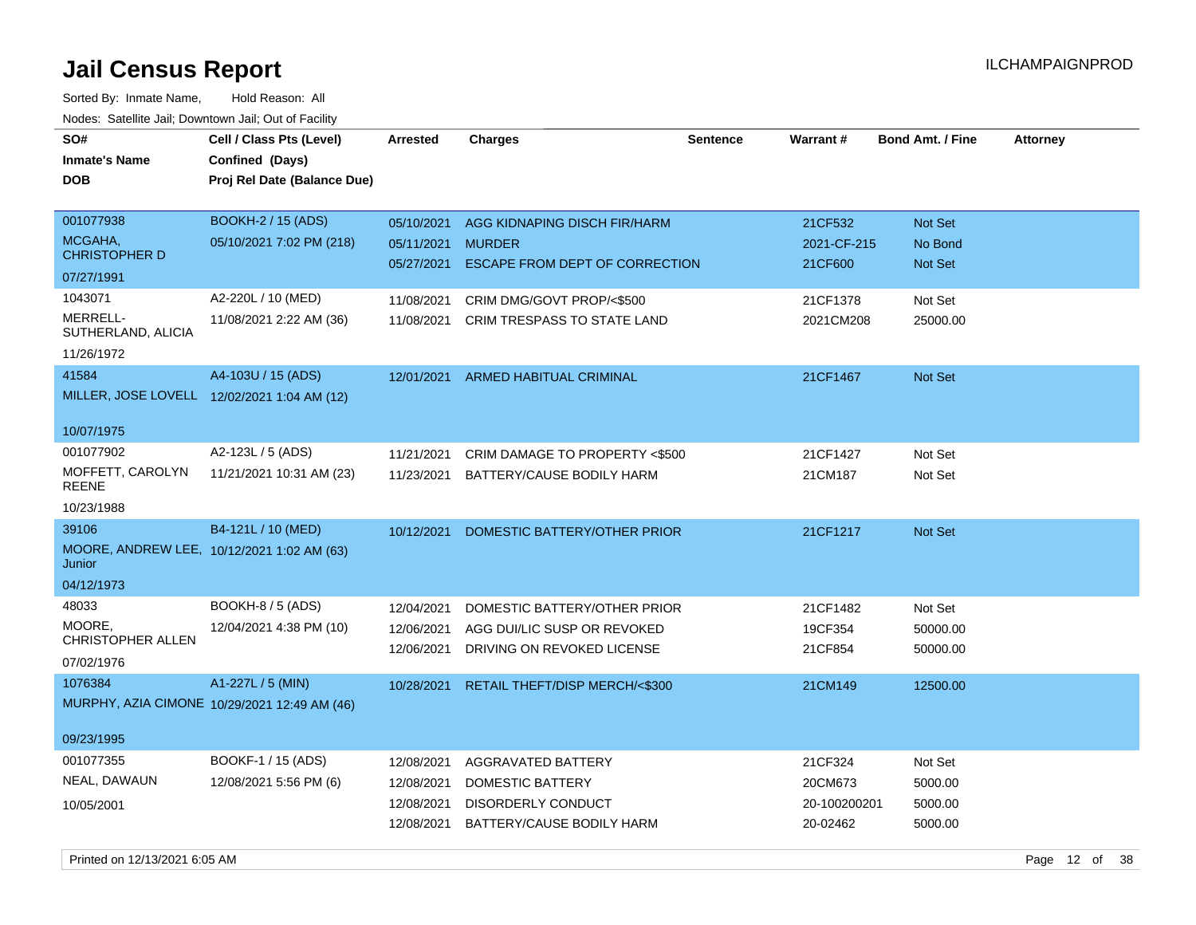# Jail Census Report

ILCHAMPAIGNPROD

Sorted By: Inmate Name, Hold Reason: All

Nodes: Satellite Jail; Downtown Jail; Out of Facility

| SO# / Inmate's Name / DOB | Cell / Class Pts (Level) / Confined (Days) / Proj Rel Date (Balance Due) | Arrested | Charges | Sentence | Warrant # | Bond Amt. / Fine | Attorney |
|---|---|---|---|---|---|---|---|
| 001077938<br>MCGAHA, CHRISTOPHER D<br>07/27/1991 | BOOKH-2 / 15 (ADS)<br>05/10/2021 7:02 PM (218) | 05/10/2021 | AGG KIDNAPING DISCH FIR/HARM | | 21CF532 | Not Set | |
| | | 05/11/2021 | MURDER | | 2021-CF-215 | No Bond | |
| | | 05/27/2021 | ESCAPE FROM DEPT OF CORRECTION | | 21CF600 | Not Set | |
| 1043071<br>MERRELL-SUTHERLAND, ALICIA<br>11/26/1972 | A2-220L / 10 (MED)<br>11/08/2021 2:22 AM (36) | 11/08/2021 | CRIM DMG/GOVT PROP/<$500 | | 21CF1378 | Not Set | |
| | | 11/08/2021 | CRIM TRESPASS TO STATE LAND | | 2021CM208 | 25000.00 | |
| 41584<br>MILLER, JOSE LOVELL<br>10/07/1975 | A4-103U / 15 (ADS)<br>12/02/2021 1:04 AM (12) | 12/01/2021 | ARMED HABITUAL CRIMINAL | | 21CF1467 | Not Set | |
| 001077902<br>MOFFETT, CAROLYN REENE<br>10/23/1988 | A2-123L / 5 (ADS)<br>11/21/2021 10:31 AM (23) | 11/21/2021 | CRIM DAMAGE TO PROPERTY <$500 | | 21CF1427 | Not Set | |
| | | 11/23/2021 | BATTERY/CAUSE BODILY HARM | | 21CM187 | Not Set | |
| 39106<br>MOORE, ANDREW LEE, Junior<br>04/12/1973 | B4-121L / 10 (MED)<br>10/12/2021 1:02 AM (63) | 10/12/2021 | DOMESTIC BATTERY/OTHER PRIOR | | 21CF1217 | Not Set | |
| 48033<br>MOORE, CHRISTOPHER ALLEN<br>07/02/1976 | BOOKH-8 / 5 (ADS)<br>12/04/2021 4:38 PM (10) | 12/04/2021 | DOMESTIC BATTERY/OTHER PRIOR | | 21CF1482 | Not Set | |
| | | 12/06/2021 | AGG DUI/LIC SUSP OR REVOKED | | 19CF354 | 50000.00 | |
| | | 12/06/2021 | DRIVING ON REVOKED LICENSE | | 21CF854 | 50000.00 | |
| 1076384<br>MURPHY, AZIA CIMONE<br>09/23/1995 | A1-227L / 5 (MIN)<br>10/29/2021 12:49 AM (46) | 10/28/2021 | RETAIL THEFT/DISP MERCH/<$300 | | 21CM149 | 12500.00 | |
| 001077355<br>NEAL, DAWAUN<br>10/05/2001 | BOOKF-1 / 15 (ADS)<br>12/08/2021 5:56 PM (6) | 12/08/2021 | AGGRAVATED BATTERY | | 21CF324 | Not Set | |
| | | 12/08/2021 | DOMESTIC BATTERY | | 20CM673 | 5000.00 | |
| | | 12/08/2021 | DISORDERLY CONDUCT | | 20-100200201 | 5000.00 | |
| | | 12/08/2021 | BATTERY/CAUSE BODILY HARM | | 20-02462 | 5000.00 | |

Printed on 12/13/2021 6:05 AM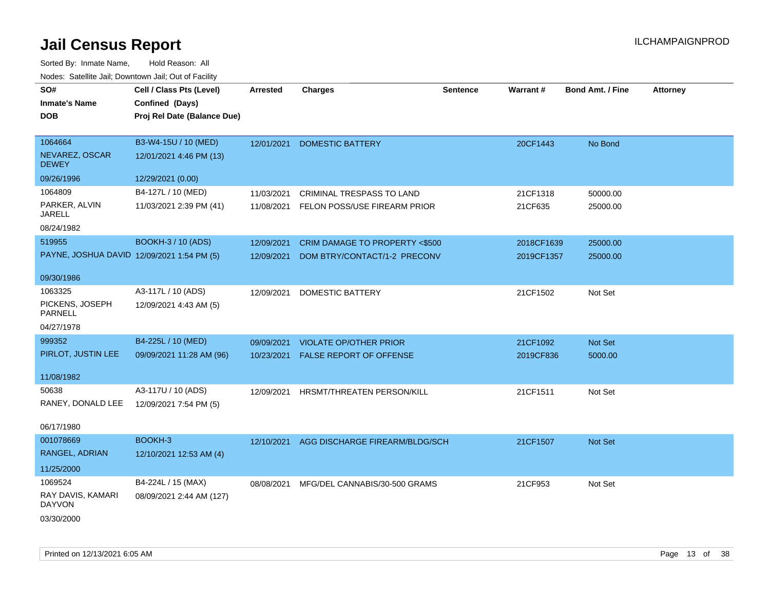# Jail Census Report

ILCHAMPAIGNPROD

Sorted By: Inmate Name, Hold Reason: All

Nodes: Satellite Jail; Downtown Jail; Out of Facility

| SO# / Inmate's Name / DOB | Cell / Class Pts (Level) / Confined (Days) / Proj Rel Date (Balance Due) | Arrested | Charges | Sentence | Warrant # | Bond Amt. / Fine | Attorney |
|---|---|---|---|---|---|---|---|
| 1064664 NEVAREZ, OSCAR DEWEY 09/26/1996 | B3-W4-15U / 10 (MED) 12/01/2021 4:46 PM (13) 12/29/2021 (0.00) | 12/01/2021 | DOMESTIC BATTERY | | 20CF1443 | No Bond | |
| 1064809 PARKER, ALVIN JARELL 08/24/1982 | B4-127L / 10 (MED) 11/03/2021 2:39 PM (41) | 11/03/2021 | CRIMINAL TRESPASS TO LAND | | 21CF1318 | 50000.00 | |
| | | 11/08/2021 | FELON POSS/USE FIREARM PRIOR | | 21CF635 | 25000.00 | |
| 519955 PAYNE, JOSHUA DAVID 09/30/1986 | BOOKH-3 / 10 (ADS) 12/09/2021 1:54 PM (5) | 12/09/2021 | CRIM DAMAGE TO PROPERTY <$500 | | 2018CF1639 | 25000.00 | |
| | | 12/09/2021 | DOM BTRY/CONTACT/1-2 PRECONV | | 2019CF1357 | 25000.00 | |
| 1063325 PICKENS, JOSEPH PARNELL 04/27/1978 | A3-117L / 10 (ADS) 12/09/2021 4:43 AM (5) | 12/09/2021 | DOMESTIC BATTERY | | 21CF1502 | Not Set | |
| 999352 PIRLOT, JUSTIN LEE 11/08/1982 | B4-225L / 10 (MED) 09/09/2021 11:28 AM (96) | 09/09/2021 | VIOLATE OP/OTHER PRIOR | | 21CF1092 | Not Set | |
| | | 10/23/2021 | FALSE REPORT OF OFFENSE | | 2019CF836 | 5000.00 | |
| 50638 RANEY, DONALD LEE 06/17/1980 | A3-117U / 10 (ADS) 12/09/2021 7:54 PM (5) | 12/09/2021 | HRSMT/THREATEN PERSON/KILL | | 21CF1511 | Not Set | |
| 001078669 RANGEL, ADRIAN 11/25/2000 | BOOKH-3 12/10/2021 12:53 AM (4) | 12/10/2021 | AGG DISCHARGE FIREARM/BLDG/SCH | | 21CF1507 | Not Set | |
| 1069524 RAY DAVIS, KAMARI DAYVON 03/30/2000 | B4-224L / 15 (MAX) 08/09/2021 2:44 AM (127) | 08/08/2021 | MFG/DEL CANNABIS/30-500 GRAMS | | 21CF953 | Not Set | |

Printed on 12/13/2021 6:05 AM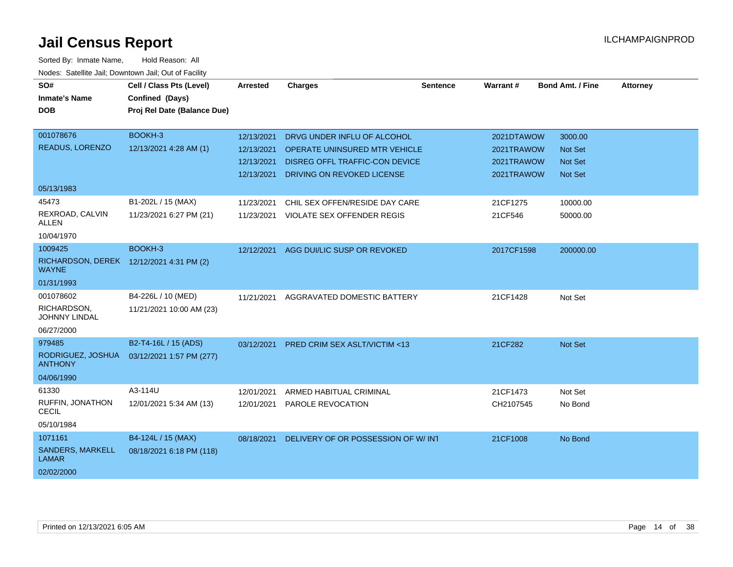# Jail Census Report

ILCHAMPAIGNPROD

Sorted By: Inmate Name, Hold Reason: All

Nodes: Satellite Jail; Downtown Jail; Out of Facility

| SO# / Inmate's Name / DOB | Cell / Class Pts (Level) / Confined (Days) / Proj Rel Date (Balance Due) | Arrested | Charges | Sentence | Warrant # | Bond Amt. / Fine | Attorney |
|---|---|---|---|---|---|---|---|
| 001078676 READUS, LORENZO 05/13/1983 | BOOKH-3 12/13/2021 4:28 AM (1) | 12/13/2021 | DRVG UNDER INFLU OF ALCOHOL | | 2021DTAWOW | 3000.00 | |
| | | 12/13/2021 | OPERATE UNINSURED MTR VEHICLE | | 2021TRAWOW | Not Set | |
| | | 12/13/2021 | DISREG OFFL TRAFFIC-CON DEVICE | | 2021TRAWOW | Not Set | |
| | | 12/13/2021 | DRIVING ON REVOKED LICENSE | | 2021TRAWOW | Not Set | |
| 45473 REXROAD, CALVIN ALLEN 10/04/1970 | B1-202L / 15 (MAX) 11/23/2021 6:27 PM (21) | 11/23/2021 | CHIL SEX OFFEN/RESIDE DAY CARE | | 21CF1275 | 10000.00 | |
| | | 11/23/2021 | VIOLATE SEX OFFENDER REGIS | | 21CF546 | 50000.00 | |
| 1009425 RICHARDSON, DEREK WAYNE 01/31/1993 | BOOKH-3 12/12/2021 4:31 PM (2) | 12/12/2021 | AGG DUI/LIC SUSP OR REVOKED | | 2017CF1598 | 200000.00 | |
| 001078602 RICHARDSON, JOHNNY LINDAL 06/27/2000 | B4-226L / 10 (MED) 11/21/2021 10:00 AM (23) | 11/21/2021 | AGGRAVATED DOMESTIC BATTERY | | 21CF1428 | Not Set | |
| 979485 RODRIGUEZ, JOSHUA ANTHONY 04/06/1990 | B2-T4-16L / 15 (ADS) 03/12/2021 1:57 PM (277) | 03/12/2021 | PRED CRIM SEX ASLT/VICTIM <13 | | 21CF282 | Not Set | |
| 61330 RUFFIN, JONATHON CECIL 05/10/1984 | A3-114U 12/01/2021 5:34 AM (13) | 12/01/2021 | ARMED HABITUAL CRIMINAL | | 21CF1473 | Not Set | |
| | | 12/01/2021 | PAROLE REVOCATION | | CH2107545 | No Bond | |
| 1071161 SANDERS, MARKELL LAMAR 02/02/2000 | B4-124L / 15 (MAX) 08/18/2021 6:18 PM (118) | 08/18/2021 | DELIVERY OF OR POSSESSION OF W/ INT | | 21CF1008 | No Bond | |

Printed on 12/13/2021 6:05 AM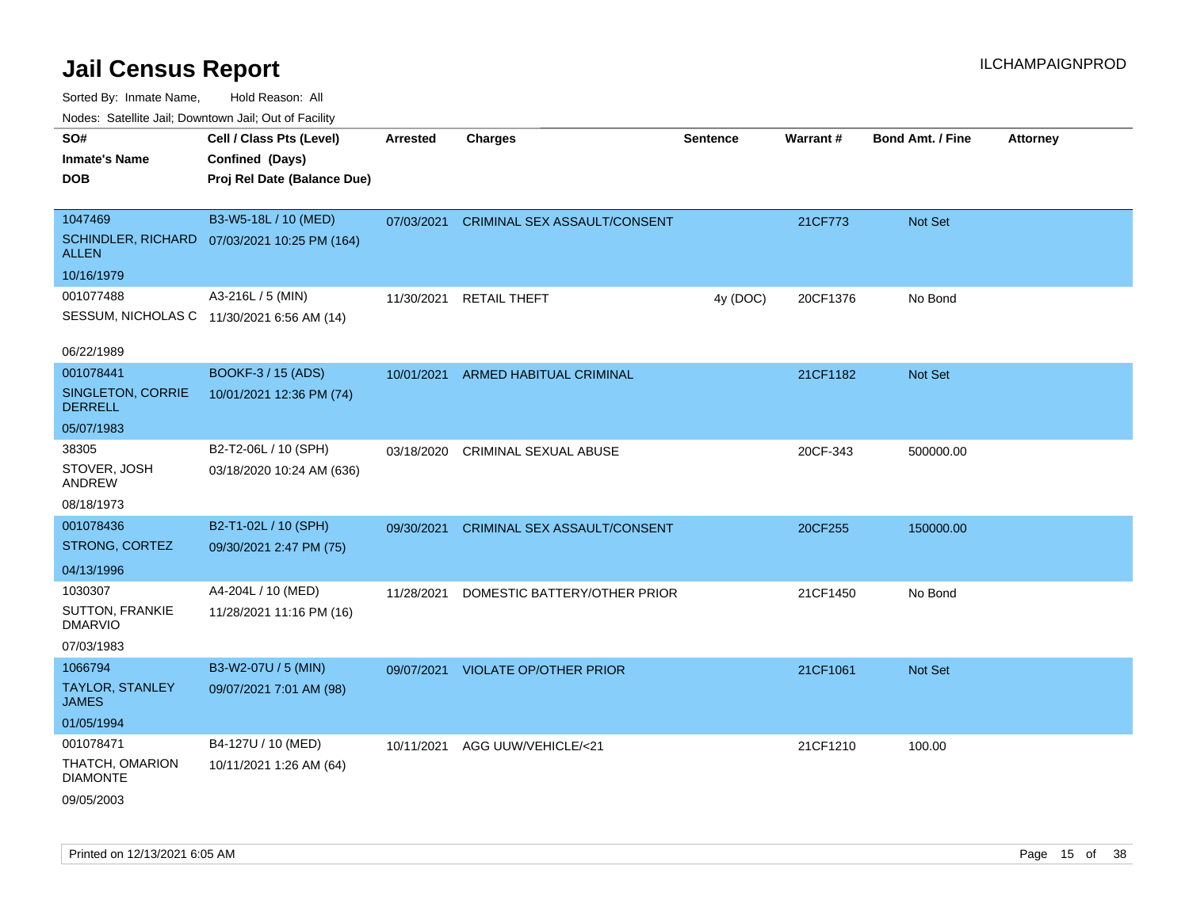# Jail Census Report

ILCHAMPAIGNPROD

Sorted By: Inmate Name, Hold Reason: All

Nodes: Satellite Jail; Downtown Jail; Out of Facility

| SO# / Inmate's Name / DOB | Cell / Class Pts (Level) / Confined (Days) / Proj Rel Date (Balance Due) | Arrested | Charges | Sentence | Warrant # | Bond Amt. / Fine | Attorney |
|---|---|---|---|---|---|---|---|
| 1047469<br>SCHINDLER, RICHARD ALLEN<br>10/16/1979 | B3-W5-18L / 10 (MED)<br>07/03/2021 10:25 PM (164) | 07/03/2021 | CRIMINAL SEX ASSAULT/CONSENT | | 21CF773 | Not Set | |
| 001077488<br>SESSUM, NICHOLAS C<br>06/22/1989 | A3-216L / 5 (MIN)<br>11/30/2021 6:56 AM (14) | 11/30/2021 | RETAIL THEFT | 4y (DOC) | 20CF1376 | No Bond | |
| 001078441<br>SINGLETON, CORRIE DERRELL<br>05/07/1983 | BOOKF-3 / 15 (ADS)<br>10/01/2021 12:36 PM (74) | 10/01/2021 | ARMED HABITUAL CRIMINAL | | 21CF1182 | Not Set | |
| 38305<br>STOVER, JOSH ANDREW<br>08/18/1973 | B2-T2-06L / 10 (SPH)<br>03/18/2020 10:24 AM (636) | 03/18/2020 | CRIMINAL SEXUAL ABUSE | | 20CF-343 | 500000.00 | |
| 001078436<br>STRONG, CORTEZ<br>04/13/1996 | B2-T1-02L / 10 (SPH)<br>09/30/2021 2:47 PM (75) | 09/30/2021 | CRIMINAL SEX ASSAULT/CONSENT | | 20CF255 | 150000.00 | |
| 1030307<br>SUTTON, FRANKIE DMARVIO<br>07/03/1983 | A4-204L / 10 (MED)<br>11/28/2021 11:16 PM (16) | 11/28/2021 | DOMESTIC BATTERY/OTHER PRIOR | | 21CF1450 | No Bond | |
| 1066794<br>TAYLOR, STANLEY JAMES<br>01/05/1994 | B3-W2-07U / 5 (MIN)<br>09/07/2021 7:01 AM (98) | 09/07/2021 | VIOLATE OP/OTHER PRIOR | | 21CF1061 | Not Set | |
| 001078471<br>THATCH, OMARION DIAMONTE<br>09/05/2003 | B4-127U / 10 (MED)<br>10/11/2021 1:26 AM (64) | 10/11/2021 | AGG UUW/VEHICLE/<21 | | 21CF1210 | 100.00 | |

Printed on 12/13/2021 6:05 AM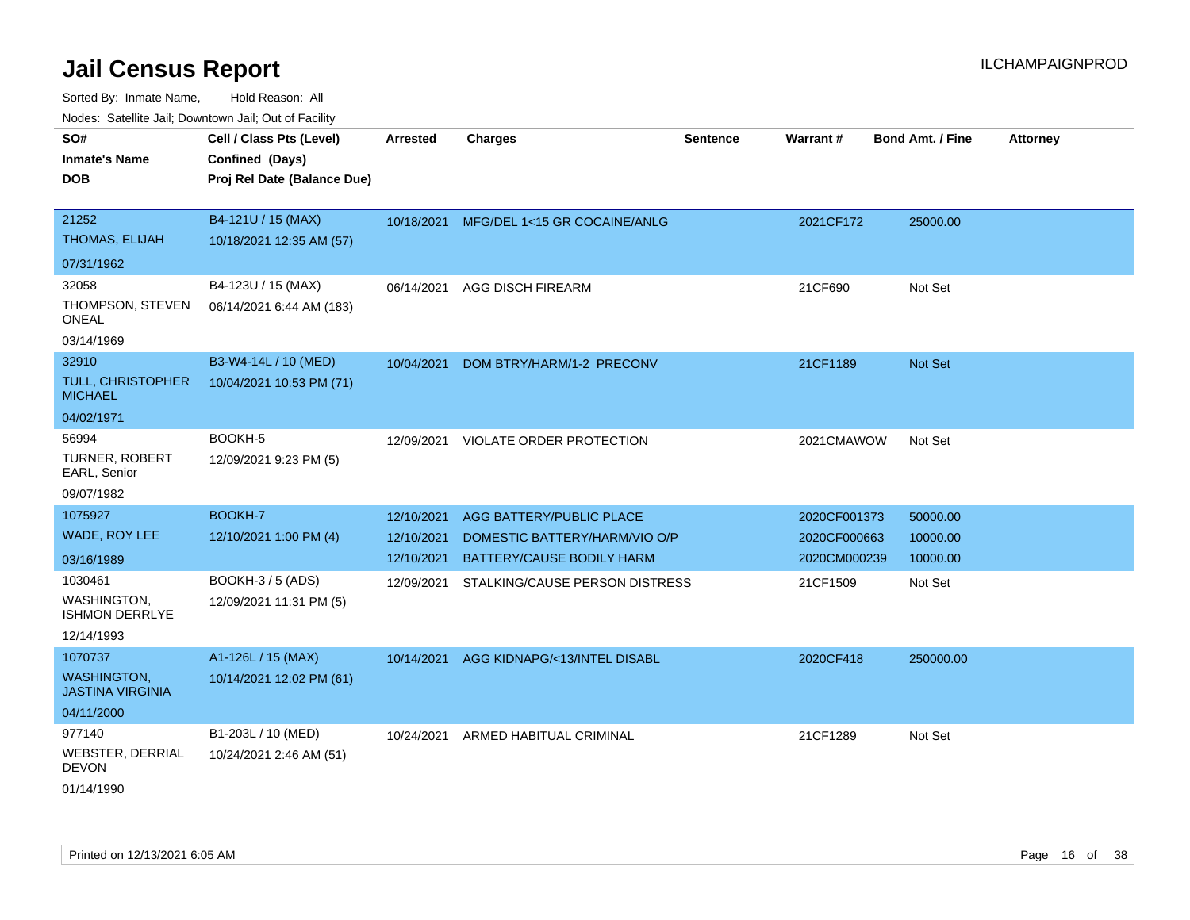# Jail Census Report

ILCHAMPAIGNPROD

Sorted By: Inmate Name, Hold Reason: All

Nodes: Satellite Jail; Downtown Jail; Out of Facility

| SO# / Inmate's Name / DOB | Cell / Class Pts (Level) / Confined (Days) / Proj Rel Date (Balance Due) | Arrested | Charges | Sentence | Warrant # | Bond Amt. / Fine | Attorney |
|---|---|---|---|---|---|---|---|
| 21252<br>THOMAS, ELIJAH<br>07/31/1962 | B4-121U / 15 (MAX)<br>10/18/2021 12:35 AM (57) | 10/18/2021 | MFG/DEL 1<15 GR COCAINE/ANLG | | 2021CF172 | 25000.00 | |
| 32058<br>THOMPSON, STEVEN ONEAL<br>03/14/1969 | B4-123U / 15 (MAX)<br>06/14/2021 6:44 AM (183) | 06/14/2021 | AGG DISCH FIREARM | | 21CF690 | Not Set | |
| 32910<br>TULL, CHRISTOPHER MICHAEL<br>04/02/1971 | B3-W4-14L / 10 (MED)<br>10/04/2021 10:53 PM (71) | 10/04/2021 | DOM BTRY/HARM/1-2 PRECONV | | 21CF1189 | Not Set | |
| 56994<br>TURNER, ROBERT EARL, Senior<br>09/07/1982 | BOOKH-5<br>12/09/2021 9:23 PM (5) | 12/09/2021 | VIOLATE ORDER PROTECTION | | 2021CMAWOW | Not Set | |
| 1075927<br>WADE, ROY LEE<br>03/16/1989 | BOOKH-7<br>12/10/2021 1:00 PM (4) | 12/10/2021 | AGG BATTERY/PUBLIC PLACE | | 2020CF001373 | 50000.00 | |
| | | 12/10/2021 | DOMESTIC BATTERY/HARM/VIO O/P | | 2020CF000663 | 10000.00 | |
| | | 12/10/2021 | BATTERY/CAUSE BODILY HARM | | 2020CM000239 | 10000.00 | |
| 1030461<br>WASHINGTON, ISHMON DERRLYE<br>12/14/1993 | BOOKH-3 / 5 (ADS)<br>12/09/2021 11:31 PM (5) | 12/09/2021 | STALKING/CAUSE PERSON DISTRESS | | 21CF1509 | Not Set | |
| 1070737<br>WASHINGTON, JASTINA VIRGINIA<br>04/11/2000 | A1-126L / 15 (MAX)<br>10/14/2021 12:02 PM (61) | 10/14/2021 | AGG KIDNAPG/<13/INTEL DISABL | | 2020CF418 | 250000.00 | |
| 977140<br>WEBSTER, DERRIAL DEVON<br>01/14/1990 | B1-203L / 10 (MED)<br>10/24/2021 2:46 AM (51) | 10/24/2021 | ARMED HABITUAL CRIMINAL | | 21CF1289 | Not Set | |

Printed on 12/13/2021 6:05 AM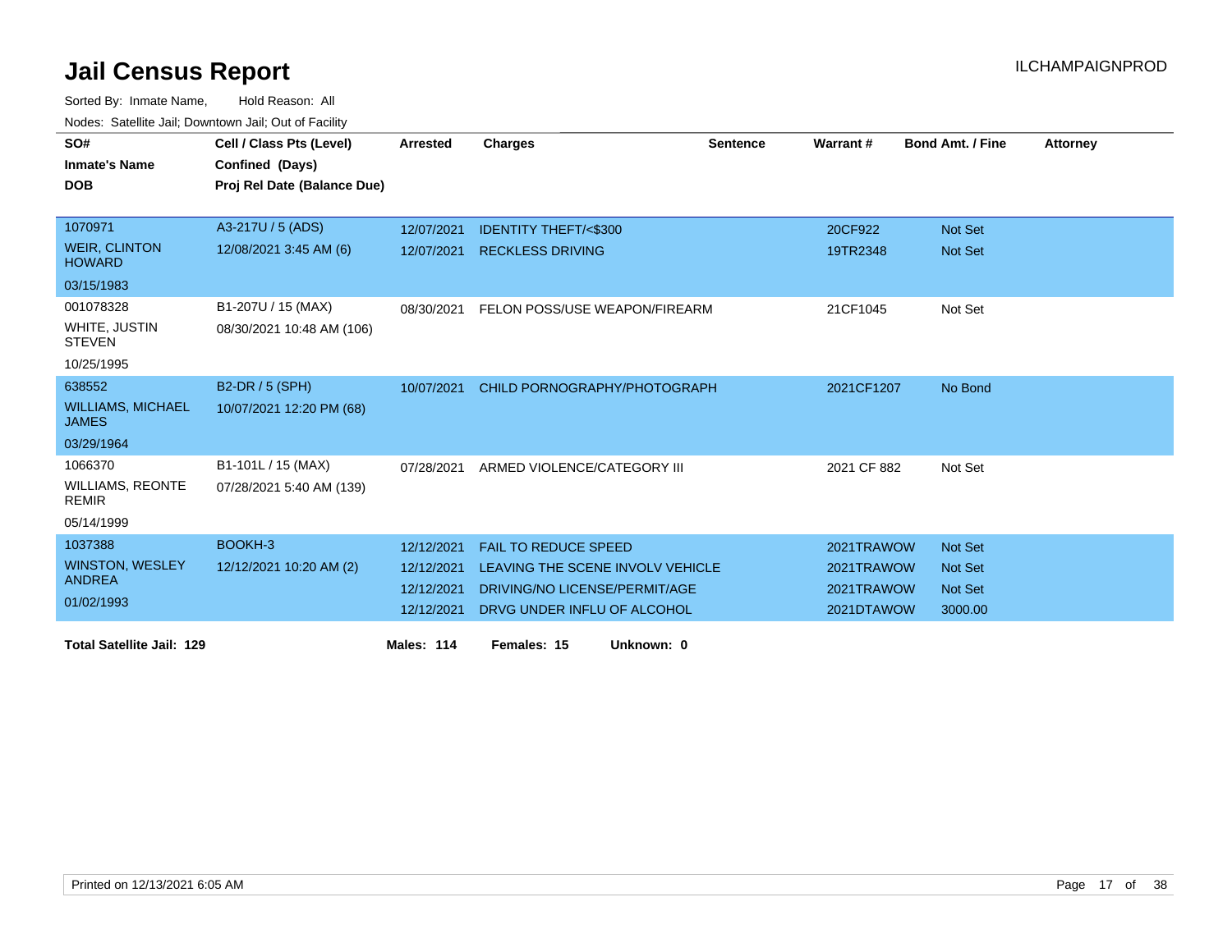# Jail Census Report

ILCHAMPAIGNPROD

Sorted By: Inmate Name, Hold Reason: All

Nodes: Satellite Jail; Downtown Jail; Out of Facility

| SO# / Inmate's Name / DOB | Cell / Class Pts (Level) / Confined (Days) / Proj Rel Date (Balance Due) | Arrested | Charges | Sentence | Warrant # | Bond Amt. / Fine | Attorney |
|---|---|---|---|---|---|---|---|
| 1070971 | A3-217U / 5 (ADS) | 12/07/2021 | IDENTITY THEFT/<$300 | | 20CF922 | Not Set | |
| WEIR, CLINTON HOWARD | 12/08/2021 3:45 AM (6) | 12/07/2021 | RECKLESS DRIVING | | 19TR2348 | Not Set | |
| 03/15/1983 | | | | | | | |
| 001078328 | B1-207U / 15 (MAX) | 08/30/2021 | FELON POSS/USE WEAPON/FIREARM | | 21CF1045 | Not Set | |
| WHITE, JUSTIN STEVEN | 08/30/2021 10:48 AM (106) | | | | | | |
| 10/25/1995 | | | | | | | |
| 638552 | B2-DR / 5 (SPH) | 10/07/2021 | CHILD PORNOGRAPHY/PHOTOGRAPH | | 2021CF1207 | No Bond | |
| WILLIAMS, MICHAEL JAMES | 10/07/2021 12:20 PM (68) | | | | | | |
| 03/29/1964 | | | | | | | |
| 1066370 | B1-101L / 15 (MAX) | 07/28/2021 | ARMED VIOLENCE/CATEGORY III | | 2021 CF 882 | Not Set | |
| WILLIAMS, REONTE REMIR | 07/28/2021 5:40 AM (139) | | | | | | |
| 05/14/1999 | | | | | | | |
| 1037388 | BOOKH-3 | 12/12/2021 | FAIL TO REDUCE SPEED | | 2021TRAWOW | Not Set | |
| WINSTON, WESLEY ANDREA | 12/12/2021 10:20 AM (2) | 12/12/2021 | LEAVING THE SCENE INVOLV VEHICLE | | 2021TRAWOW | Not Set | |
| 01/02/1993 | | 12/12/2021 | DRIVING/NO LICENSE/PERMIT/AGE | | 2021TRAWOW | Not Set | |
| | | 12/12/2021 | DRVG UNDER INFLU OF ALCOHOL | | 2021DTAWOW | 3000.00 | |

**Total Satellite Jail: 129** **Males: 114** **Females: 15** **Unknown: 0**

Printed on 12/13/2021 6:05 AM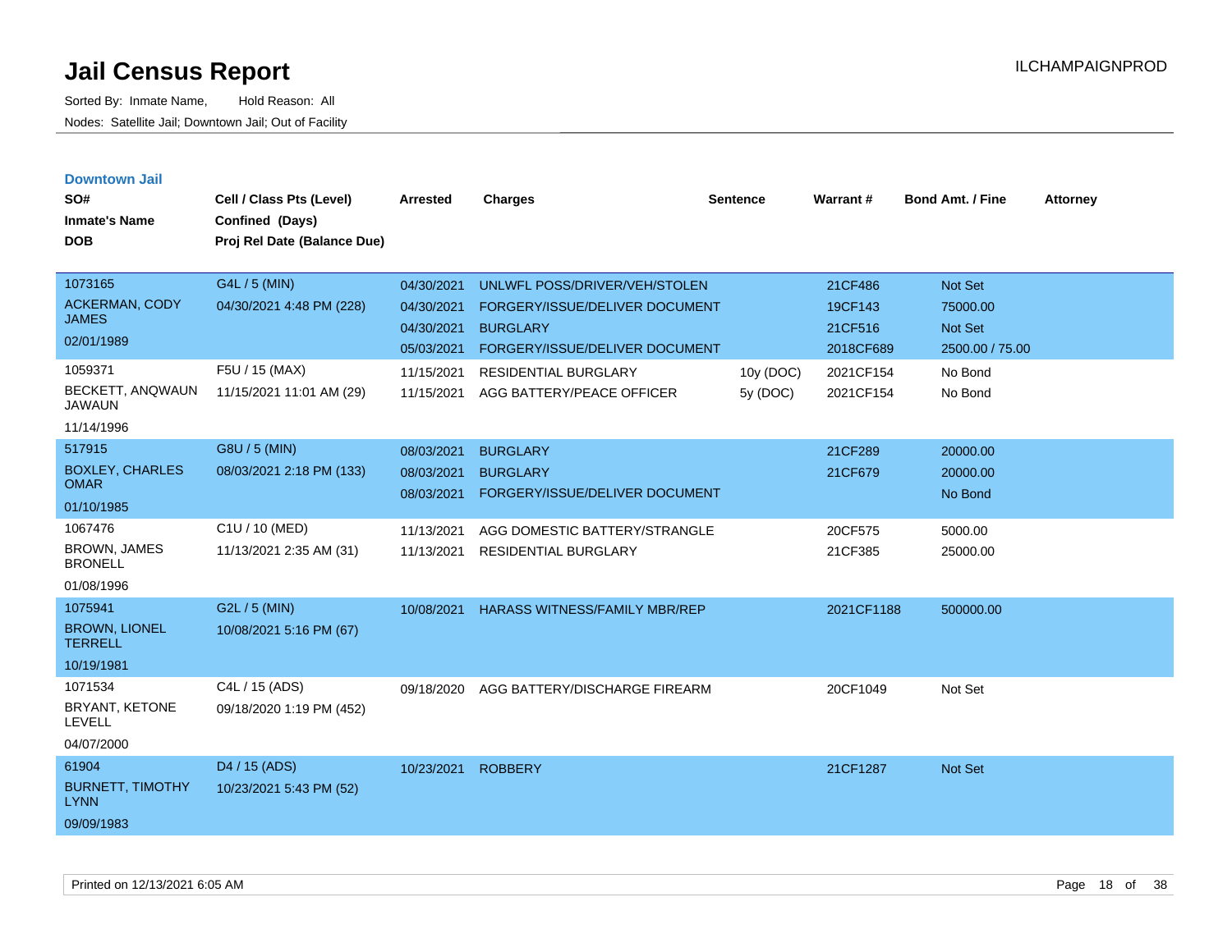# Jail Census Report

Sorted By: Inmate Name, Hold Reason: All

Nodes: Satellite Jail; Downtown Jail; Out of Facility

ILCHAMPAIGNPROD

## Downtown Jail

| SO# / Inmate's Name / DOB | Cell / Class Pts (Level) / Confined (Days) / Proj Rel Date (Balance Due) | Arrested | Charges | Sentence | Warrant # | Bond Amt. / Fine | Attorney |
|---|---|---|---|---|---|---|---|
| 1073165 ACKERMAN, CODY JAMES 02/01/1989 | G4L / 5 (MIN) 04/30/2021 4:48 PM (228) | 04/30/2021 | UNLWFL POSS/DRIVER/VEH/STOLEN | | 21CF486 | Not Set | |
| | | 04/30/2021 | FORGERY/ISSUE/DELIVER DOCUMENT | | 19CF143 | 75000.00 | |
| | | 04/30/2021 | BURGLARY | | 21CF516 | Not Set | |
| | | 05/03/2021 | FORGERY/ISSUE/DELIVER DOCUMENT | | 2018CF689 | 2500.00 / 75.00 | |
| 1059371 BECKETT, ANQWAUN JAWAUN 11/14/1996 | F5U / 15 (MAX) 11/15/2021 11:01 AM (29) | 11/15/2021 | RESIDENTIAL BURGLARY | 10y (DOC) | 2021CF154 | No Bond | |
| | | 11/15/2021 | AGG BATTERY/PEACE OFFICER | 5y (DOC) | 2021CF154 | No Bond | |
| 517915 BOXLEY, CHARLES OMAR 01/10/1985 | G8U / 5 (MIN) 08/03/2021 2:18 PM (133) | 08/03/2021 | BURGLARY | | 21CF289 | 20000.00 | |
| | | 08/03/2021 | BURGLARY | | 21CF679 | 20000.00 | |
| | | 08/03/2021 | FORGERY/ISSUE/DELIVER DOCUMENT | | | No Bond | |
| 1067476 BROWN, JAMES BRONELL 01/08/1996 | C1U / 10 (MED) 11/13/2021 2:35 AM (31) | 11/13/2021 | AGG DOMESTIC BATTERY/STRANGLE | | 20CF575 | 5000.00 | |
| | | 11/13/2021 | RESIDENTIAL BURGLARY | | 21CF385 | 25000.00 | |
| 1075941 BROWN, LIONEL TERRELL 10/19/1981 | G2L / 5 (MIN) 10/08/2021 5:16 PM (67) | 10/08/2021 | HARASS WITNESS/FAMILY MBR/REP | | 2021CF1188 | 500000.00 | |
| 1071534 BRYANT, KETONE LEVELL 04/07/2000 | C4L / 15 (ADS) 09/18/2020 1:19 PM (452) | 09/18/2020 | AGG BATTERY/DISCHARGE FIREARM | | 20CF1049 | Not Set | |
| 61904 BURNETT, TIMOTHY LYNN 09/09/1983 | D4 / 15 (ADS) 10/23/2021 5:43 PM (52) | 10/23/2021 | ROBBERY | | 21CF1287 | Not Set | |

Printed on 12/13/2021 6:05 AM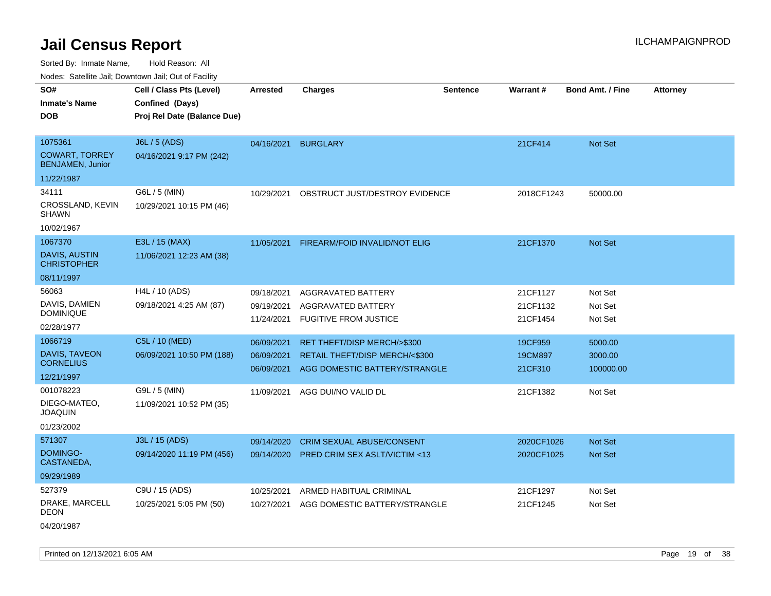# Jail Census Report

ILCHAMPAIGNPROD

Sorted By: Inmate Name, Hold Reason: All

Nodes: Satellite Jail; Downtown Jail; Out of Facility

| SO# / Inmate's Name / DOB | Cell / Class Pts (Level) / Confined (Days) / Proj Rel Date (Balance Due) | Arrested | Charges | Sentence | Warrant # | Bond Amt. / Fine | Attorney |
|---|---|---|---|---|---|---|---|
| 1075361<br>COWART, TORREY BENJAMEN, Junior<br>11/22/1987 | J6L / 5 (ADS)<br>04/16/2021 9:17 PM (242) | 04/16/2021 | BURGLARY | | 21CF414 | Not Set | |
| 34111<br>CROSSLAND, KEVIN SHAWN<br>10/02/1967 | G6L / 5 (MIN)<br>10/29/2021 10:15 PM (46) | 10/29/2021 | OBSTRUCT JUST/DESTROY EVIDENCE | | 2018CF1243 | 50000.00 | |
| 1067370<br>DAVIS, AUSTIN CHRISTOPHER<br>08/11/1997 | E3L / 15 (MAX)<br>11/06/2021 12:23 AM (38) | 11/05/2021 | FIREARM/FOID INVALID/NOT ELIG | | 21CF1370 | Not Set | |
| 56063<br>DAVIS, DAMIEN DOMINIQUE<br>02/28/1977 | H4L / 10 (ADS)<br>09/18/2021 4:25 AM (87) | 09/18/2021<br>09/19/2021<br>11/24/2021 | AGGRAVATED BATTERY<br>AGGRAVATED BATTERY<br>FUGITIVE FROM JUSTICE | | 21CF1127<br>21CF1132<br>21CF1454 | Not Set<br>Not Set<br>Not Set | |
| 1066719<br>DAVIS, TAVEON CORNELIUS<br>12/21/1997 | C5L / 10 (MED)<br>06/09/2021 10:50 PM (188) | 06/09/2021<br>06/09/2021<br>06/09/2021 | RET THEFT/DISP MERCH/>$300<br>RETAIL THEFT/DISP MERCH/<$300<br>AGG DOMESTIC BATTERY/STRANGLE | | 19CF959<br>19CM897<br>21CF310 | 5000.00<br>3000.00<br>100000.00 | |
| 001078223<br>DIEGO-MATEO, JOAQUIN<br>01/23/2002 | G9L / 5 (MIN)<br>11/09/2021 10:52 PM (35) | 11/09/2021 | AGG DUI/NO VALID DL | | 21CF1382 | Not Set | |
| 571307<br>DOMINGO-CASTANEDA,<br>09/29/1989 | J3L / 15 (ADS)<br>09/14/2020 11:19 PM (456) | 09/14/2020<br>09/14/2020 | CRIM SEXUAL ABUSE/CONSENT<br>PRED CRIM SEX ASLT/VICTIM <13 | | 2020CF1026<br>2020CF1025 | Not Set<br>Not Set | |
| 527379<br>DRAKE, MARCELL DEON<br>04/20/1987 | C9U / 15 (ADS)<br>10/25/2021 5:05 PM (50) | 10/25/2021<br>10/27/2021 | ARMED HABITUAL CRIMINAL<br>AGG DOMESTIC BATTERY/STRANGLE | | 21CF1297<br>21CF1245 | Not Set<br>Not Set | |

Printed on 12/13/2021 6:05 AM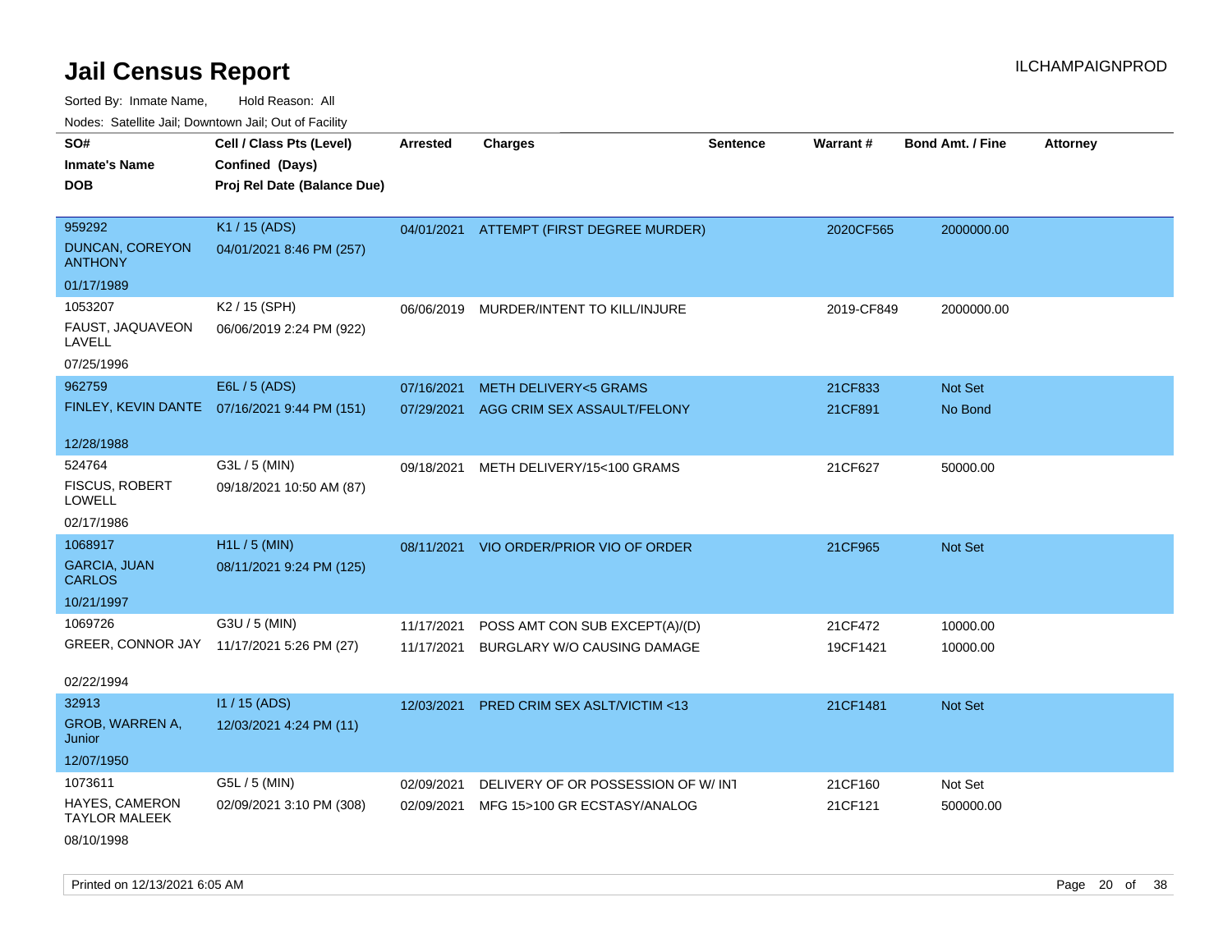# Jail Census Report

ILCHAMPAIGNPROD

Sorted By: Inmate Name, Hold Reason: All

Nodes: Satellite Jail; Downtown Jail; Out of Facility

| SO# / Inmate's Name / DOB | Cell / Class Pts (Level) / Confined (Days) / Proj Rel Date (Balance Due) | Arrested | Charges | Sentence | Warrant # | Bond Amt. / Fine | Attorney |
|---|---|---|---|---|---|---|---|
| 959292<br>DUNCAN, COREYON ANTHONY<br>01/17/1989 | K1 / 15 (ADS)<br>04/01/2021 8:46 PM (257) | 04/01/2021 | ATTEMPT (FIRST DEGREE MURDER) | | 2020CF565 | 2000000.00 | |
| 1053207<br>FAUST, JAQUAVEON LAVELL<br>07/25/1996 | K2 / 15 (SPH)<br>06/06/2019 2:24 PM (922) | 06/06/2019 | MURDER/INTENT TO KILL/INJURE | | 2019-CF849 | 2000000.00 | |
| 962759<br>FINLEY, KEVIN DANTE<br>12/28/1988 | E6L / 5 (ADS)<br>07/16/2021 9:44 PM (151) | 07/16/2021 | METH DELIVERY<5 GRAMS | | 21CF833 | Not Set | |
| | | 07/29/2021 | AGG CRIM SEX ASSAULT/FELONY | | 21CF891 | No Bond | |
| 524764<br>FISCUS, ROBERT LOWELL<br>02/17/1986 | G3L / 5 (MIN)<br>09/18/2021 10:50 AM (87) | 09/18/2021 | METH DELIVERY/15<100 GRAMS | | 21CF627 | 50000.00 | |
| 1068917<br>GARCIA, JUAN CARLOS<br>10/21/1997 | H1L / 5 (MIN)<br>08/11/2021 9:24 PM (125) | 08/11/2021 | VIO ORDER/PRIOR VIO OF ORDER | | 21CF965 | Not Set | |
| 1069726<br>GREER, CONNOR JAY<br>02/22/1994 | G3U / 5 (MIN)<br>11/17/2021 5:26 PM (27) | 11/17/2021 | POSS AMT CON SUB EXCEPT(A)/(D) | | 21CF472 | 10000.00 | |
| | | 11/17/2021 | BURGLARY W/O CAUSING DAMAGE | | 19CF1421 | 10000.00 | |
| 32913<br>GROB, WARREN A, Junior<br>12/07/1950 | I1 / 15 (ADS)<br>12/03/2021 4:24 PM (11) | 12/03/2021 | PRED CRIM SEX ASLT/VICTIM <13 | | 21CF1481 | Not Set | |
| 1073611<br>HAYES, CAMERON TAYLOR MALEEK<br>08/10/1998 | G5L / 5 (MIN)<br>02/09/2021 3:10 PM (308) | 02/09/2021 | DELIVERY OF OR POSSESSION OF W/ INT | | 21CF160 | Not Set | |
| | | 02/09/2021 | MFG 15>100 GR ECSTASY/ANALOG | | 21CF121 | 500000.00 | |

Printed on 12/13/2021 6:05 AM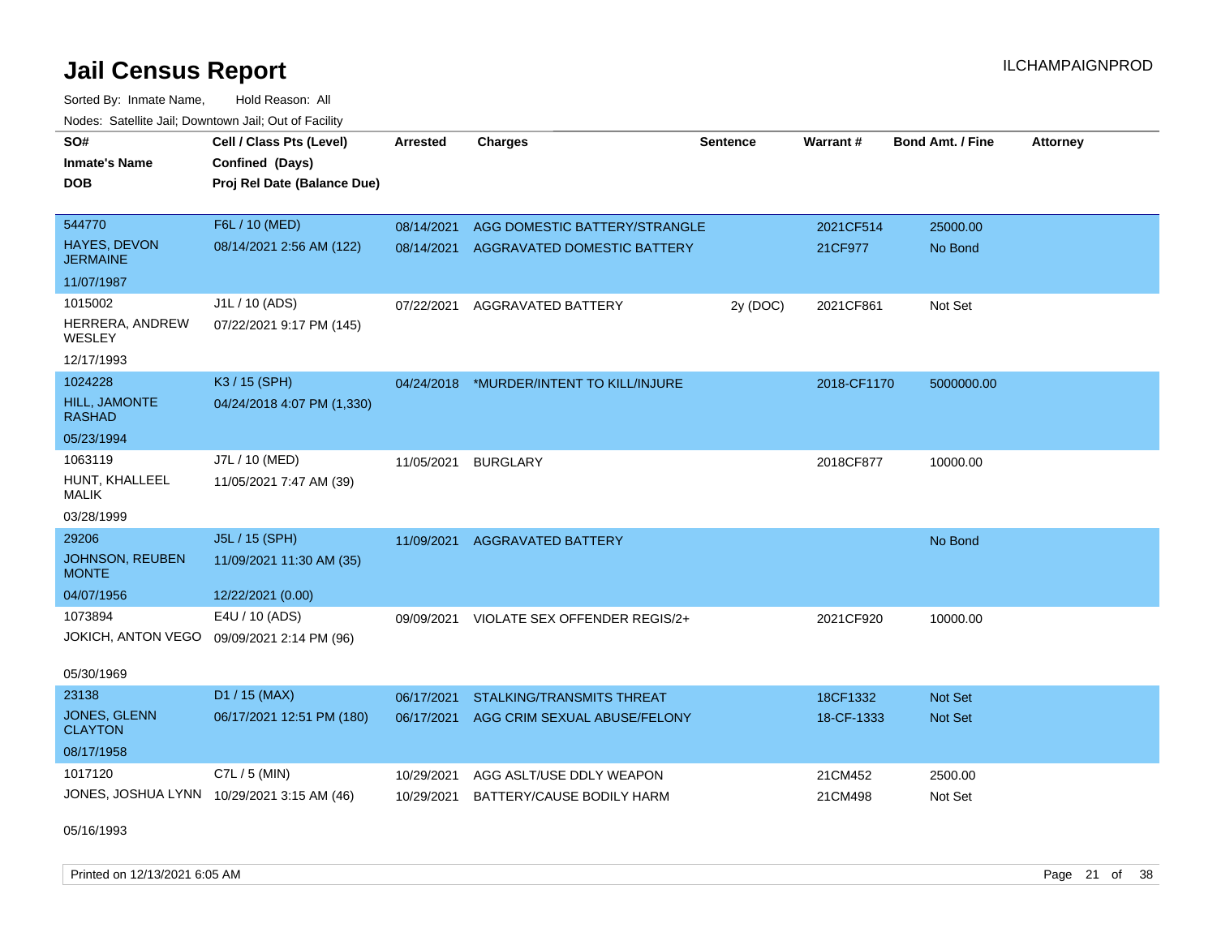# Jail Census Report

ILCHAMPAIGNPROD

Sorted By: Inmate Name, Hold Reason: All

Nodes: Satellite Jail; Downtown Jail; Out of Facility

| SO# / Inmate's Name / DOB | Cell / Class Pts (Level) / Confined (Days) / Proj Rel Date (Balance Due) | Arrested | Charges | Sentence | Warrant # | Bond Amt. / Fine | Attorney |
|---|---|---|---|---|---|---|---|
| 544770<br>HAYES, DEVON JERMAINE<br>11/07/1987 | F6L / 10 (MED)<br>08/14/2021 2:56 AM (122) | 08/14/2021<br>08/14/2021 | AGG DOMESTIC BATTERY/STRANGLE<br>AGGRAVATED DOMESTIC BATTERY | | 2021CF514<br>21CF977 | 25000.00<br>No Bond | |
| 1015002<br>HERRERA, ANDREW WESLEY<br>12/17/1993 | J1L / 10 (ADS)<br>07/22/2021 9:17 PM (145) | 07/22/2021 | AGGRAVATED BATTERY | 2y (DOC) | 2021CF861 | Not Set | |
| 1024228<br>HILL, JAMONTE RASHAD<br>05/23/1994 | K3 / 15 (SPH)<br>04/24/2018 4:07 PM (1,330) | 04/24/2018 | *MURDER/INTENT TO KILL/INJURE | | 2018-CF1170 | 5000000.00 | |
| 1063119<br>HUNT, KHALLEEL MALIK<br>03/28/1999 | J7L / 10 (MED)<br>11/05/2021 7:47 AM (39) | 11/05/2021 | BURGLARY | | 2018CF877 | 10000.00 | |
| 29206<br>JOHNSON, REUBEN MONTE<br>04/07/1956 | J5L / 15 (SPH)<br>11/09/2021 11:30 AM (35)<br>12/22/2021 (0.00) | 11/09/2021 | AGGRAVATED BATTERY | | | No Bond | |
| 1073894<br>JOKICH, ANTON VEGO<br>05/30/1969 | E4U / 10 (ADS)<br>09/09/2021 2:14 PM (96) | 09/09/2021 | VIOLATE SEX OFFENDER REGIS/2+ | | 2021CF920 | 10000.00 | |
| 23138<br>JONES, GLENN CLAYTON<br>08/17/1958 | D1 / 15 (MAX)<br>06/17/2021 12:51 PM (180) | 06/17/2021<br>06/17/2021 | STALKING/TRANSMITS THREAT<br>AGG CRIM SEXUAL ABUSE/FELONY | | 18CF1332<br>18-CF-1333 | Not Set<br>Not Set | |
| 1017120<br>JONES, JOSHUA LYNN<br>05/16/1993 | C7L / 5 (MIN)<br>10/29/2021 3:15 AM (46) | 10/29/2021<br>10/29/2021 | AGG ASLT/USE DDLY WEAPON<br>BATTERY/CAUSE BODILY HARM | | 21CM452<br>21CM498 | 2500.00<br>Not Set | |

Printed on 12/13/2021 6:05 AM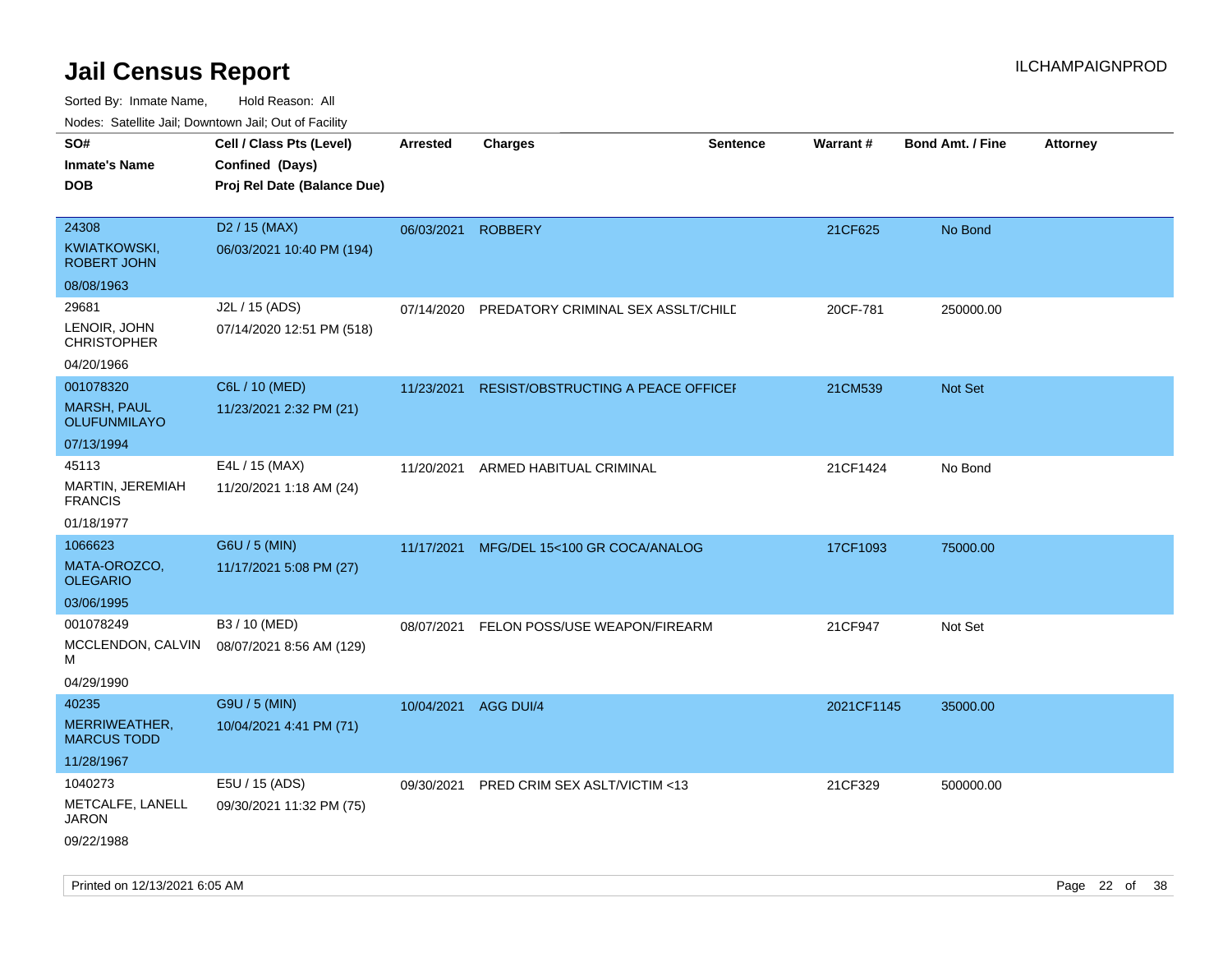# Jail Census Report

ILCHAMPAIGNPROD

Sorted By: Inmate Name, Hold Reason: All

Nodes: Satellite Jail; Downtown Jail; Out of Facility

| SO# / Inmate's Name / DOB | Cell / Class Pts (Level) / Confined (Days) / Proj Rel Date (Balance Due) | Arrested | Charges | Sentence | Warrant # | Bond Amt. / Fine | Attorney |
|---|---|---|---|---|---|---|---|
| 24308<br>KWIATKOWSKI, ROBERT JOHN<br>08/08/1963 | D2 / 15 (MAX)<br>06/03/2021 10:40 PM (194) | 06/03/2021 | ROBBERY | | 21CF625 | No Bond | |
| 29681<br>LENOIR, JOHN CHRISTOPHER<br>04/20/1966 | J2L / 15 (ADS)<br>07/14/2020 12:51 PM (518) | 07/14/2020 | PREDATORY CRIMINAL SEX ASSLT/CHILD | | 20CF-781 | 250000.00 | |
| 001078320<br>MARSH, PAUL OLUFUNMILAYO<br>07/13/1994 | C6L / 10 (MED)<br>11/23/2021 2:32 PM (21) | 11/23/2021 | RESIST/OBSTRUCTING A PEACE OFFICER | | 21CM539 | Not Set | |
| 45113<br>MARTIN, JEREMIAH FRANCIS<br>01/18/1977 | E4L / 15 (MAX)<br>11/20/2021 1:18 AM (24) | 11/20/2021 | ARMED HABITUAL CRIMINAL | | 21CF1424 | No Bond | |
| 1066623<br>MATA-OROZCO, OLEGARIO<br>03/06/1995 | G6U / 5 (MIN)<br>11/17/2021 5:08 PM (27) | 11/17/2021 | MFG/DEL 15<100 GR COCA/ANALOG | | 17CF1093 | 75000.00 | |
| 001078249<br>MCCLENDON, CALVIN M<br>04/29/1990 | B3 / 10 (MED)<br>08/07/2021 8:56 AM (129) | 08/07/2021 | FELON POSS/USE WEAPON/FIREARM | | 21CF947 | Not Set | |
| 40235<br>MERRIWEATHER, MARCUS TODD<br>11/28/1967 | G9U / 5 (MIN)<br>10/04/2021 4:41 PM (71) | 10/04/2021 | AGG DUI/4 | | 2021CF1145 | 35000.00 | |
| 1040273<br>METCALFE, LANELL JARON<br>09/22/1988 | E5U / 15 (ADS)<br>09/30/2021 11:32 PM (75) | 09/30/2021 | PRED CRIM SEX ASLT/VICTIM <13 | | 21CF329 | 500000.00 | |

Printed on 12/13/2021 6:05 AM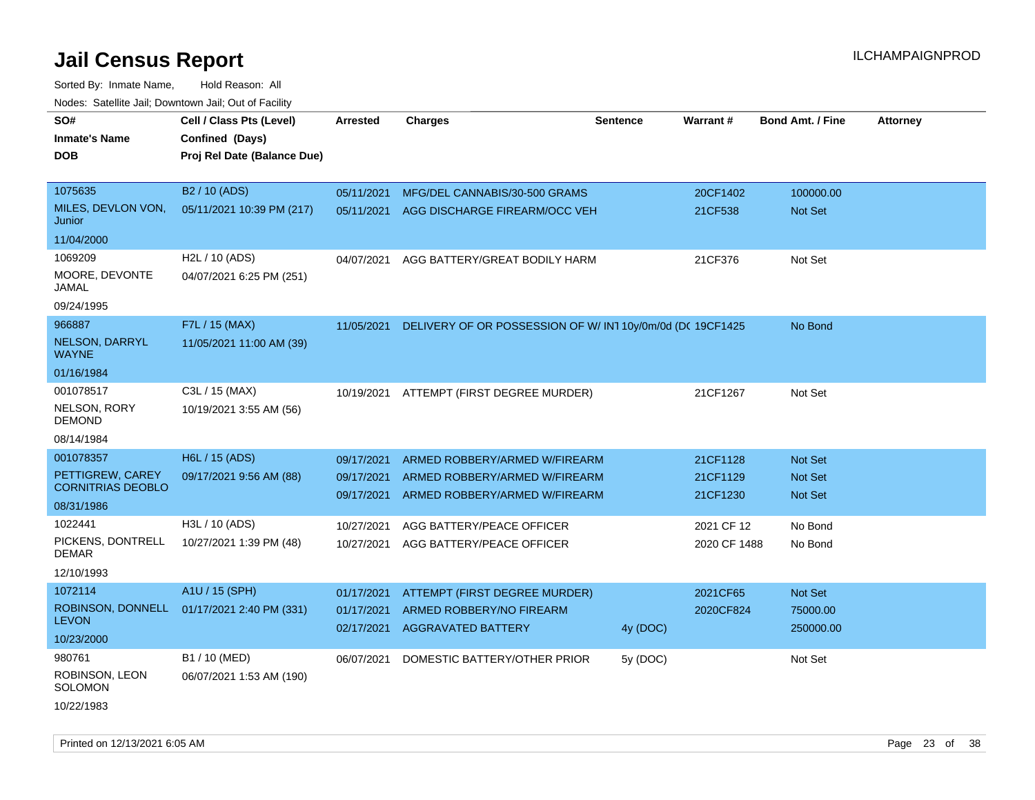# Jail Census Report

Sorted By: Inmate Name, Hold Reason: All

Nodes: Satellite Jail; Downtown Jail; Out of Facility

| SO#<br>Inmate's Name<br>DOB | Cell / Class Pts (Level)<br>Confined (Days)<br>Proj Rel Date (Balance Due) | Arrested | Charges | Sentence | Warrant # | Bond Amt. / Fine | Attorney |
|---|---|---|---|---|---|---|---|
| 1075635<br>MILES, DEVLON VON, Junior<br>11/04/2000 | B2 / 10 (ADS)<br>05/11/2021 10:39 PM (217) | 05/11/2021 | MFG/DEL CANNABIS/30-500 GRAMS | | 20CF1402 | 100000.00 | |
| | | 05/11/2021 | AGG DISCHARGE FIREARM/OCC VEH | | 21CF538 | Not Set | |
| 1069209<br>MOORE, DEVONTE JAMAL<br>09/24/1995 | H2L / 10 (ADS)<br>04/07/2021 6:25 PM (251) | 04/07/2021 | AGG BATTERY/GREAT BODILY HARM | | 21CF376 | Not Set | |
| 966887<br>NELSON, DARRYL WAYNE<br>01/16/1984 | F7L / 15 (MAX)<br>11/05/2021 11:00 AM (39) | 11/05/2021 | DELIVERY OF OR POSSESSION OF W/ INT | 10y/0m/0d (DC | 19CF1425 | No Bond | |
| 001078517<br>NELSON, RORY DEMOND<br>08/14/1984 | C3L / 15 (MAX)<br>10/19/2021 3:55 AM (56) | 10/19/2021 | ATTEMPT (FIRST DEGREE MURDER) | | 21CF1267 | Not Set | |
| 001078357<br>PETTIGREW, CAREY CORNITRIAS DEOBLO<br>08/31/1986 | H6L / 15 (ADS)<br>09/17/2021 9:56 AM (88) | 09/17/2021 | ARMED ROBBERY/ARMED W/FIREARM | | 21CF1128 | Not Set | |
| | | 09/17/2021 | ARMED ROBBERY/ARMED W/FIREARM | | 21CF1129 | Not Set | |
| | | 09/17/2021 | ARMED ROBBERY/ARMED W/FIREARM | | 21CF1230 | Not Set | |
| 1022441<br>PICKENS, DONTRELL DEMAR<br>12/10/1993 | H3L / 10 (ADS)<br>10/27/2021 1:39 PM (48) | 10/27/2021 | AGG BATTERY/PEACE OFFICER | | 2021 CF 12 | No Bond | |
| | | 10/27/2021 | AGG BATTERY/PEACE OFFICER | | 2020 CF 1488 | No Bond | |
| 1072114<br>ROBINSON, DONNELL LEVON<br>10/23/2000 | A1U / 15 (SPH)<br>01/17/2021 2:40 PM (331) | 01/17/2021 | ATTEMPT (FIRST DEGREE MURDER) | | 2021CF65 | Not Set | |
| | | 01/17/2021 | ARMED ROBBERY/NO FIREARM | | 2020CF824 | 75000.00 | |
| | | 02/17/2021 | AGGRAVATED BATTERY | 4y (DOC) | | 250000.00 | |
| 980761<br>ROBINSON, LEON SOLOMON<br>10/22/1983 | B1 / 10 (MED)<br>06/07/2021 1:53 AM (190) | 06/07/2021 | DOMESTIC BATTERY/OTHER PRIOR | 5y (DOC) | | Not Set | |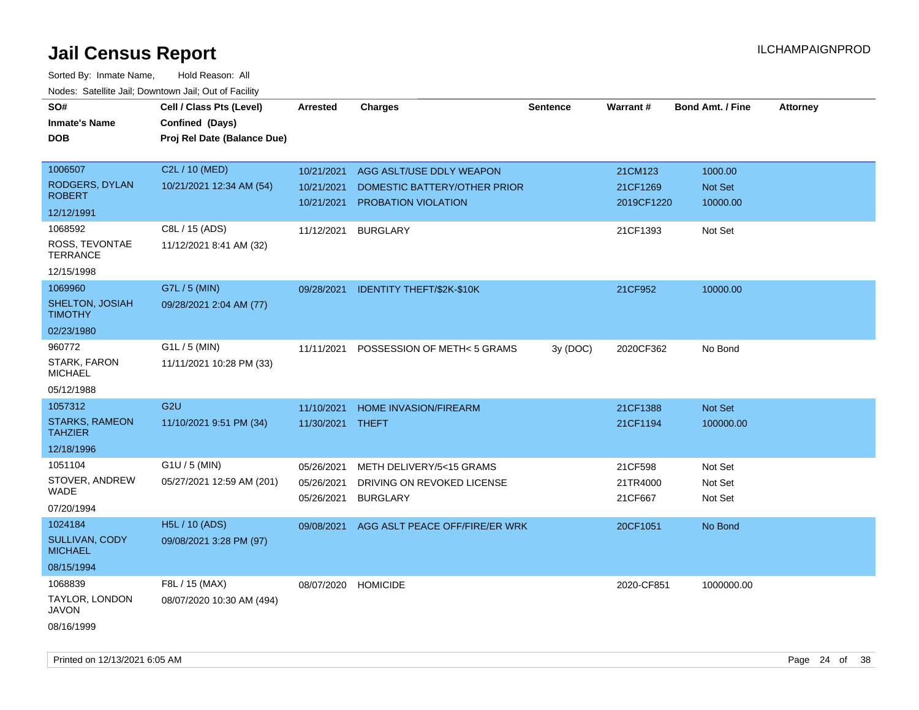# Jail Census Report

Sorted By: Inmate Name, Hold Reason: All

Nodes: Satellite Jail; Downtown Jail; Out of Facility

| SO# / Inmate's Name / DOB | Cell / Class Pts (Level) / Confined (Days) / Proj Rel Date (Balance Due) | Arrested | Charges | Sentence | Warrant # | Bond Amt. / Fine | Attorney |
|---|---|---|---|---|---|---|---|
| 1006507 RODGERS, DYLAN ROBERT 12/12/1991 | C2L / 10 (MED) 10/21/2021 12:34 AM (54) | 10/21/2021 | AGG ASLT/USE DDLY WEAPON | | 21CM123 | 1000.00 | |
| | | 10/21/2021 | DOMESTIC BATTERY/OTHER PRIOR | | 21CF1269 | Not Set | |
| | | 10/21/2021 | PROBATION VIOLATION | | 2019CF1220 | 10000.00 | |
| 1068592 ROSS, TEVONTAE TERRANCE 12/15/1998 | C8L / 15 (ADS) 11/12/2021 8:41 AM (32) | 11/12/2021 | BURGLARY | | 21CF1393 | Not Set | |
| 1069960 SHELTON, JOSIAH TIMOTHY 02/23/1980 | G7L / 5 (MIN) 09/28/2021 2:04 AM (77) | 09/28/2021 | IDENTITY THEFT/$2K-$10K | | 21CF952 | 10000.00 | |
| 960772 STARK, FARON MICHAEL 05/12/1988 | G1L / 5 (MIN) 11/11/2021 10:28 PM (33) | 11/11/2021 | POSSESSION OF METH< 5 GRAMS | 3y (DOC) | 2020CF362 | No Bond | |
| 1057312 STARKS, RAMEON TAHZIER 12/18/1996 | G2U 11/10/2021 9:51 PM (34) | 11/10/2021 | HOME INVASION/FIREARM | | 21CF1388 | Not Set | |
| | | 11/30/2021 | THEFT | | 21CF1194 | 100000.00 | |
| 1051104 STOVER, ANDREW WADE 07/20/1994 | G1U / 5 (MIN) 05/27/2021 12:59 AM (201) | 05/26/2021 | METH DELIVERY/5<15 GRAMS | | 21CF598 | Not Set | |
| | | 05/26/2021 | DRIVING ON REVOKED LICENSE | | 21TR4000 | Not Set | |
| | | 05/26/2021 | BURGLARY | | 21CF667 | Not Set | |
| 1024184 SULLIVAN, CODY MICHAEL 08/15/1994 | H5L / 10 (ADS) 09/08/2021 3:28 PM (97) | 09/08/2021 | AGG ASLT PEACE OFF/FIRE/ER WRK | | 20CF1051 | No Bond | |
| 1068839 TAYLOR, LONDON JAVON 08/16/1999 | F8L / 15 (MAX) 08/07/2020 10:30 AM (494) | 08/07/2020 | HOMICIDE | | 2020-CF851 | 1000000.00 | |

Printed on 12/13/2021 6:05 AM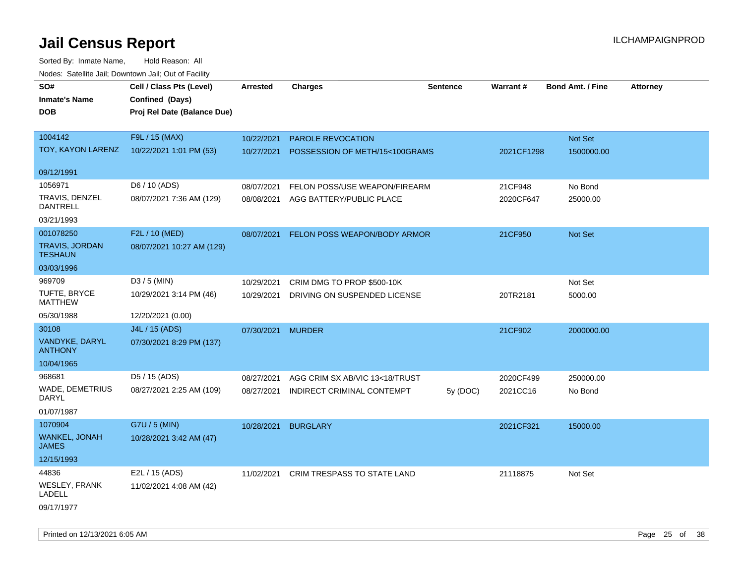# Jail Census Report

ILCHAMPAIGNPROD

Sorted By: Inmate Name, Hold Reason: All

Nodes: Satellite Jail; Downtown Jail; Out of Facility

| SO# / Inmate's Name / DOB | Cell / Class Pts (Level) / Confined (Days) / Proj Rel Date (Balance Due) | Arrested | Charges | Sentence | Warrant # | Bond Amt. / Fine | Attorney |
|---|---|---|---|---|---|---|---|
| 1004142 TOY, KAYON LARENZ 09/12/1991 | F9L / 15 (MAX) 10/22/2021 1:01 PM (53) | 10/22/2021 | PAROLE REVOCATION | | | Not Set | |
| | | 10/27/2021 | POSSESSION OF METH/15<100GRAMS | | 2021CF1298 | 1500000.00 | |
| 1056971 TRAVIS, DENZEL DANTRELL 03/21/1993 | D6 / 10 (ADS) 08/07/2021 7:36 AM (129) | 08/07/2021 | FELON POSS/USE WEAPON/FIREARM | | 21CF948 | No Bond | |
| | | 08/08/2021 | AGG BATTERY/PUBLIC PLACE | | 2020CF647 | 25000.00 | |
| 001078250 TRAVIS, JORDAN TESHAUN 03/03/1996 | F2L / 10 (MED) 08/07/2021 10:27 AM (129) | 08/07/2021 | FELON POSS WEAPON/BODY ARMOR | | 21CF950 | Not Set | |
| 969709 TUFTE, BRYCE MATTHEW 05/30/1988 | D3 / 5 (MIN) 10/29/2021 3:14 PM (46) 12/20/2021 (0.00) | 10/29/2021 | CRIM DMG TO PROP $500-10K | | | Not Set | |
| | | 10/29/2021 | DRIVING ON SUSPENDED LICENSE | | 20TR2181 | 5000.00 | |
| 30108 VANDYKE, DARYL ANTHONY 10/04/1965 | J4L / 15 (ADS) 07/30/2021 8:29 PM (137) | 07/30/2021 | MURDER | | 21CF902 | 2000000.00 | |
| 968681 WADE, DEMETRIUS DARYL 01/07/1987 | D5 / 15 (ADS) 08/27/2021 2:25 AM (109) | 08/27/2021 | AGG CRIM SX AB/VIC 13<18/TRUST | | 2020CF499 | 250000.00 | |
| | | 08/27/2021 | INDIRECT CRIMINAL CONTEMPT | 5y (DOC) | 2021CC16 | No Bond | |
| 1070904 WANKEL, JONAH JAMES 12/15/1993 | G7U / 5 (MIN) 10/28/2021 3:42 AM (47) | 10/28/2021 | BURGLARY | | 2021CF321 | 15000.00 | |
| 44836 WESLEY, FRANK LADELL 09/17/1977 | E2L / 15 (ADS) 11/02/2021 4:08 AM (42) | 11/02/2021 | CRIM TRESPASS TO STATE LAND | | 21118875 | Not Set | |

Printed on 12/13/2021 6:05 AM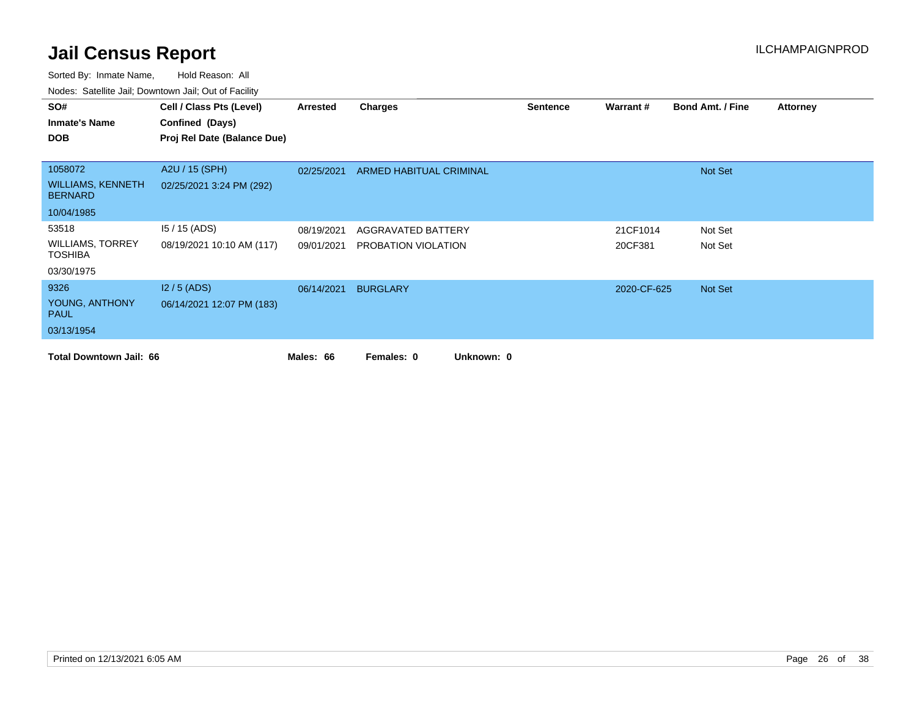# Jail Census Report

ILCHAMPAIGNPROD

Sorted By: Inmate Name, Hold Reason: All

Nodes: Satellite Jail; Downtown Jail; Out of Facility

| SO# / Inmate's Name / DOB | Cell / Class Pts (Level) / Confined (Days) / Proj Rel Date (Balance Due) | Arrested | Charges | Sentence | Warrant # | Bond Amt. / Fine | Attorney |
|---|---|---|---|---|---|---|---|
| 1058072<br>WILLIAMS, KENNETH BERNARD<br>10/04/1985 | A2U / 15 (SPH)<br>02/25/2021 3:24 PM (292) | 02/25/2021 | ARMED HABITUAL CRIMINAL | | | Not Set | |
| 53518<br>WILLIAMS, TORREY TOSHIBA<br>03/30/1975 | I5 / 15 (ADS)<br>08/19/2021 10:10 AM (117) | 08/19/2021 | AGGRAVATED BATTERY | | 21CF1014 | Not Set | |
| | | 09/01/2021 | PROBATION VIOLATION | | 20CF381 | Not Set | |
| 9326<br>YOUNG, ANTHONY PAUL<br>03/13/1954 | I2 / 5 (ADS)<br>06/14/2021 12:07 PM (183) | 06/14/2021 | BURGLARY | | 2020-CF-625 | Not Set | |

**Total Downtown Jail: 66** **Males: 66** **Females: 0** **Unknown: 0**

Printed on 12/13/2021 6:05 AM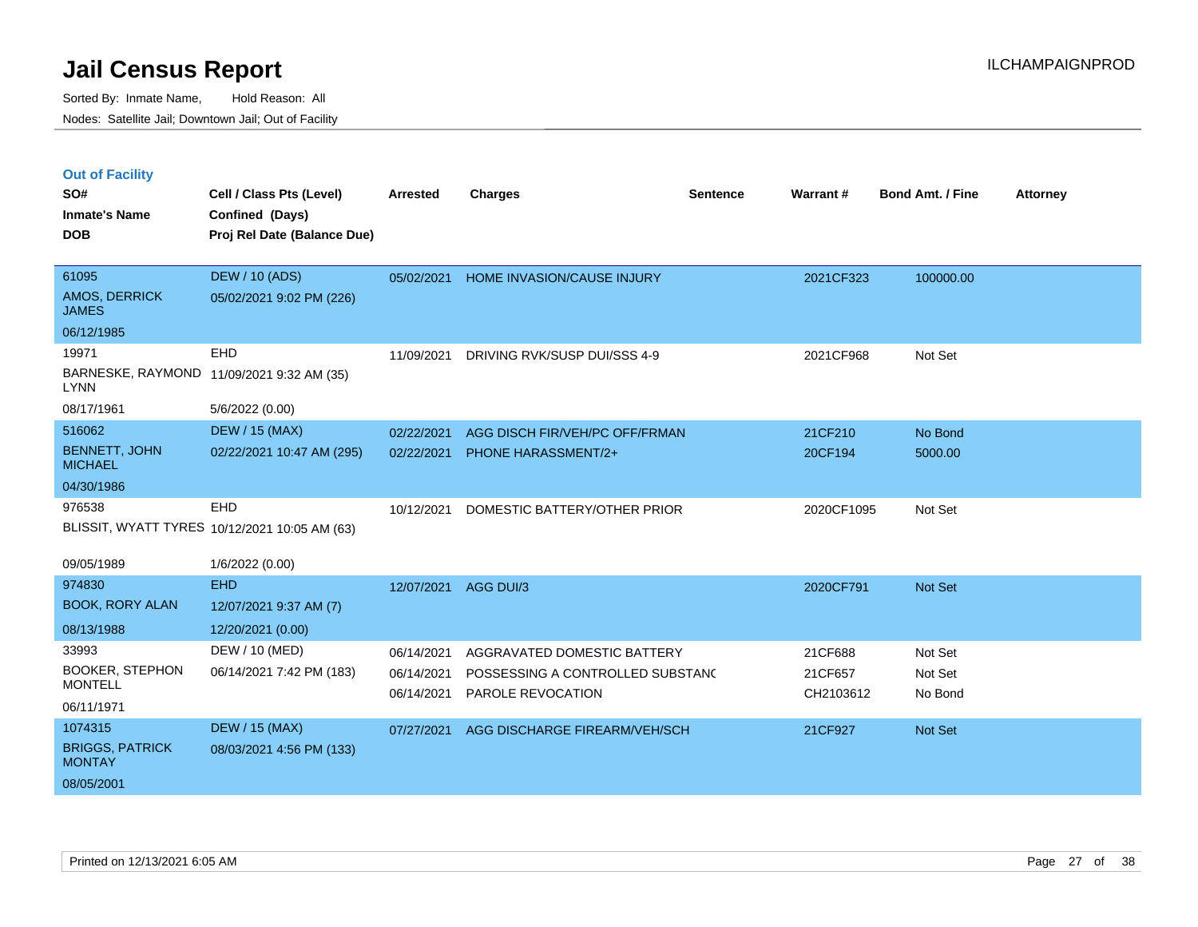# Jail Census Report

ILCHAMPAIGNPROD

Sorted By: Inmate Name, Hold Reason: All

Nodes: Satellite Jail; Downtown Jail; Out of Facility

## Out of Facility

| SO# / Inmate's Name / DOB | Cell / Class Pts (Level) / Confined (Days) / Proj Rel Date (Balance Due) | Arrested | Charges | Sentence | Warrant # | Bond Amt. / Fine | Attorney |
|---|---|---|---|---|---|---|---|
| 61095<br>AMOS, DERRICK JAMES<br>06/12/1985 | DEW / 10 (ADS)<br>05/02/2021 9:02 PM (226) | 05/02/2021 | HOME INVASION/CAUSE INJURY | | 2021CF323 | 100000.00 | |
| 19971<br>BARNESKE, RAYMOND LYNN<br>08/17/1961 | EHD<br>11/09/2021 9:32 AM (35)<br>5/6/2022 (0.00) | 11/09/2021 | DRIVING RVK/SUSP DUI/SSS 4-9 | | 2021CF968 | Not Set | |
| 516062<br>BENNETT, JOHN MICHAEL<br>04/30/1986 | DEW / 15 (MAX)<br>02/22/2021 10:47 AM (295) | 02/22/2021<br>02/22/2021 | AGG DISCH FIR/VEH/PC OFF/FRMAN<br>PHONE HARASSMENT/2+ | | 21CF210<br>20CF194 | No Bond<br>5000.00 | |
| 976538<br>BLISSIT, WYATT TYRES<br>09/05/1989 | EHD<br>10/12/2021 10:05 AM (63)<br>1/6/2022 (0.00) | 10/12/2021 | DOMESTIC BATTERY/OTHER PRIOR | | 2020CF1095 | Not Set | |
| 974830<br>BOOK, RORY ALAN<br>08/13/1988 | EHD<br>12/07/2021 9:37 AM (7)<br>12/20/2021 (0.00) | 12/07/2021 | AGG DUI/3 | | 2020CF791 | Not Set | |
| 33993<br>BOOKER, STEPHON MONTELL<br>06/11/1971 | DEW / 10 (MED)<br>06/14/2021 7:42 PM (183) | 06/14/2021<br>06/14/2021<br>06/14/2021 | AGGRAVATED DOMESTIC BATTERY<br>POSSESSING A CONTROLLED SUBSTANC<br>PAROLE REVOCATION | | 21CF688<br>21CF657<br>CH2103612 | Not Set<br>Not Set<br>No Bond | |
| 1074315<br>BRIGGS, PATRICK MONTAY<br>08/05/2001 | DEW / 15 (MAX)<br>08/03/2021 4:56 PM (133) | 07/27/2021 | AGG DISCHARGE FIREARM/VEH/SCH | | 21CF927 | Not Set | |

Printed on 12/13/2021 6:05 AM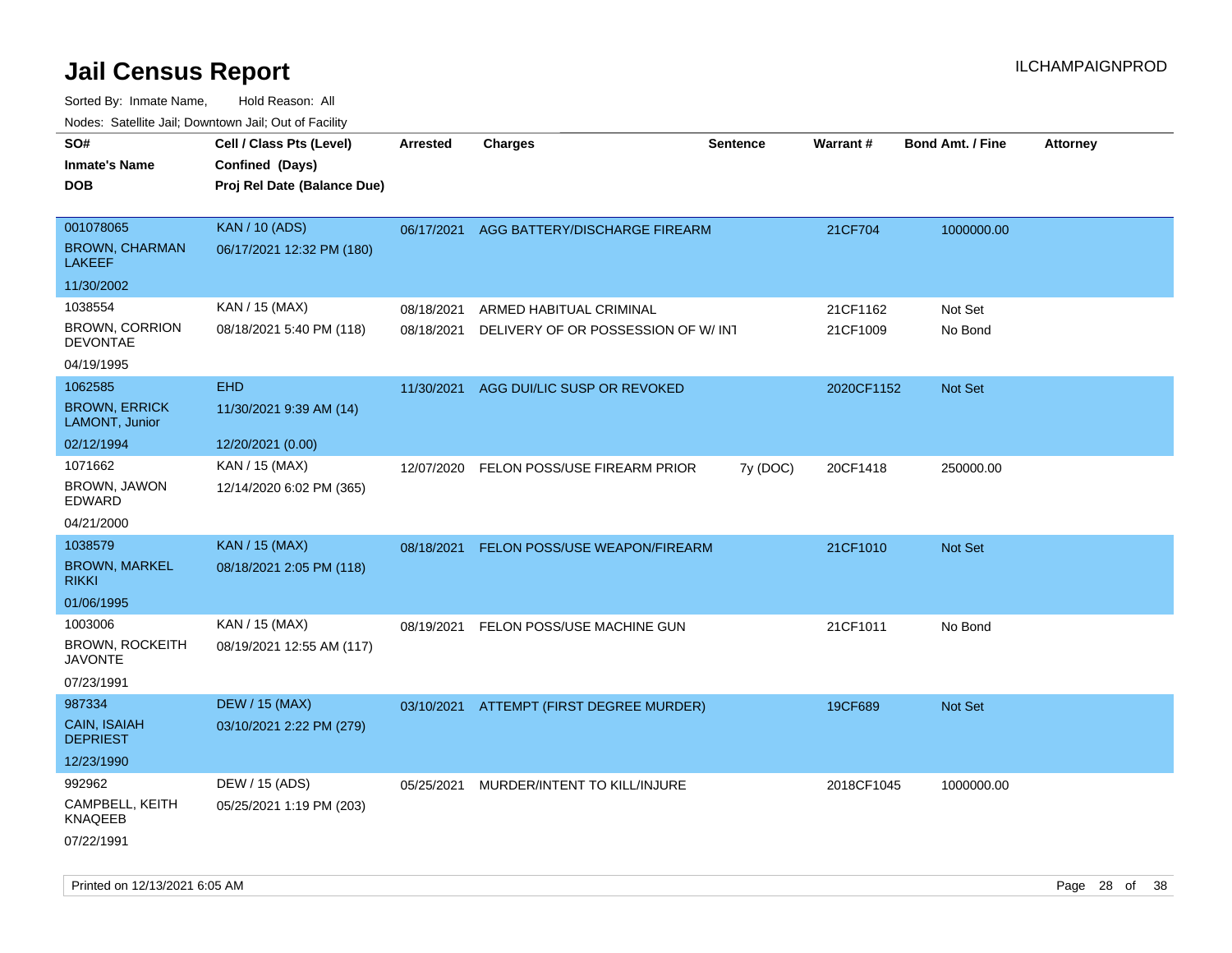# Jail Census Report

Sorted By: Inmate Name, Hold Reason: All

Nodes: Satellite Jail; Downtown Jail; Out of Facility

| SO# / Inmate's Name / DOB | Cell / Class Pts (Level) / Confined (Days) / Proj Rel Date (Balance Due) | Arrested | Charges | Sentence | Warrant # | Bond Amt. / Fine | Attorney |
|---|---|---|---|---|---|---|---|
| 001078065<br>BROWN, CHARMAN LAKEEF<br>11/30/2002 | KAN / 10 (ADS)<br>06/17/2021 12:32 PM (180) | 06/17/2021 | AGG BATTERY/DISCHARGE FIREARM | | 21CF704 | 1000000.00 | |
| 1038554<br>BROWN, CORRION DEVONTAE<br>04/19/1995 | KAN / 15 (MAX)<br>08/18/2021 5:40 PM (118) | 08/18/2021<br>08/18/2021 | ARMED HABITUAL CRIMINAL<br>DELIVERY OF OR POSSESSION OF W/ INT | | 21CF1162<br>21CF1009 | Not Set<br>No Bond | |
| 1062585<br>BROWN, ERRICK LAMONT, Junior<br>02/12/1994 | EHD<br>11/30/2021 9:39 AM (14)<br>12/20/2021 (0.00) | 11/30/2021 | AGG DUI/LIC SUSP OR REVOKED | | 2020CF1152 | Not Set | |
| 1071662<br>BROWN, JAWON EDWARD<br>04/21/2000 | KAN / 15 (MAX)<br>12/14/2020 6:02 PM (365) | 12/07/2020 | FELON POSS/USE FIREARM PRIOR | 7y (DOC) | 20CF1418 | 250000.00 | |
| 1038579<br>BROWN, MARKEL RIKKI<br>01/06/1995 | KAN / 15 (MAX)<br>08/18/2021 2:05 PM (118) | 08/18/2021 | FELON POSS/USE WEAPON/FIREARM | | 21CF1010 | Not Set | |
| 1003006<br>BROWN, ROCKEITH JAVONTE<br>07/23/1991 | KAN / 15 (MAX)<br>08/19/2021 12:55 AM (117) | 08/19/2021 | FELON POSS/USE MACHINE GUN | | 21CF1011 | No Bond | |
| 987334<br>CAIN, ISAIAH DEPRIEST<br>12/23/1990 | DEW / 15 (MAX)<br>03/10/2021 2:22 PM (279) | 03/10/2021 | ATTEMPT (FIRST DEGREE MURDER) | | 19CF689 | Not Set | |
| 992962<br>CAMPBELL, KEITH KNAQEEB<br>07/22/1991 | DEW / 15 (ADS)<br>05/25/2021 1:19 PM (203) | 05/25/2021 | MURDER/INTENT TO KILL/INJURE | | 2018CF1045 | 1000000.00 | |

Printed on 12/13/2021 6:05 AM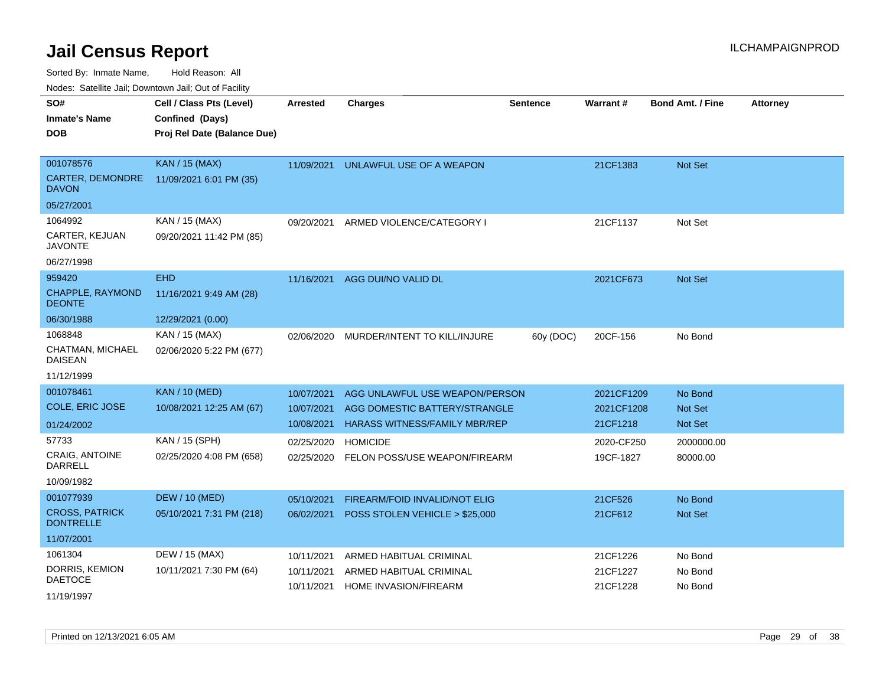# Jail Census Report

ILCHAMPAIGNPROD

Sorted By: Inmate Name, Hold Reason: All

Nodes: Satellite Jail; Downtown Jail; Out of Facility

| SO# / Inmate's Name / DOB | Cell / Class Pts (Level) / Confined (Days) / Proj Rel Date (Balance Due) | Arrested | Charges | Sentence | Warrant # | Bond Amt. / Fine | Attorney |
|---|---|---|---|---|---|---|---|
| 001078576<br>CARTER, DEMONDRE DAVON<br>05/27/2001 | KAN / 15 (MAX)<br>11/09/2021 6:01 PM (35) | 11/09/2021 | UNLAWFUL USE OF A WEAPON | | 21CF1383 | Not Set | |
| 1064992<br>CARTER, KEJUAN JAVONTE<br>06/27/1998 | KAN / 15 (MAX)<br>09/20/2021 11:42 PM (85) | 09/20/2021 | ARMED VIOLENCE/CATEGORY I | | 21CF1137 | Not Set | |
| 959420<br>CHAPPLE, RAYMOND DEONTE<br>06/30/1988 | EHD<br>11/16/2021 9:49 AM (28)<br>12/29/2021 (0.00) | 11/16/2021 | AGG DUI/NO VALID DL | | 2021CF673 | Not Set | |
| 1068848<br>CHATMAN, MICHAEL DAISEAN<br>11/12/1999 | KAN / 15 (MAX)<br>02/06/2020 5:22 PM (677) | 02/06/2020 | MURDER/INTENT TO KILL/INJURE | 60y (DOC) | 20CF-156 | No Bond | |
| 001078461<br>COLE, ERIC JOSE<br>01/24/2002 | KAN / 10 (MED)<br>10/08/2021 12:25 AM (67) | 10/07/2021 | AGG UNLAWFUL USE WEAPON/PERSON | | 2021CF1209 | No Bond | |
| | | 10/07/2021 | AGG DOMESTIC BATTERY/STRANGLE | | 2021CF1208 | Not Set | |
| | | 10/08/2021 | HARASS WITNESS/FAMILY MBR/REP | | 21CF1218 | Not Set | |
| 57733<br>CRAIG, ANTOINE DARRELL<br>10/09/1982 | KAN / 15 (SPH)<br>02/25/2020 4:08 PM (658) | 02/25/2020 | HOMICIDE | | 2020-CF250 | 2000000.00 | |
| | | 02/25/2020 | FELON POSS/USE WEAPON/FIREARM | | 19CF-1827 | 80000.00 | |
| 001077939<br>CROSS, PATRICK DONTRELLE<br>11/07/2001 | DEW / 10 (MED)<br>05/10/2021 7:31 PM (218) | 05/10/2021 | FIREARM/FOID INVALID/NOT ELIG | | 21CF526 | No Bond | |
| | | 06/02/2021 | POSS STOLEN VEHICLE > $25,000 | | 21CF612 | Not Set | |
| 1061304<br>DORRIS, KEMION DAETOCE<br>11/19/1997 | DEW / 15 (MAX)<br>10/11/2021 7:30 PM (64) | 10/11/2021 | ARMED HABITUAL CRIMINAL | | 21CF1226 | No Bond | |
| | | 10/11/2021 | ARMED HABITUAL CRIMINAL | | 21CF1227 | No Bond | |
| | | 10/11/2021 | HOME INVASION/FIREARM | | 21CF1228 | No Bond | |

Printed on 12/13/2021 6:05 AM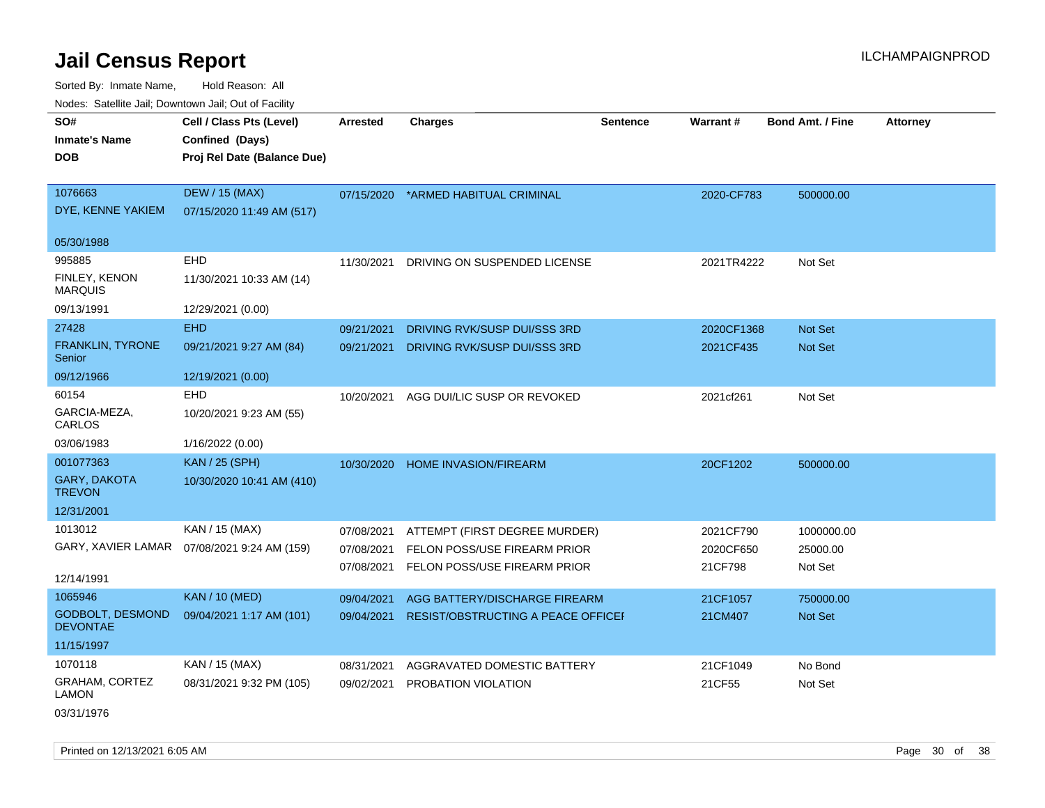# Jail Census Report

ILCHAMPAIGNPROD

Sorted By: Inmate Name, Hold Reason: All

Nodes: Satellite Jail; Downtown Jail; Out of Facility

| SO# / Inmate's Name / DOB | Cell / Class Pts (Level) / Confined (Days) / Proj Rel Date (Balance Due) | Arrested | Charges | Sentence | Warrant # | Bond Amt. / Fine | Attorney |
|---|---|---|---|---|---|---|---|
| 1076663<br>DYE, KENNE YAKIEM<br>05/30/1988 | DEW / 15 (MAX)<br>07/15/2020 11:49 AM (517) | 07/15/2020 | *ARMED HABITUAL CRIMINAL | | 2020-CF783 | 500000.00 | |
| 995885<br>FINLEY, KENON MARQUIS<br>09/13/1991 | EHD<br>11/30/2021 10:33 AM (14)<br>12/29/2021 (0.00) | 11/30/2021 | DRIVING ON SUSPENDED LICENSE | | 2021TR4222 | Not Set | |
| 27428<br>FRANKLIN, TYRONE Senior<br>09/12/1966 | EHD<br>09/21/2021 9:27 AM (84)<br>12/19/2021 (0.00) | 09/21/2021<br>09/21/2021 | DRIVING RVK/SUSP DUI/SSS 3RD<br>DRIVING RVK/SUSP DUI/SSS 3RD | | 2020CF1368<br>2021CF435 | Not Set<br>Not Set | |
| 60154<br>GARCIA-MEZA, CARLOS<br>03/06/1983 | EHD<br>10/20/2021 9:23 AM (55)<br>1/16/2022 (0.00) | 10/20/2021 | AGG DUI/LIC SUSP OR REVOKED | | 2021cf261 | Not Set | |
| 001077363<br>GARY, DAKOTA TREVON<br>12/31/2001 | KAN / 25 (SPH)<br>10/30/2020 10:41 AM (410) | 10/30/2020 | HOME INVASION/FIREARM | | 20CF1202 | 500000.00 | |
| 1013012<br>GARY, XAVIER LAMAR<br>12/14/1991 | KAN / 15 (MAX)<br>07/08/2021 9:24 AM (159) | 07/08/2021<br>07/08/2021<br>07/08/2021 | ATTEMPT (FIRST DEGREE MURDER)<br>FELON POSS/USE FIREARM PRIOR<br>FELON POSS/USE FIREARM PRIOR | | 2021CF790<br>2020CF650<br>21CF798 | 1000000.00<br>25000.00<br>Not Set | |
| 1065946<br>GODBOLT, DESMOND DEVONTAE<br>11/15/1997 | KAN / 10 (MED)<br>09/04/2021 1:17 AM (101) | 09/04/2021<br>09/04/2021 | AGG BATTERY/DISCHARGE FIREARM<br>RESIST/OBSTRUCTING A PEACE OFFICEI | | 21CF1057<br>21CM407 | 750000.00<br>Not Set | |
| 1070118<br>GRAHAM, CORTEZ LAMON<br>03/31/1976 | KAN / 15 (MAX)<br>08/31/2021 9:32 PM (105) | 08/31/2021<br>09/02/2021 | AGGRAVATED DOMESTIC BATTERY<br>PROBATION VIOLATION | | 21CF1049<br>21CF55 | No Bond<br>Not Set | |

Printed on 12/13/2021 6:05 AM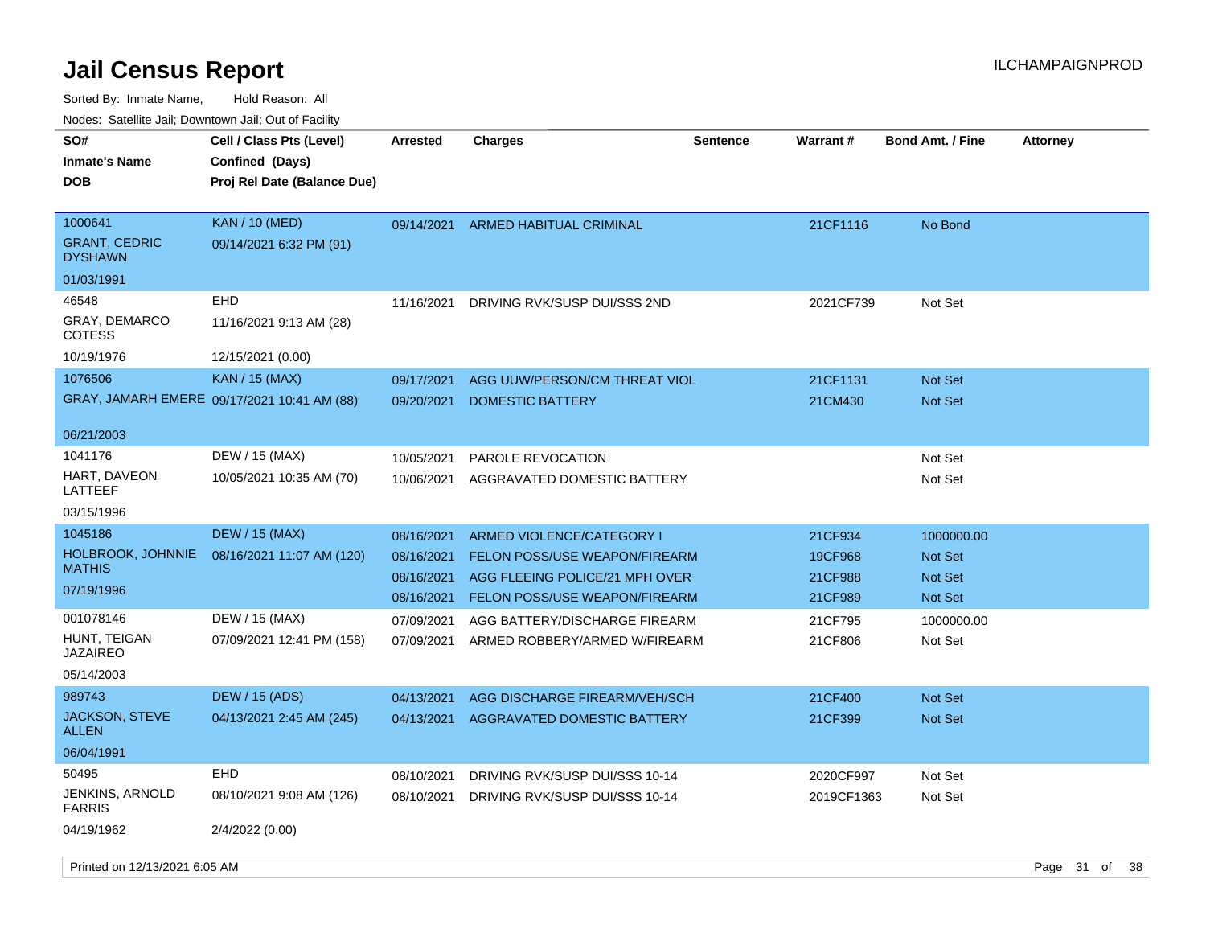# Jail Census Report

ILCHAMPAIGNPROD

Sorted By: Inmate Name, Hold Reason: All

Nodes: Satellite Jail; Downtown Jail; Out of Facility

| SO# / Inmate's Name / DOB | Cell / Class Pts (Level) / Confined (Days) / Proj Rel Date (Balance Due) | Arrested | Charges | Sentence | Warrant # | Bond Amt. / Fine | Attorney |
|---|---|---|---|---|---|---|---|
| 1000641<br>GRANT, CEDRIC DYSHAWN<br>01/03/1991 | KAN / 10 (MED)<br>09/14/2021 6:32 PM (91) | 09/14/2021 | ARMED HABITUAL CRIMINAL | | 21CF1116 | No Bond | |
| 46548<br>GRAY, DEMARCO COTESS<br>10/19/1976 | EHD<br>11/16/2021 9:13 AM (28)<br>12/15/2021 (0.00) | 11/16/2021 | DRIVING RVK/SUSP DUI/SSS 2ND | | 2021CF739 | Not Set | |
| 1076506<br>GRAY, JAMARH EMERE<br>06/21/2003 | KAN / 15 (MAX)<br>09/17/2021 10:41 AM (88) | 09/17/2021 | AGG UUW/PERSON/CM THREAT VIOL | | 21CF1131 | Not Set | |
| | | 09/20/2021 | DOMESTIC BATTERY | | 21CM430 | Not Set | |
| 1041176<br>HART, DAVEON LATTEEF<br>03/15/1996 | DEW / 15 (MAX)<br>10/05/2021 10:35 AM (70) | 10/05/2021 | PAROLE REVOCATION | | | Not Set | |
| | | 10/06/2021 | AGGRAVATED DOMESTIC BATTERY | | | Not Set | |
| 1045186<br>HOLBROOK, JOHNNIE MATHIS<br>07/19/1996 | DEW / 15 (MAX)<br>08/16/2021 11:07 AM (120) | 08/16/2021 | ARMED VIOLENCE/CATEGORY I | | 21CF934 | 1000000.00 | |
| | | 08/16/2021 | FELON POSS/USE WEAPON/FIREARM | | 19CF968 | Not Set | |
| | | 08/16/2021 | AGG FLEEING POLICE/21 MPH OVER | | 21CF988 | Not Set | |
| | | 08/16/2021 | FELON POSS/USE WEAPON/FIREARM | | 21CF989 | Not Set | |
| 001078146<br>HUNT, TEIGAN JAZAIREO<br>05/14/2003 | DEW / 15 (MAX)<br>07/09/2021 12:41 PM (158) | 07/09/2021 | AGG BATTERY/DISCHARGE FIREARM | | 21CF795 | 1000000.00 | |
| | | 07/09/2021 | ARMED ROBBERY/ARMED W/FIREARM | | 21CF806 | Not Set | |
| 989743<br>JACKSON, STEVE ALLEN<br>06/04/1991 | DEW / 15 (ADS)<br>04/13/2021 2:45 AM (245) | 04/13/2021 | AGG DISCHARGE FIREARM/VEH/SCH | | 21CF400 | Not Set | |
| | | 04/13/2021 | AGGRAVATED DOMESTIC BATTERY | | 21CF399 | Not Set | |
| 50495<br>JENKINS, ARNOLD FARRIS<br>04/19/1962 | EHD<br>08/10/2021 9:08 AM (126)<br>2/4/2022 (0.00) | 08/10/2021 | DRIVING RVK/SUSP DUI/SSS 10-14 | | 2020CF997 | Not Set | |
| | | 08/10/2021 | DRIVING RVK/SUSP DUI/SSS 10-14 | | 2019CF1363 | Not Set | |

Printed on 12/13/2021 6:05 AM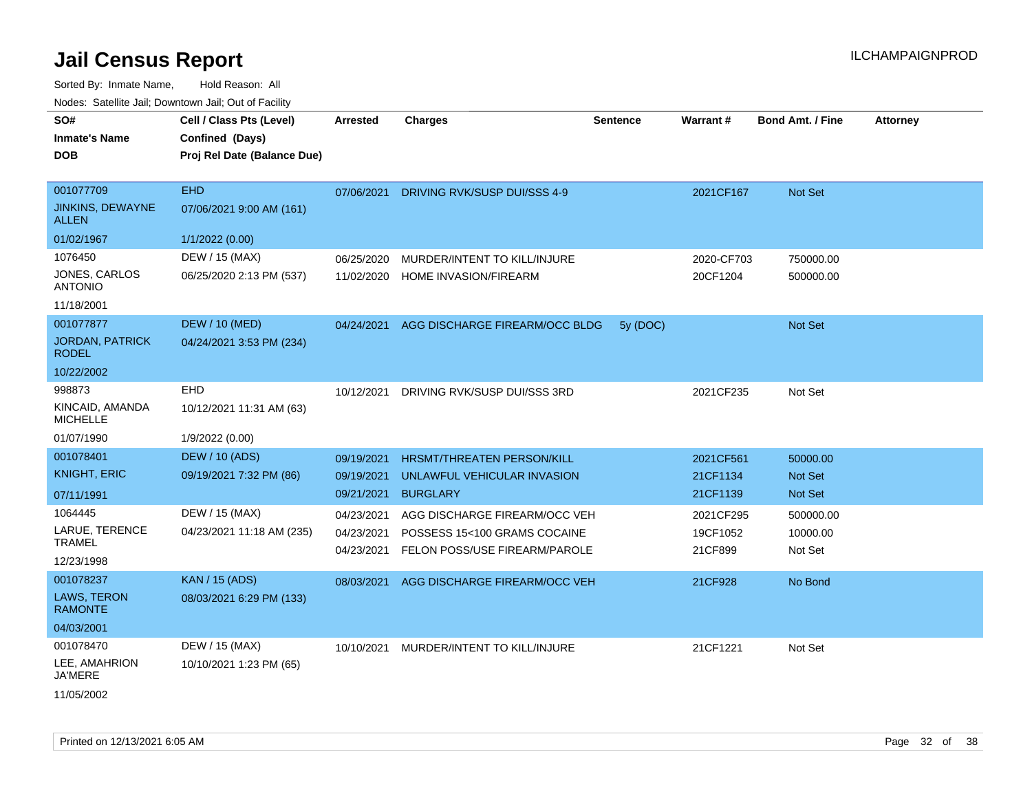# Jail Census Report

Sorted By: Inmate Name, Hold Reason: All

Nodes: Satellite Jail; Downtown Jail; Out of Facility

ILCHAMPAIGNPROD

| SO# / Inmate's Name / DOB | Cell / Class Pts (Level) / Confined (Days) / Proj Rel Date (Balance Due) | Arrested | Charges | Sentence | Warrant # | Bond Amt. / Fine | Attorney |
|---|---|---|---|---|---|---|---|
| 001077709<br>JINKINS, DEWAYNE ALLEN<br>01/02/1967 | EHD<br>07/06/2021 9:00 AM (161)<br>1/1/2022 (0.00) | 07/06/2021 | DRIVING RVK/SUSP DUI/SSS 4-9 | | 2021CF167 | Not Set | |
| 1076450<br>JONES, CARLOS ANTONIO<br>11/18/2001 | DEW / 15 (MAX)<br>06/25/2020 2:13 PM (537) | 06/25/2020 | MURDER/INTENT TO KILL/INJURE | | 2020-CF703 | 750000.00 | |
| | | 11/02/2020 | HOME INVASION/FIREARM | | 20CF1204 | 500000.00 | |
| 001077877<br>JORDAN, PATRICK RODEL<br>10/22/2002 | DEW / 10 (MED)<br>04/24/2021 3:53 PM (234) | 04/24/2021 | AGG DISCHARGE FIREARM/OCC BLDG | 5y (DOC) | | Not Set | |
| 998873<br>KINCAID, AMANDA MICHELLE<br>01/07/1990 | EHD<br>10/12/2021 11:31 AM (63)<br>1/9/2022 (0.00) | 10/12/2021 | DRIVING RVK/SUSP DUI/SSS 3RD | | 2021CF235 | Not Set | |
| 001078401<br>KNIGHT, ERIC<br>07/11/1991 | DEW / 10 (ADS)<br>09/19/2021 7:32 PM (86) | 09/19/2021 | HRSMT/THREATEN PERSON/KILL | | 2021CF561 | 50000.00 | |
| | | 09/19/2021 | UNLAWFUL VEHICULAR INVASION | | 21CF1134 | Not Set | |
| | | 09/21/2021 | BURGLARY | | 21CF1139 | Not Set | |
| 1064445<br>LARUE, TERENCE TRAMEL<br>12/23/1998 | DEW / 15 (MAX)<br>04/23/2021 11:18 AM (235) | 04/23/2021 | AGG DISCHARGE FIREARM/OCC VEH | | 2021CF295 | 500000.00 | |
| | | 04/23/2021 | POSSESS 15<100 GRAMS COCAINE | | 19CF1052 | 10000.00 | |
| | | 04/23/2021 | FELON POSS/USE FIREARM/PAROLE | | 21CF899 | Not Set | |
| 001078237<br>LAWS, TERON RAMONTE<br>04/03/2001 | KAN / 15 (ADS)<br>08/03/2021 6:29 PM (133) | 08/03/2021 | AGG DISCHARGE FIREARM/OCC VEH | | 21CF928 | No Bond | |
| 001078470<br>LEE, AMAHRION JA'MERE<br>11/05/2002 | DEW / 15 (MAX)<br>10/10/2021 1:23 PM (65) | 10/10/2021 | MURDER/INTENT TO KILL/INJURE | | 21CF1221 | Not Set | |

Printed on 12/13/2021 6:05 AM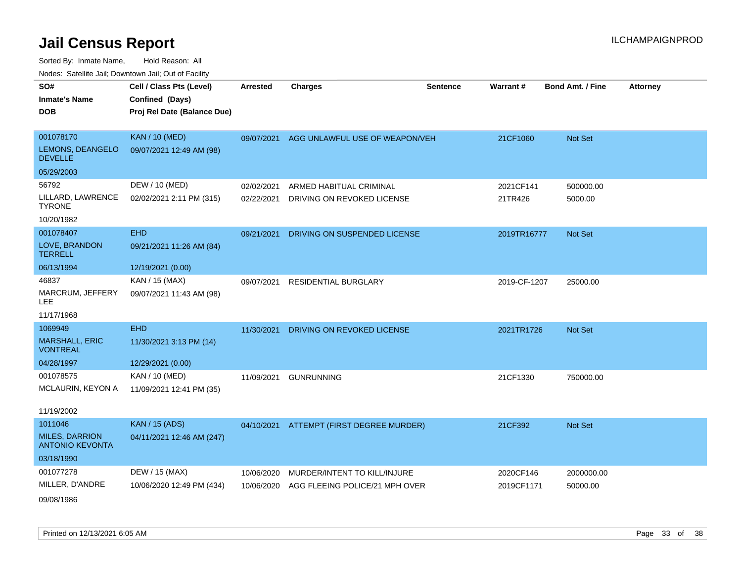# Jail Census Report

Sorted By: Inmate Name, Hold Reason: All

Nodes: Satellite Jail; Downtown Jail; Out of Facility

| SO#<br>Inmate's Name<br>DOB | Cell / Class Pts (Level)<br>Confined (Days)<br>Proj Rel Date (Balance Due) | Arrested | Charges | Sentence | Warrant # | Bond Amt. / Fine | Attorney |
|---|---|---|---|---|---|---|---|
| 001078170<br>LEMONS, DEANGELO DEVELLE<br>05/29/2003 | KAN / 10 (MED)<br>09/07/2021 12:49 AM (98) | 09/07/2021 | AGG UNLAWFUL USE OF WEAPON/VEH | | 21CF1060 | Not Set | |
| 56792<br>LILLARD, LAWRENCE TYRONE<br>10/20/1982 | DEW / 10 (MED)<br>02/02/2021 2:11 PM (315) | 02/02/2021<br>02/22/2021 | ARMED HABITUAL CRIMINAL<br>DRIVING ON REVOKED LICENSE | | 2021CF141<br>21TR426 | 500000.00<br>5000.00 | |
| 001078407<br>LOVE, BRANDON TERRELL<br>06/13/1994 | EHD<br>09/21/2021 11:26 AM (84)<br>12/19/2021 (0.00) | 09/21/2021 | DRIVING ON SUSPENDED LICENSE | | 2019TR16777 | Not Set | |
| 46837<br>MARCRUM, JEFFERY LEE<br>11/17/1968 | KAN / 15 (MAX)<br>09/07/2021 11:43 AM (98) | 09/07/2021 | RESIDENTIAL BURGLARY | | 2019-CF-1207 | 25000.00 | |
| 1069949<br>MARSHALL, ERIC VONTREAL<br>04/28/1997 | EHD<br>11/30/2021 3:13 PM (14)<br>12/29/2021 (0.00) | 11/30/2021 | DRIVING ON REVOKED LICENSE | | 2021TR1726 | Not Set | |
| 001078575<br>MCLAURIN, KEYON A<br>11/19/2002 | KAN / 10 (MED)<br>11/09/2021 12:41 PM (35) | 11/09/2021 | GUNRUNNING | | 21CF1330 | 750000.00 | |
| 1011046<br>MILES, DARRION ANTONIO KEVONTA<br>03/18/1990 | KAN / 15 (ADS)<br>04/11/2021 12:46 AM (247) | 04/10/2021 | ATTEMPT (FIRST DEGREE MURDER) | | 21CF392 | Not Set | |
| 001077278<br>MILLER, D'ANDRE<br>09/08/1986 | DEW / 15 (MAX)<br>10/06/2020 12:49 PM (434) | 10/06/2020<br>10/06/2020 | MURDER/INTENT TO KILL/INJURE<br>AGG FLEEING POLICE/21 MPH OVER | | 2020CF146<br>2019CF1171 | 2000000.00<br>50000.00 | |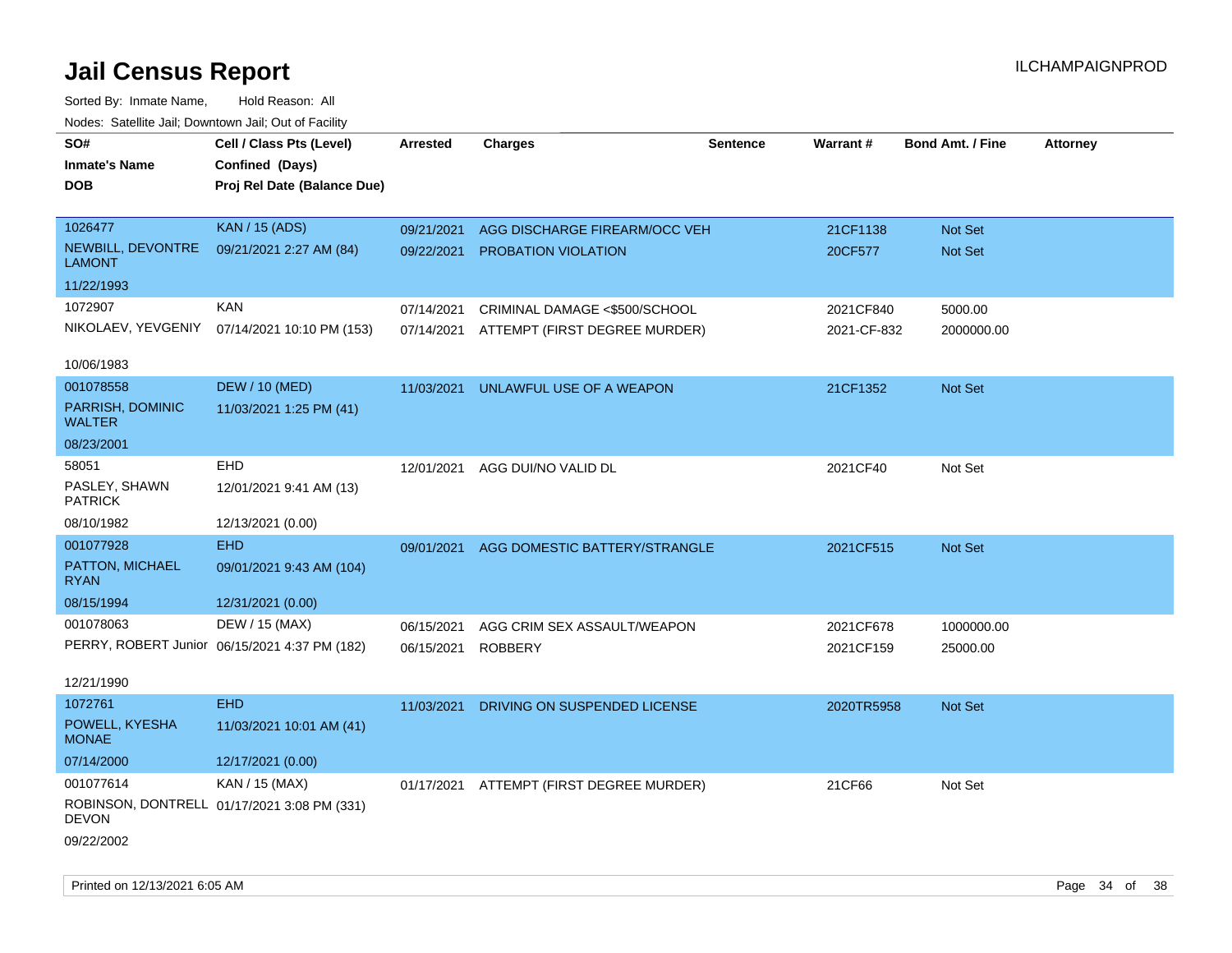# Jail Census Report

ILCHAMPAIGNPROD

Sorted By: Inmate Name, Hold Reason: All

Nodes: Satellite Jail; Downtown Jail; Out of Facility

| SO# / Inmate's Name / DOB | Cell / Class Pts (Level) / Confined (Days) / Proj Rel Date (Balance Due) | Arrested | Charges | Sentence | Warrant # | Bond Amt. / Fine | Attorney |
|---|---|---|---|---|---|---|---|
| 1026477 NEWBILL, DEVONTRE LAMONT 11/22/1993 | KAN / 15 (ADS) 09/21/2021 2:27 AM (84) | 09/21/2021 | AGG DISCHARGE FIREARM/OCC VEH | | 21CF1138 | Not Set | |
| | | 09/22/2021 | PROBATION VIOLATION | | 20CF577 | Not Set | |
| 1072907 NIKOLAEV, YEVGENIY 10/06/1983 | KAN 07/14/2021 10:10 PM (153) | 07/14/2021 | CRIMINAL DAMAGE <$500/SCHOOL | | 2021CF840 | 5000.00 | |
| | | 07/14/2021 | ATTEMPT (FIRST DEGREE MURDER) | | 2021-CF-832 | 2000000.00 | |
| 001078558 PARRISH, DOMINIC WALTER 08/23/2001 | DEW / 10 (MED) 11/03/2021 1:25 PM (41) | 11/03/2021 | UNLAWFUL USE OF A WEAPON | | 21CF1352 | Not Set | |
| 58051 PASLEY, SHAWN PATRICK 08/10/1982 | EHD 12/01/2021 9:41 AM (13) 12/13/2021 (0.00) | 12/01/2021 | AGG DUI/NO VALID DL | | 2021CF40 | Not Set | |
| 001077928 PATTON, MICHAEL RYAN 08/15/1994 | EHD 09/01/2021 9:43 AM (104) 12/31/2021 (0.00) | 09/01/2021 | AGG DOMESTIC BATTERY/STRANGLE | | 2021CF515 | Not Set | |
| 001078063 PERRY, ROBERT Junior 12/21/1990 | DEW / 15 (MAX) 06/15/2021 4:37 PM (182) | 06/15/2021 | AGG CRIM SEX ASSAULT/WEAPON | | 2021CF678 | 1000000.00 | |
| | | 06/15/2021 | ROBBERY | | 2021CF159 | 25000.00 | |
| 1072761 POWELL, KYESHA MONAE 07/14/2000 | EHD 11/03/2021 10:01 AM (41) 12/17/2021 (0.00) | 11/03/2021 | DRIVING ON SUSPENDED LICENSE | | 2020TR5958 | Not Set | |
| 001077614 ROBINSON, DONTRELL DEVON 09/22/2002 | KAN / 15 (MAX) 01/17/2021 3:08 PM (331) | 01/17/2021 | ATTEMPT (FIRST DEGREE MURDER) | | 21CF66 | Not Set | |

Printed on 12/13/2021 6:05 AM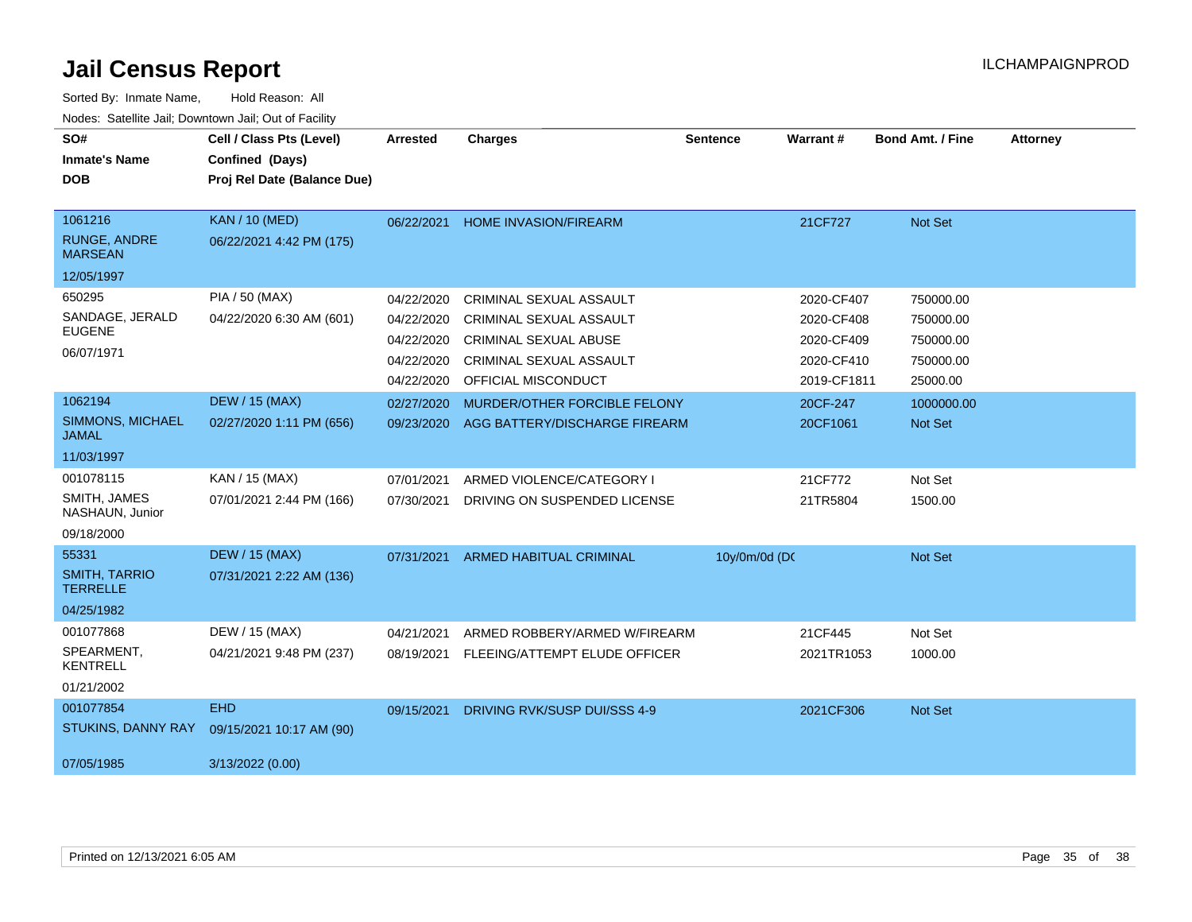# Jail Census Report

Sorted By: Inmate Name, Hold Reason: All

Nodes: Satellite Jail; Downtown Jail; Out of Facility

| SO#<br>Inmate's Name<br>DOB | Cell / Class Pts (Level)<br>Confined (Days)<br>Proj Rel Date (Balance Due) | Arrested | Charges | Sentence | Warrant # | Bond Amt. / Fine | Attorney |
|---|---|---|---|---|---|---|---|
| 1061216<br>RUNGE, ANDRE MARSEAN<br>12/05/1997 | KAN / 10 (MED)<br>06/22/2021 4:42 PM (175) | 06/22/2021 | HOME INVASION/FIREARM | | 21CF727 | Not Set | |
| 650295<br>SANDAGE, JERALD EUGENE<br>06/07/1971 | PIA / 50 (MAX)<br>04/22/2020 6:30 AM (601) | 04/22/2020 | CRIMINAL SEXUAL ASSAULT | | 2020-CF407 | 750000.00 | |
| | | 04/22/2020 | CRIMINAL SEXUAL ASSAULT | | 2020-CF408 | 750000.00 | |
| | | 04/22/2020 | CRIMINAL SEXUAL ABUSE | | 2020-CF409 | 750000.00 | |
| | | 04/22/2020 | CRIMINAL SEXUAL ASSAULT | | 2020-CF410 | 750000.00 | |
| | | 04/22/2020 | OFFICIAL MISCONDUCT | | 2019-CF1811 | 25000.00 | |
| 1062194<br>SIMMONS, MICHAEL JAMAL<br>11/03/1997 | DEW / 15 (MAX)<br>02/27/2020 1:11 PM (656) | 02/27/2020 | MURDER/OTHER FORCIBLE FELONY | | 20CF-247 | 1000000.00 | |
| | | 09/23/2020 | AGG BATTERY/DISCHARGE FIREARM | | 20CF1061 | Not Set | |
| 001078115<br>SMITH, JAMES NASHAUN, Junior<br>09/18/2000 | KAN / 15 (MAX)<br>07/01/2021 2:44 PM (166) | 07/01/2021 | ARMED VIOLENCE/CATEGORY I | | 21CF772 | Not Set | |
| | | 07/30/2021 | DRIVING ON SUSPENDED LICENSE | | 21TR5804 | 1500.00 | |
| 55331<br>SMITH, TARRIO TERRELLE<br>04/25/1982 | DEW / 15 (MAX)<br>07/31/2021 2:22 AM (136) | 07/31/2021 | ARMED HABITUAL CRIMINAL | 10y/0m/0d (DC | | Not Set | |
| 001077868<br>SPEARMENT, KENTRELL<br>01/21/2002 | DEW / 15 (MAX)<br>04/21/2021 9:48 PM (237) | 04/21/2021 | ARMED ROBBERY/ARMED W/FIREARM | | 21CF445 | Not Set | |
| | | 08/19/2021 | FLEEING/ATTEMPT ELUDE OFFICER | | 2021TR1053 | 1000.00 | |
| 001077854<br>STUKINS, DANNY RAY<br>07/05/1985 | EHD<br>09/15/2021 10:17 AM (90)<br>3/13/2022 (0.00) | 09/15/2021 | DRIVING RVK/SUSP DUI/SSS 4-9 | | 2021CF306 | Not Set | |

Printed on 12/13/2021 6:05 AM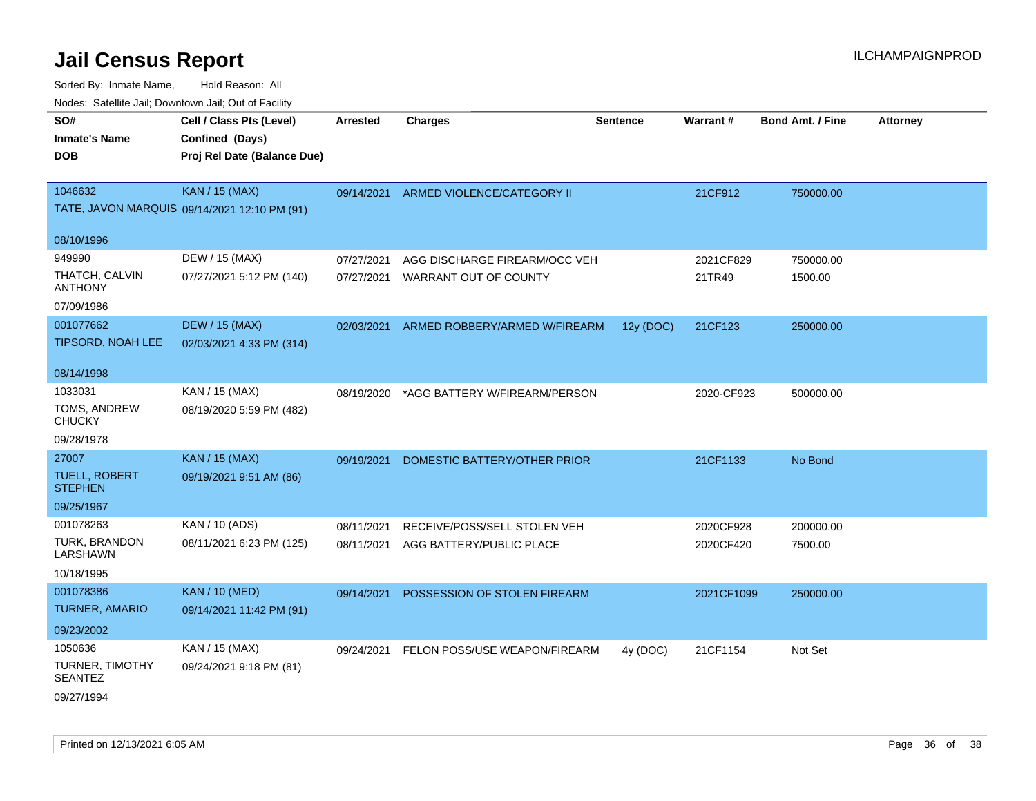# Jail Census Report

ILCHAMPAIGNPROD

Sorted By: Inmate Name, Hold Reason: All

Nodes: Satellite Jail; Downtown Jail; Out of Facility

| SO# / Inmate's Name / DOB | Cell / Class Pts (Level) / Confined (Days) / Proj Rel Date (Balance Due) | Arrested | Charges | Sentence | Warrant # | Bond Amt. / Fine | Attorney |
|---|---|---|---|---|---|---|---|
| 1046632<br>TATE, JAVON MARQUIS<br>08/10/1996 | KAN / 15 (MAX)<br>09/14/2021 12:10 PM (91) | 09/14/2021 | ARMED VIOLENCE/CATEGORY II | | 21CF912 | 750000.00 | |
| 949990<br>THATCH, CALVIN ANTHONY<br>07/09/1986 | DEW / 15 (MAX)<br>07/27/2021 5:12 PM (140) | 07/27/2021<br>07/27/2021 | AGG DISCHARGE FIREARM/OCC VEH<br>WARRANT OUT OF COUNTY | | 2021CF829<br>21TR49 | 750000.00<br>1500.00 | |
| 001077662<br>TIPSORD, NOAH LEE<br>08/14/1998 | DEW / 15 (MAX)<br>02/03/2021 4:33 PM (314) | 02/03/2021 | ARMED ROBBERY/ARMED W/FIREARM | 12y (DOC) | 21CF123 | 250000.00 | |
| 1033031<br>TOMS, ANDREW CHUCKY<br>09/28/1978 | KAN / 15 (MAX)<br>08/19/2020 5:59 PM (482) | 08/19/2020 | *AGG BATTERY W/FIREARM/PERSON | | 2020-CF923 | 500000.00 | |
| 27007<br>TUELL, ROBERT STEPHEN<br>09/25/1967 | KAN / 15 (MAX)<br>09/19/2021 9:51 AM (86) | 09/19/2021 | DOMESTIC BATTERY/OTHER PRIOR | | 21CF1133 | No Bond | |
| 001078263<br>TURK, BRANDON LARSHAWN<br>10/18/1995 | KAN / 10 (ADS)<br>08/11/2021 6:23 PM (125) | 08/11/2021<br>08/11/2021 | RECEIVE/POSS/SELL STOLEN VEH<br>AGG BATTERY/PUBLIC PLACE | | 2020CF928<br>2020CF420 | 200000.00<br>7500.00 | |
| 001078386<br>TURNER, AMARIO<br>09/23/2002 | KAN / 10 (MED)<br>09/14/2021 11:42 PM (91) | 09/14/2021 | POSSESSION OF STOLEN FIREARM | | 2021CF1099 | 250000.00 | |
| 1050636<br>TURNER, TIMOTHY SEANTEZ<br>09/27/1994 | KAN / 15 (MAX)<br>09/24/2021 9:18 PM (81) | 09/24/2021 | FELON POSS/USE WEAPON/FIREARM | 4y (DOC) | 21CF1154 | Not Set | |

Printed on 12/13/2021 6:05 AM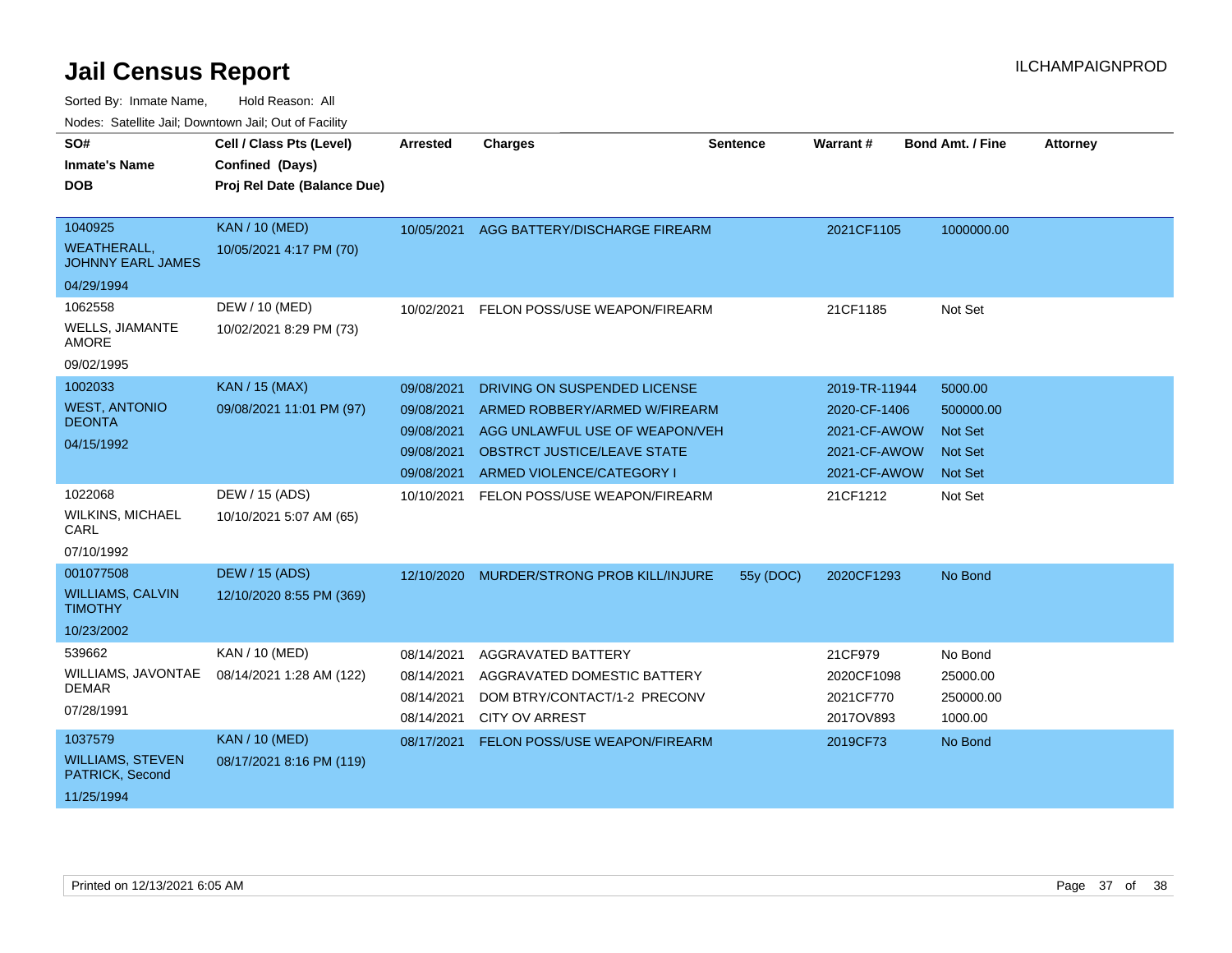# Jail Census Report

Sorted By: Inmate Name, Hold Reason: All

Nodes: Satellite Jail; Downtown Jail; Out of Facility

| SO# / Inmate's Name / DOB | Cell / Class Pts (Level) / Confined (Days) / Proj Rel Date (Balance Due) | Arrested | Charges | Sentence | Warrant # | Bond Amt. / Fine | Attorney |
|---|---|---|---|---|---|---|---|
| 1040925 WEATHERALL, JOHNNY EARL JAMES 04/29/1994 | KAN / 10 (MED) 10/05/2021 4:17 PM (70) | 10/05/2021 | AGG BATTERY/DISCHARGE FIREARM | | 2021CF1105 | 1000000.00 | |
| 1062558 WELLS, JIAMANTE AMORE 09/02/1995 | DEW / 10 (MED) 10/02/2021 8:29 PM (73) | 10/02/2021 | FELON POSS/USE WEAPON/FIREARM | | 21CF1185 | Not Set | |
| 1002033 WEST, ANTONIO DEONTA 04/15/1992 | KAN / 15 (MAX) 09/08/2021 11:01 PM (97) | 09/08/2021 | DRIVING ON SUSPENDED LICENSE | | 2019-TR-11944 | 5000.00 | |
| | | 09/08/2021 | ARMED ROBBERY/ARMED W/FIREARM | | 2020-CF-1406 | 500000.00 | |
| | | 09/08/2021 | AGG UNLAWFUL USE OF WEAPON/VEH | | 2021-CF-AWOW | Not Set | |
| | | 09/08/2021 | OBSTRCT JUSTICE/LEAVE STATE | | 2021-CF-AWOW | Not Set | |
| | | 09/08/2021 | ARMED VIOLENCE/CATEGORY I | | 2021-CF-AWOW | Not Set | |
| 1022068 WILKINS, MICHAEL CARL 07/10/1992 | DEW / 15 (ADS) 10/10/2021 5:07 AM (65) | 10/10/2021 | FELON POSS/USE WEAPON/FIREARM | | 21CF1212 | Not Set | |
| 001077508 WILLIAMS, CALVIN TIMOTHY 10/23/2002 | DEW / 15 (ADS) 12/10/2020 8:55 PM (369) | 12/10/2020 | MURDER/STRONG PROB KILL/INJURE | 55y (DOC) | 2020CF1293 | No Bond | |
| 539662 WILLIAMS, JAVONTAE DEMAR 07/28/1991 | KAN / 10 (MED) 08/14/2021 1:28 AM (122) | 08/14/2021 | AGGRAVATED BATTERY | | 21CF979 | No Bond | |
| | | 08/14/2021 | AGGRAVATED DOMESTIC BATTERY | | 2020CF1098 | 25000.00 | |
| | | 08/14/2021 | DOM BTRY/CONTACT/1-2 PRECONV | | 2021CF770 | 250000.00 | |
| | | 08/14/2021 | CITY OV ARREST | | 2017OV893 | 1000.00 | |
| 1037579 WILLIAMS, STEVEN PATRICK, Second 11/25/1994 | KAN / 10 (MED) 08/17/2021 8:16 PM (119) | 08/17/2021 | FELON POSS/USE WEAPON/FIREARM | | 2019CF73 | No Bond | |

Printed on 12/13/2021 6:05 AM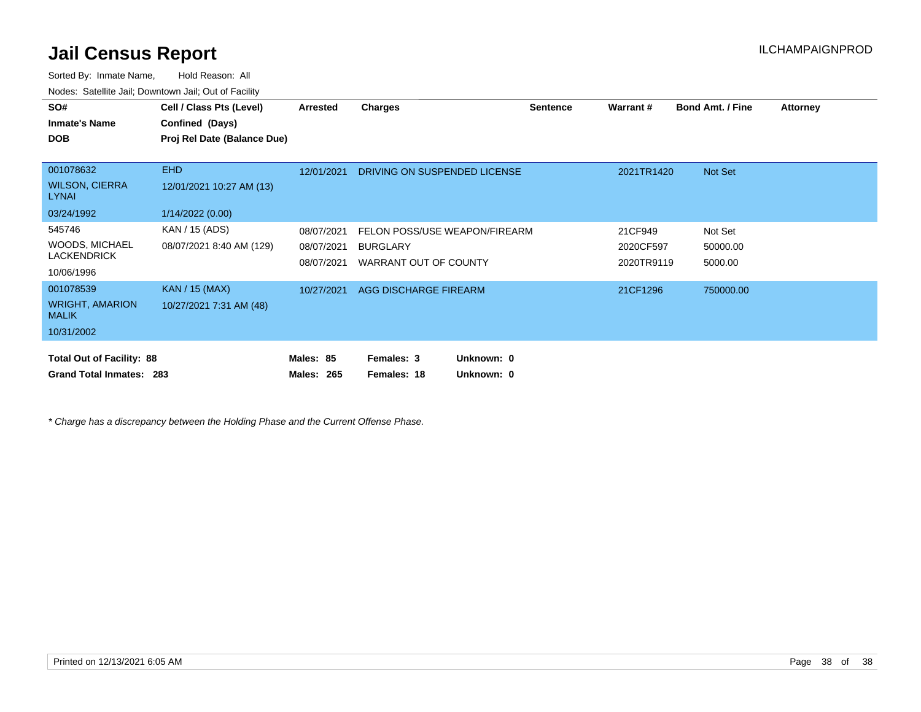# Jail Census Report

ILCHAMPAIGNPROD

Sorted By: Inmate Name, Hold Reason: All

Nodes: Satellite Jail; Downtown Jail; Out of Facility

| SO# / Inmate's Name / DOB | Cell / Class Pts (Level) / Confined (Days) / Proj Rel Date (Balance Due) | Arrested | Charges | Sentence | Warrant # | Bond Amt. / Fine | Attorney |
|---|---|---|---|---|---|---|---|
| 001078632<br>WILSON, CIERRA LYNAI<br>03/24/1992 | EHD<br>12/01/2021 10:27 AM (13)<br>1/14/2022 (0.00) | 12/01/2021 | DRIVING ON SUSPENDED LICENSE | | 2021TR1420 | Not Set | |
| 545746<br>WOODS, MICHAEL LACKENDRICK<br>10/06/1996 | KAN / 15 (ADS)<br>08/07/2021 8:40 AM (129) | 08/07/2021 | FELON POSS/USE WEAPON/FIREARM | | 21CF949 | Not Set | |
| | | 08/07/2021 | BURGLARY | | 2020CF597 | 50000.00 | |
| | | 08/07/2021 | WARRANT OUT OF COUNTY | | 2020TR9119 | 5000.00 | |
| 001078539<br>WRIGHT, AMARION MALIK<br>10/31/2002 | KAN / 15 (MAX)<br>10/27/2021 7:31 AM (48) | 10/27/2021 | AGG DISCHARGE FIREARM | | 21CF1296 | 750000.00 | |

**Total Out of Facility: 88** **Males: 85** **Females: 3** **Unknown: 0**

**Grand Total Inmates: 283** **Males: 265** **Females: 18** **Unknown: 0**

*\* Charge has a discrepancy between the Holding Phase and the Current Offense Phase.*

Printed on 12/13/2021 6:05 AM